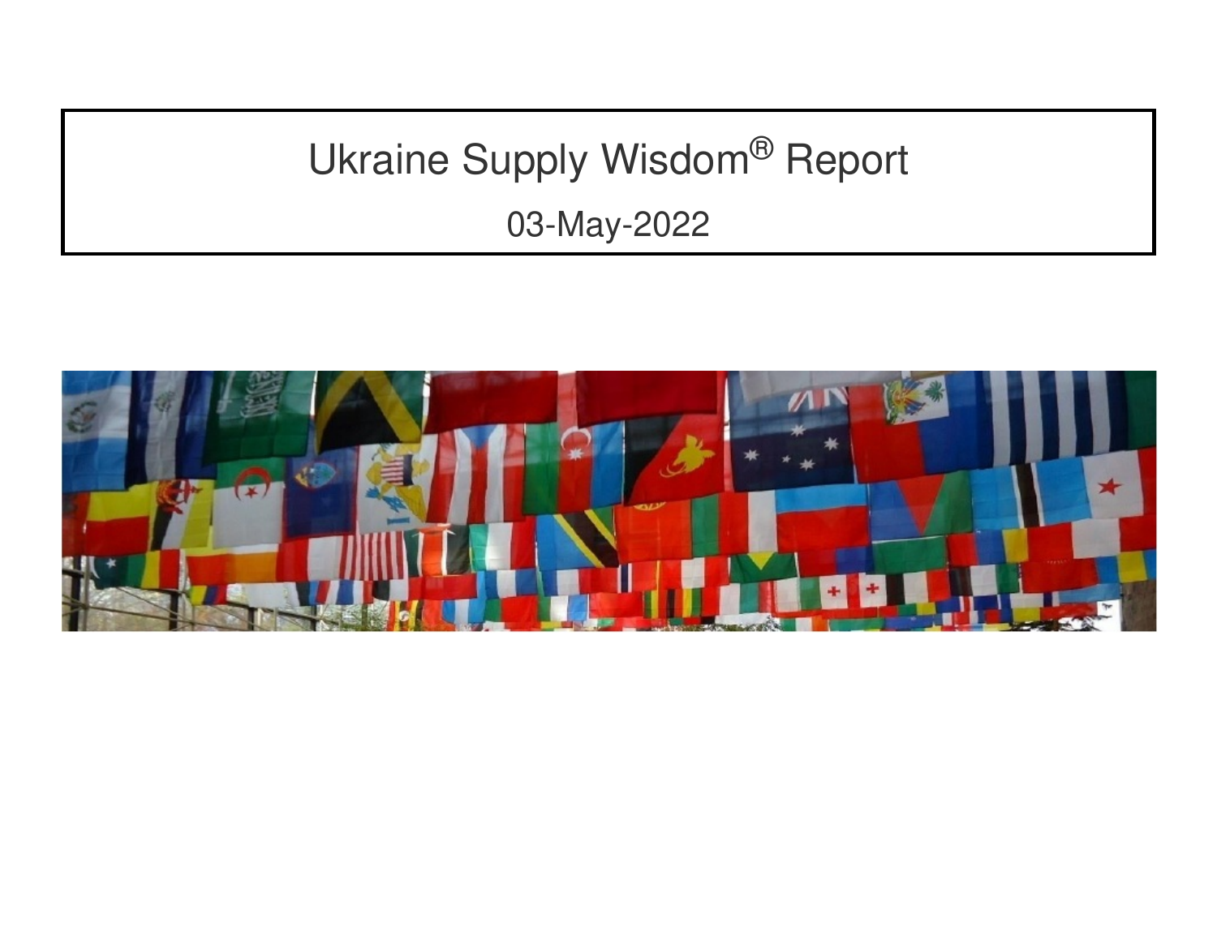# Ukraine Supply Wisdom® Report

03-May-2022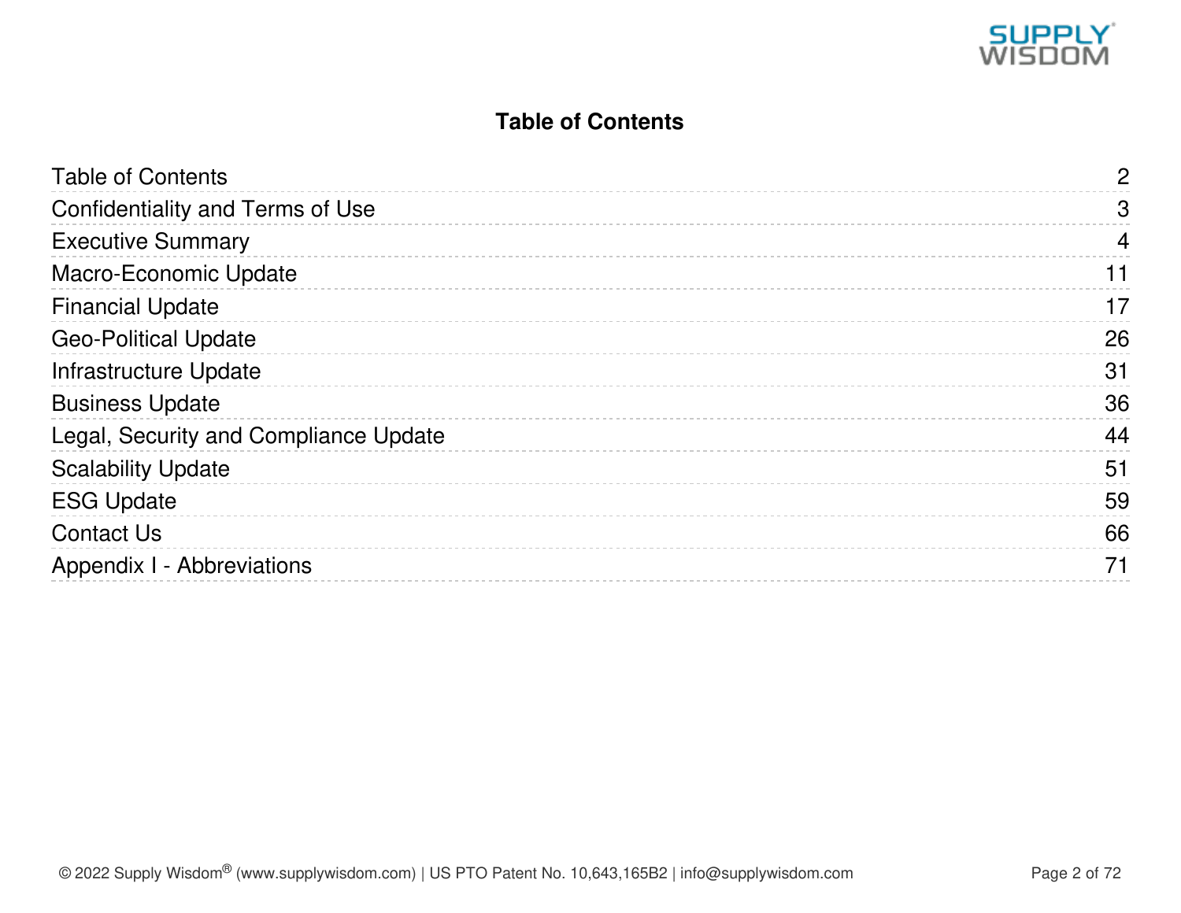# Table of Contents

| | |
|---|---|
| Table of Contents | 2 |
| Confidentiality and Terms of Use | 3 |
| Executive Summary | 4 |
| Macro-Economic Update | 11 |
| Financial Update | 17 |
| Geo-Political Update | 26 |
| Infrastructure Update | 31 |
| Business Update | 36 |
| Legal, Security and Compliance Update | 44 |
| Scalability Update | 51 |
| ESG Update | 59 |
| Contact Us | 66 |
| Appendix I - Abbreviations | 71 |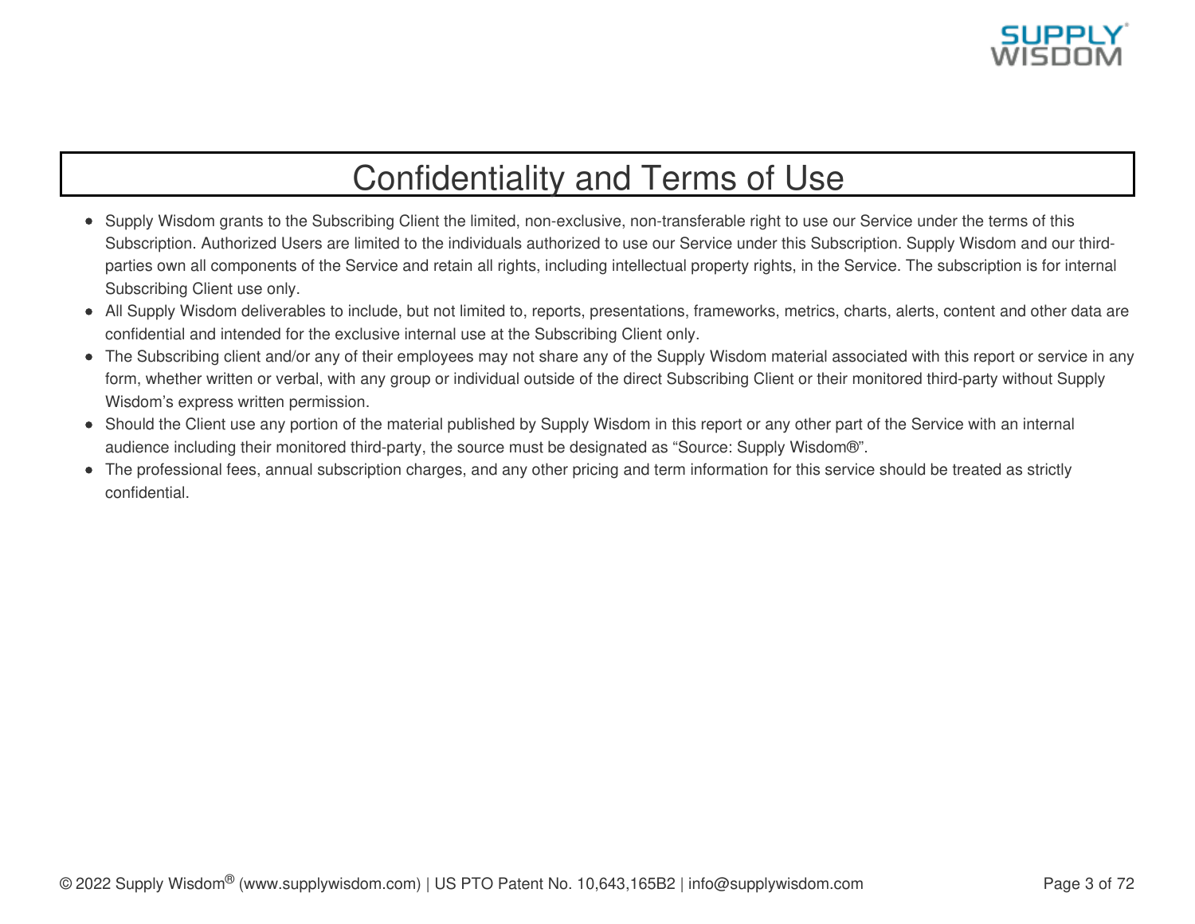# Confidentiality and Terms of Use

- Supply Wisdom grants to the Subscribing Client the limited, non-exclusive, non-transferable right to use our Service under the terms of this Subscription. Authorized Users are limited to the individuals authorized to use our Service under this Subscription. Supply Wisdom and our third-parties own all components of the Service and retain all rights, including intellectual property rights, in the Service. The subscription is for internal Subscribing Client use only.
- All Supply Wisdom deliverables to include, but not limited to, reports, presentations, frameworks, metrics, charts, alerts, content and other data are confidential and intended for the exclusive internal use at the Subscribing Client only.
- The Subscribing client and/or any of their employees may not share any of the Supply Wisdom material associated with this report or service in any form, whether written or verbal, with any group or individual outside of the direct Subscribing Client or their monitored third-party without Supply Wisdom's express written permission.
- Should the Client use any portion of the material published by Supply Wisdom in this report or any other part of the Service with an internal audience including their monitored third-party, the source must be designated as "Source: Supply Wisdom®".
- The professional fees, annual subscription charges, and any other pricing and term information for this service should be treated as strictly confidential.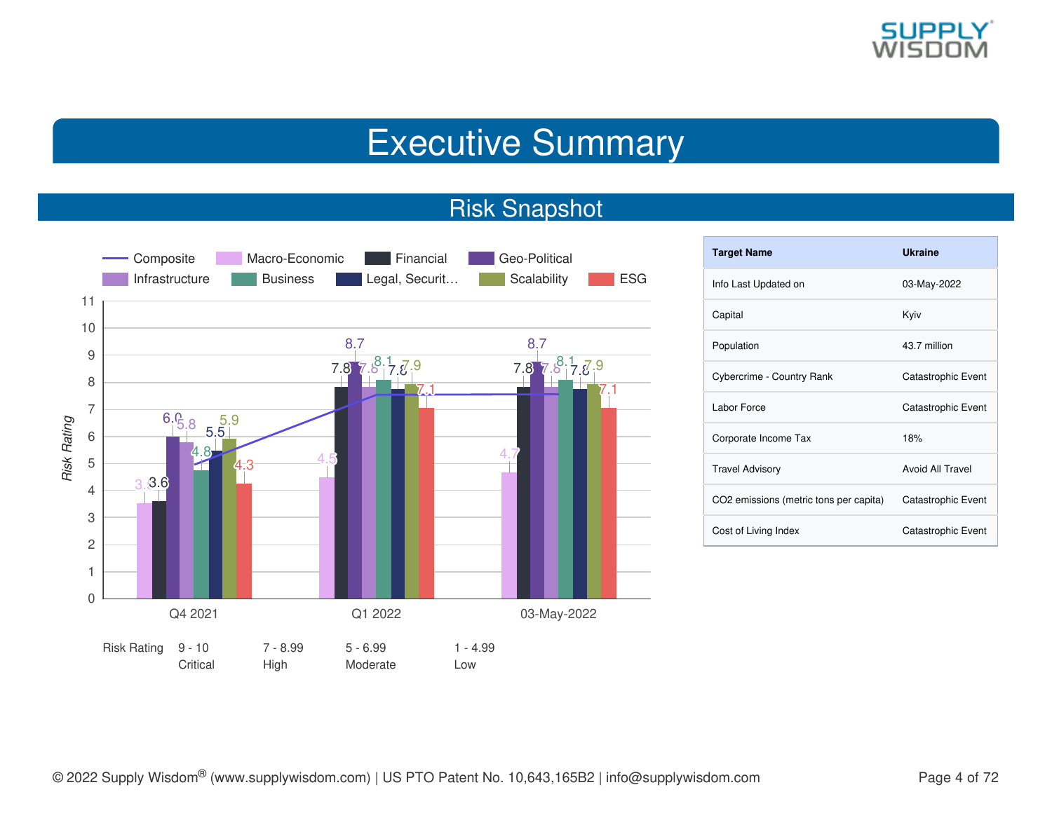# Executive Summary

## Risk Snapshot

Risk Rating: 9 - 10 Critical | 7 - 8.99 High | 5 - 6.99 Moderate | 1 - 4.99 Low

| Target Name | Ukraine |
|---|---|
| Info Last Updated on | 03-May-2022 |
| Capital | Kyiv |
| Population | 43.7 million |
| Cybercrime - Country Rank | Catastrophic Event |
| Labor Force | Catastrophic Event |
| Corporate Income Tax | 18% |
| Travel Advisory | Avoid All Travel |
| CO2 emissions (metric tons per capita) | Catastrophic Event |
| Cost of Living Index | Catastrophic Event |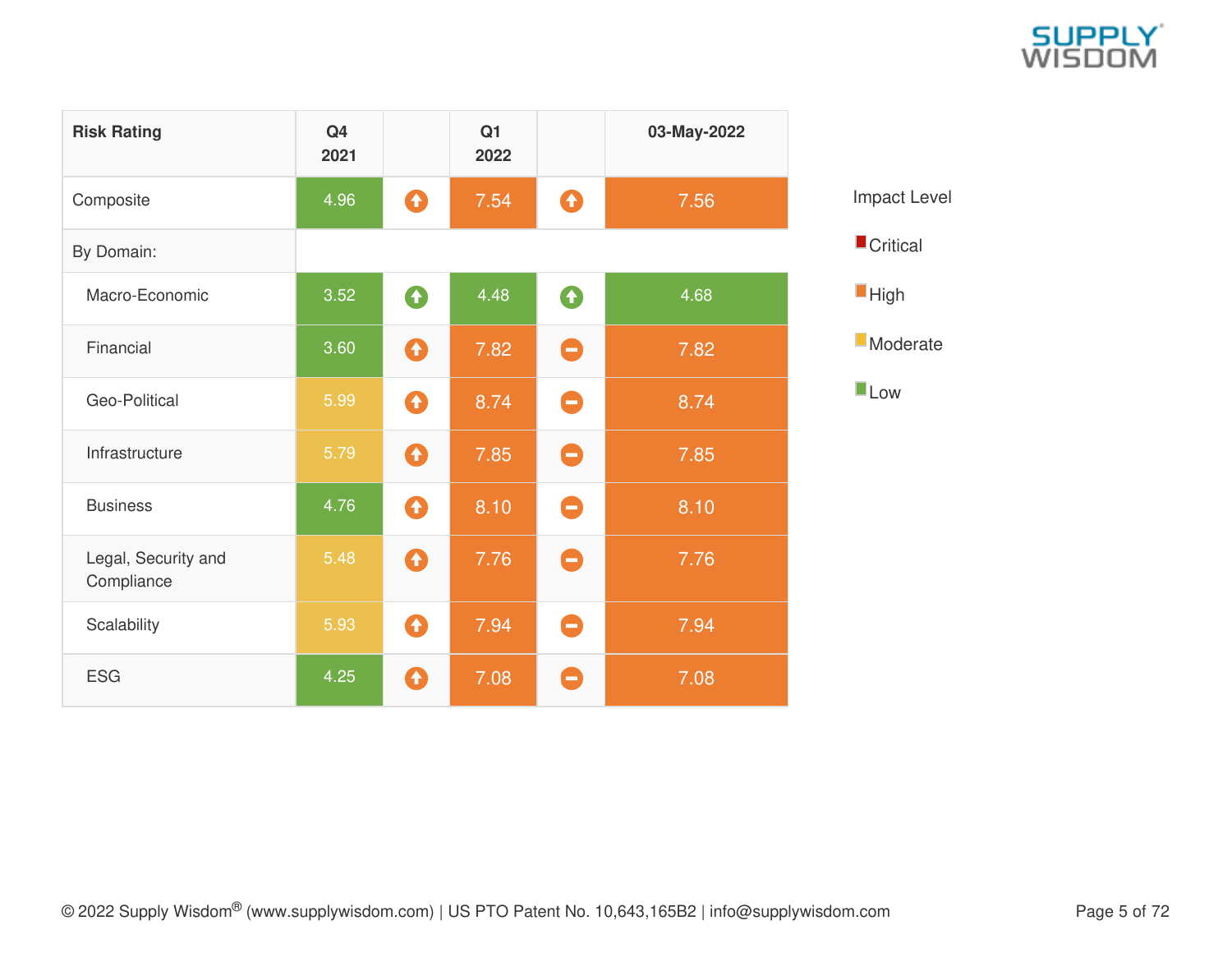| Risk Rating | Q4 2021 | | Q1 2022 | | 03-May-2022 |
|---|---|---|---|---|---|
| Composite | 4.96 | ↑ | 7.54 | ↑ | 7.56 |
| By Domain: | | | | | |
| Macro-Economic | 3.52 | ↑ | 4.48 | ↑ | 4.68 |
| Financial | 3.60 | ↑ | 7.82 | – | 7.82 |
| Geo-Political | 5.99 | ↑ | 8.74 | – | 8.74 |
| Infrastructure | 5.79 | ↑ | 7.85 | – | 7.85 |
| Business | 4.76 | ↑ | 8.10 | – | 8.10 |
| Legal, Security and Compliance | 5.48 | ↑ | 7.76 | – | 7.76 |
| Scalability | 5.93 | ↑ | 7.94 | – | 7.94 |
| ESG | 4.25 | ↑ | 7.08 | – | 7.08 |

Impact Level

- Critical
- High
- Moderate
- Low

© 2022 Supply Wisdom® (www.supplywisdom.com) | US PTO Patent No. 10,643,165B2 | info@supplywisdom.com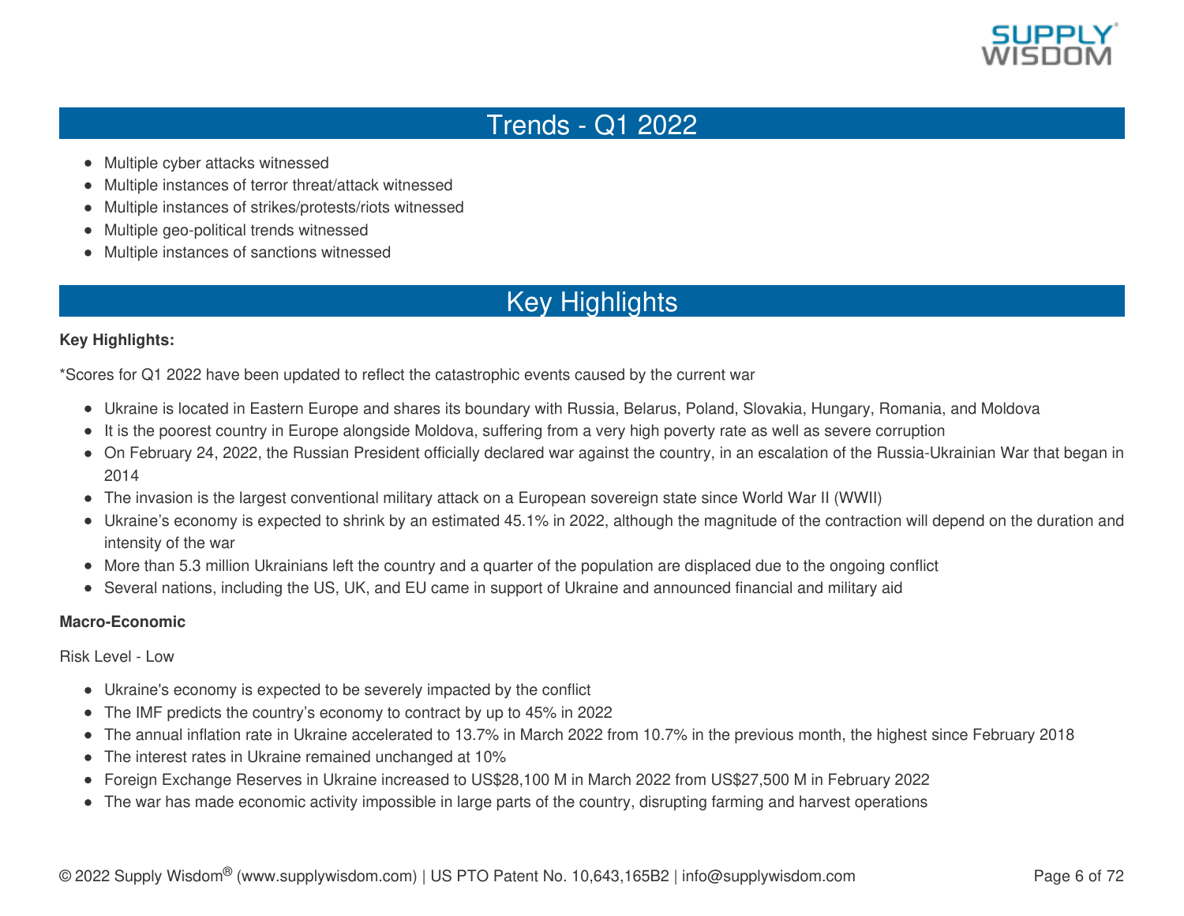## Trends - Q1 2022

- Multiple cyber attacks witnessed
- Multiple instances of terror threat/attack witnessed
- Multiple instances of strikes/protests/riots witnessed
- Multiple geo-political trends witnessed
- Multiple instances of sanctions witnessed

## Key Highlights

**Key Highlights:**

*Scores for Q1 2022 have been updated to reflect the catastrophic events caused by the current war

- Ukraine is located in Eastern Europe and shares its boundary with Russia, Belarus, Poland, Slovakia, Hungary, Romania, and Moldova
- It is the poorest country in Europe alongside Moldova, suffering from a very high poverty rate as well as severe corruption
- On February 24, 2022, the Russian President officially declared war against the country, in an escalation of the Russia-Ukrainian War that began in 2014
- The invasion is the largest conventional military attack on a European sovereign state since World War II (WWII)
- Ukraine's economy is expected to shrink by an estimated 45.1% in 2022, although the magnitude of the contraction will depend on the duration and intensity of the war
- More than 5.3 million Ukrainians left the country and a quarter of the population are displaced due to the ongoing conflict
- Several nations, including the US, UK, and EU came in support of Ukraine and announced financial and military aid

**Macro-Economic**

Risk Level - Low

- Ukraine's economy is expected to be severely impacted by the conflict
- The IMF predicts the country's economy to contract by up to 45% in 2022
- The annual inflation rate in Ukraine accelerated to 13.7% in March 2022 from 10.7% in the previous month, the highest since February 2018
- The interest rates in Ukraine remained unchanged at 10%
- Foreign Exchange Reserves in Ukraine increased to US$28,100 M in March 2022 from US$27,500 M in February 2022
- The war has made economic activity impossible in large parts of the country, disrupting farming and harvest operations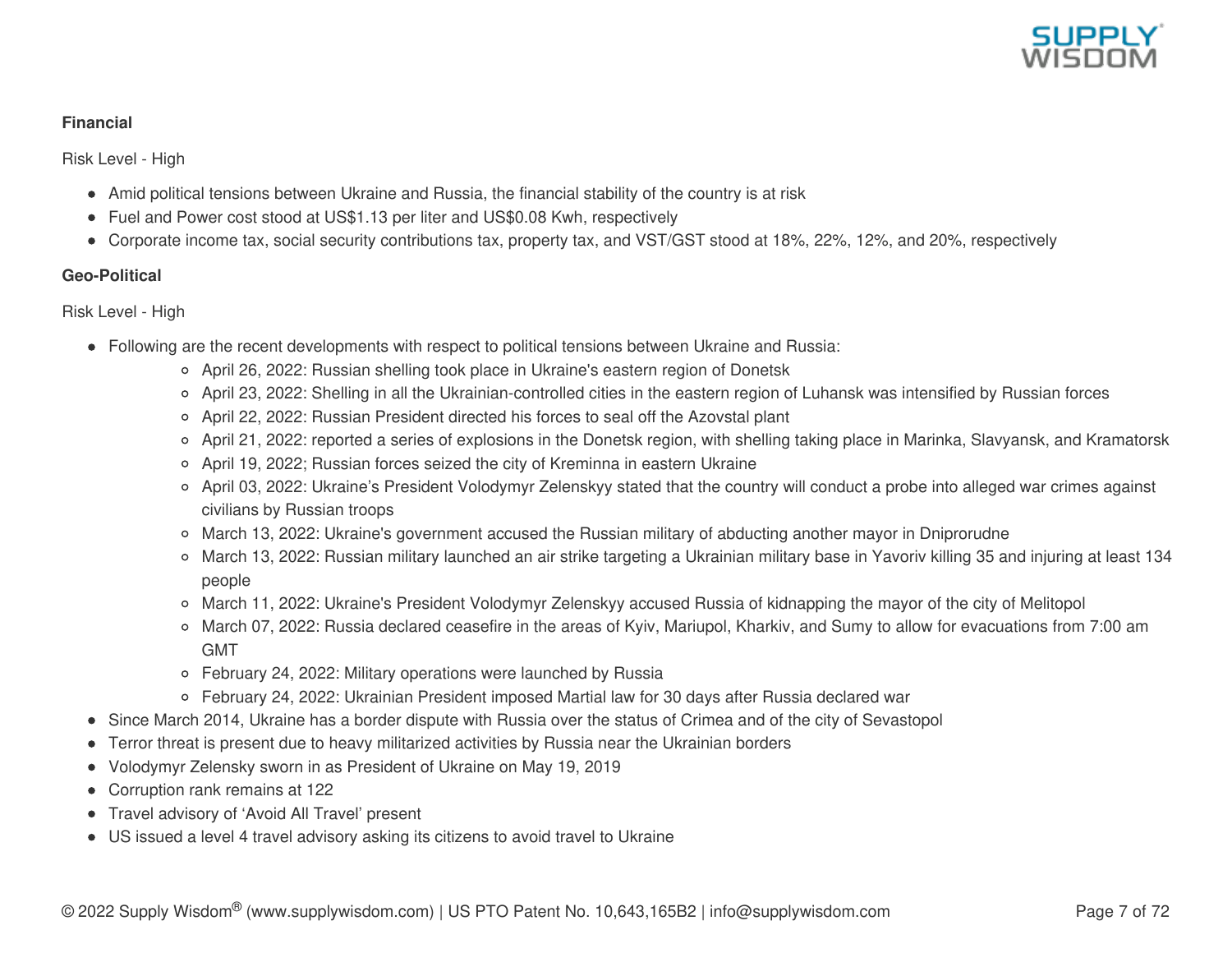**Financial**

Risk Level - High

- Amid political tensions between Ukraine and Russia, the financial stability of the country is at risk
- Fuel and Power cost stood at US$1.13 per liter and US$0.08 Kwh, respectively
- Corporate income tax, social security contributions tax, property tax, and VST/GST stood at 18%, 22%, 12%, and 20%, respectively

**Geo-Political**

Risk Level - High

- Following are the recent developments with respect to political tensions between Ukraine and Russia:
    - April 26, 2022: Russian shelling took place in Ukraine's eastern region of Donetsk
    - April 23, 2022: Shelling in all the Ukrainian-controlled cities in the eastern region of Luhansk was intensified by Russian forces
    - April 22, 2022: Russian President directed his forces to seal off the Azovstal plant
    - April 21, 2022: reported a series of explosions in the Donetsk region, with shelling taking place in Marinka, Slavyansk, and Kramatorsk
    - April 19, 2022; Russian forces seized the city of Kreminna in eastern Ukraine
    - April 03, 2022: Ukraine's President Volodymyr Zelenskyy stated that the country will conduct a probe into alleged war crimes against civilians by Russian troops
    - March 13, 2022: Ukraine's government accused the Russian military of abducting another mayor in Dniprorudne
    - March 13, 2022: Russian military launched an air strike targeting a Ukrainian military base in Yavoriv killing 35 and injuring at least 134 people
    - March 11, 2022: Ukraine's President Volodymyr Zelenskyy accused Russia of kidnapping the mayor of the city of Melitopol
    - March 07, 2022: Russia declared ceasefire in the areas of Kyiv, Mariupol, Kharkiv, and Sumy to allow for evacuations from 7:00 am GMT
    - February 24, 2022: Military operations were launched by Russia
    - February 24, 2022: Ukrainian President imposed Martial law for 30 days after Russia declared war
- Since March 2014, Ukraine has a border dispute with Russia over the status of Crimea and of the city of Sevastopol
- Terror threat is present due to heavy militarized activities by Russia near the Ukrainian borders
- Volodymyr Zelensky sworn in as President of Ukraine on May 19, 2019
- Corruption rank remains at 122
- Travel advisory of 'Avoid All Travel' present
- US issued a level 4 travel advisory asking its citizens to avoid travel to Ukraine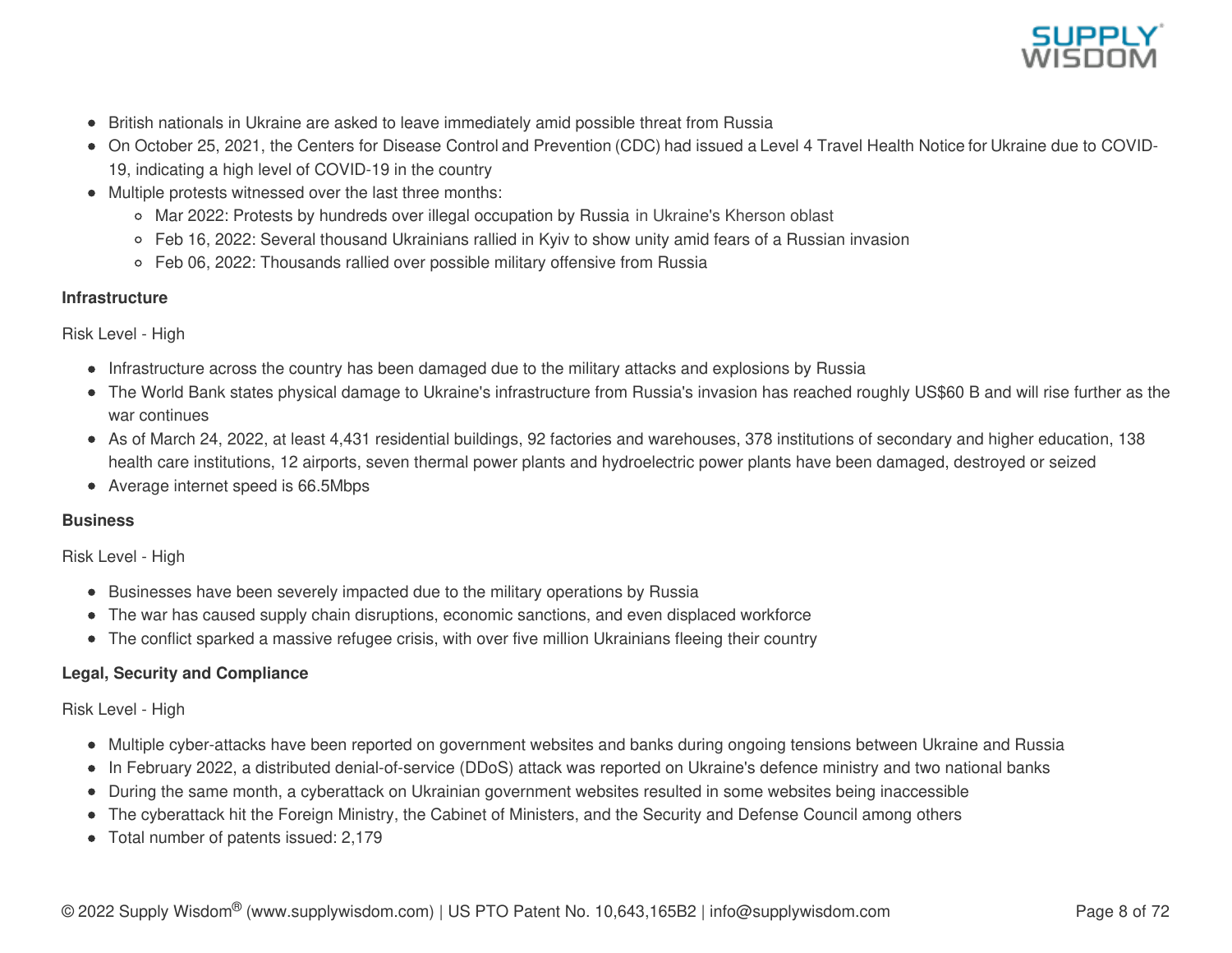- British nationals in Ukraine are asked to leave immediately amid possible threat from Russia
- On October 25, 2021, the Centers for Disease Control and Prevention (CDC) had issued a Level 4 Travel Health Notice for Ukraine due to COVID-19, indicating a high level of COVID-19 in the country
- Multiple protests witnessed over the last three months:
  - Mar 2022: Protests by hundreds over illegal occupation by Russia in Ukraine's Kherson oblast
  - Feb 16, 2022: Several thousand Ukrainians rallied in Kyiv to show unity amid fears of a Russian invasion
  - Feb 06, 2022: Thousands rallied over possible military offensive from Russia

**Infrastructure**

Risk Level - High

- Infrastructure across the country has been damaged due to the military attacks and explosions by Russia
- The World Bank states physical damage to Ukraine's infrastructure from Russia's invasion has reached roughly US$60 B and will rise further as the war continues
- As of March 24, 2022, at least 4,431 residential buildings, 92 factories and warehouses, 378 institutions of secondary and higher education, 138 health care institutions, 12 airports, seven thermal power plants and hydroelectric power plants have been damaged, destroyed or seized
- Average internet speed is 66.5Mbps

**Business**

Risk Level - High

- Businesses have been severely impacted due to the military operations by Russia
- The war has caused supply chain disruptions, economic sanctions, and even displaced workforce
- The conflict sparked a massive refugee crisis, with over five million Ukrainians fleeing their country

**Legal, Security and Compliance**

Risk Level - High

- Multiple cyber-attacks have been reported on government websites and banks during ongoing tensions between Ukraine and Russia
- In February 2022, a distributed denial-of-service (DDoS) attack was reported on Ukraine's defence ministry and two national banks
- During the same month, a cyberattack on Ukrainian government websites resulted in some websites being inaccessible
- The cyberattack hit the Foreign Ministry, the Cabinet of Ministers, and the Security and Defense Council among others
- Total number of patents issued: 2,179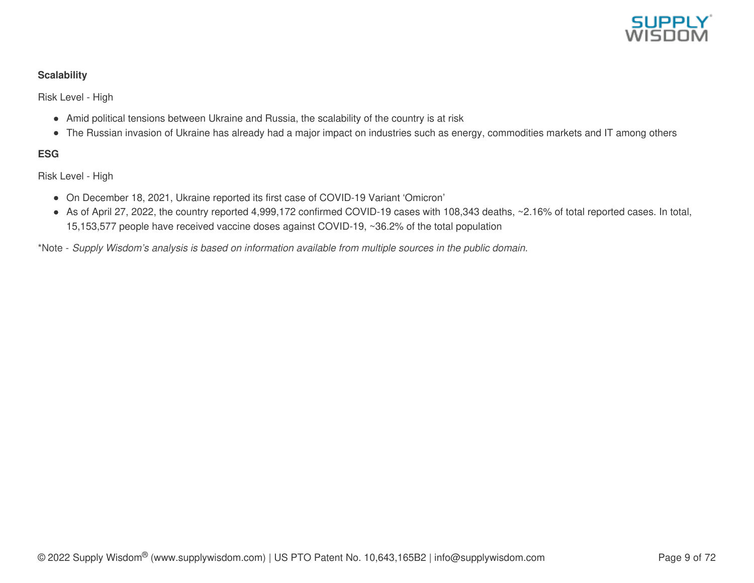**Scalability**

Risk Level - High

- Amid political tensions between Ukraine and Russia, the scalability of the country is at risk
- The Russian invasion of Ukraine has already had a major impact on industries such as energy, commodities markets and IT among others

**ESG**

Risk Level - High

- On December 18, 2021, Ukraine reported its first case of COVID-19 Variant 'Omicron'
- As of April 27, 2022, the country reported 4,999,172 confirmed COVID-19 cases with 108,343 deaths, ~2.16% of total reported cases. In total, 15,153,577 people have received vaccine doses against COVID-19, ~36.2% of the total population

*Note - *Supply Wisdom's analysis is based on information available from multiple sources in the public domain.*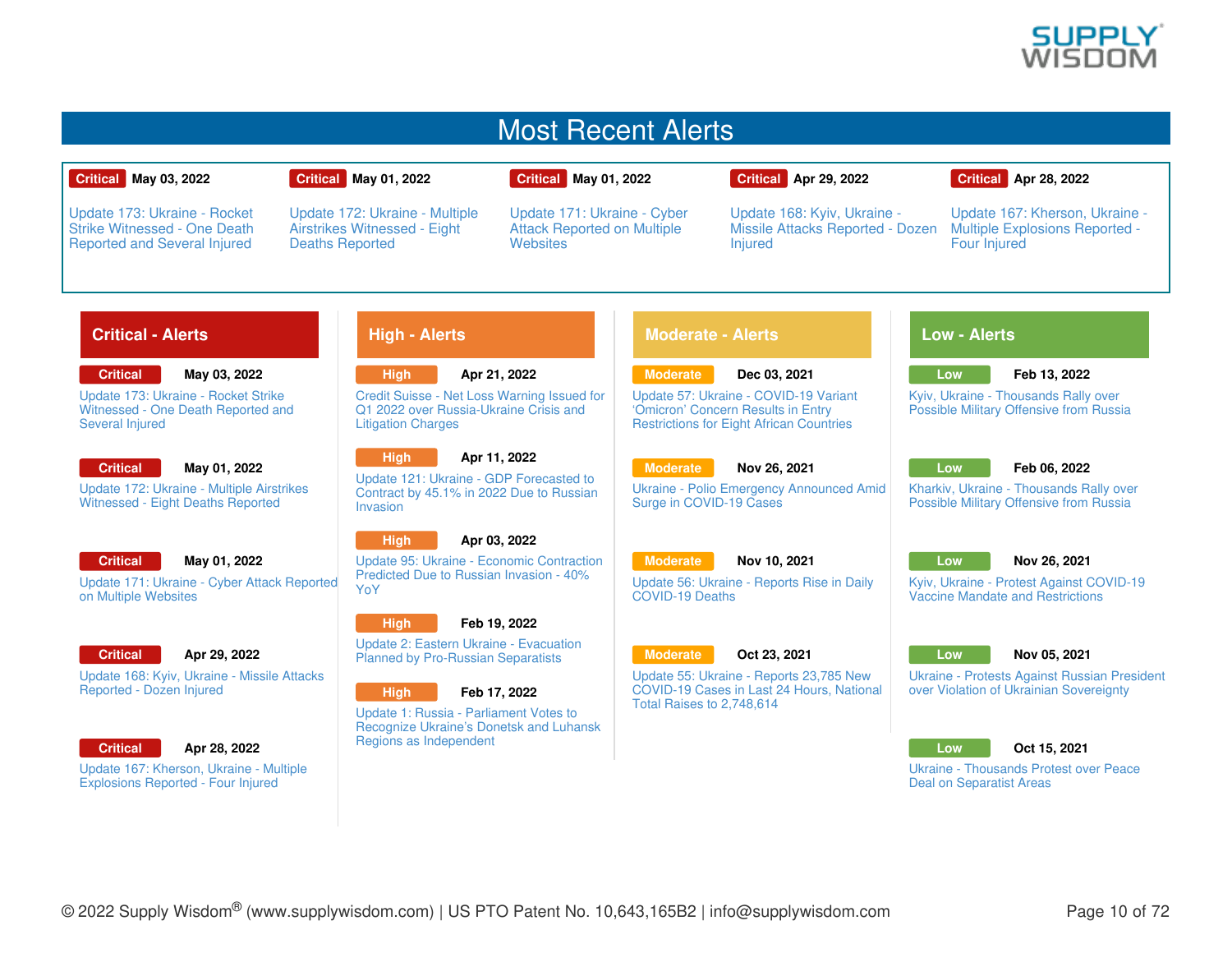# Most Recent Alerts

| Critical May 03, 2022 | Critical May 01, 2022 | Critical May 01, 2022 | Critical Apr 29, 2022 | Critical Apr 28, 2022 |
|---|---|---|---|---|
| Update 173: Ukraine - Rocket Strike Witnessed - One Death Reported and Several Injured | Update 172: Ukraine - Multiple Airstrikes Witnessed - Eight Deaths Reported | Update 171: Ukraine - Cyber Attack Reported on Multiple Websites | Update 168: Kyiv, Ukraine - Missile Attacks Reported - Dozen Injured | Update 167: Kherson, Ukraine - Multiple Explosions Reported - Four Injured |

## Critical - Alerts

**Critical** **May 03, 2022**
Update 173: Ukraine - Rocket Strike Witnessed - One Death Reported and Several Injured

**Critical** **May 01, 2022**
Update 172: Ukraine - Multiple Airstrikes Witnessed - Eight Deaths Reported

**Critical** **May 01, 2022**
Update 171: Ukraine - Cyber Attack Reported on Multiple Websites

**Critical** **Apr 29, 2022**
Update 168: Kyiv, Ukraine - Missile Attacks Reported - Dozen Injured

**Critical** **Apr 28, 2022**
Update 167: Kherson, Ukraine - Multiple Explosions Reported - Four Injured

## High - Alerts

**High** **Apr 21, 2022**
Credit Suisse - Net Loss Warning Issued for Q1 2022 over Russia-Ukraine Crisis and Litigation Charges

**High** **Apr 11, 2022**
Update 121: Ukraine - GDP Forecasted to Contract by 45.1% in 2022 Due to Russian Invasion

**High** **Apr 03, 2022**
Update 95: Ukraine - Economic Contraction Predicted Due to Russian Invasion - 40% YoY

**High** **Feb 19, 2022**
Update 2: Eastern Ukraine - Evacuation Planned by Pro-Russian Separatists

**High** **Feb 17, 2022**
Update 1: Russia - Parliament Votes to Recognize Ukraine's Donetsk and Luhansk Regions as Independent

## Moderate - Alerts

**Moderate** **Dec 03, 2021**
Update 57: Ukraine - COVID-19 Variant 'Omicron' Concern Results in Entry Restrictions for Eight African Countries

**Moderate** **Nov 26, 2021**
Ukraine - Polio Emergency Announced Amid Surge in COVID-19 Cases

**Moderate** **Nov 10, 2021**
Update 56: Ukraine - Reports Rise in Daily COVID-19 Deaths

**Moderate** **Oct 23, 2021**
Update 55: Ukraine - Reports 23,785 New COVID-19 Cases in Last 24 Hours, National Total Raises to 2,748,614

## Low - Alerts

**Low** **Feb 13, 2022**
Kyiv, Ukraine - Thousands Rally over Possible Military Offensive from Russia

**Low** **Feb 06, 2022**
Kharkiv, Ukraine - Thousands Rally over Possible Military Offensive from Russia

**Low** **Nov 26, 2021**
Kyiv, Ukraine - Protest Against COVID-19 Vaccine Mandate and Restrictions

**Low** **Nov 05, 2021**
Ukraine - Protests Against Russian President over Violation of Ukrainian Sovereignty

**Low** **Oct 15, 2021**
Ukraine - Thousands Protest over Peace Deal on Separatist Areas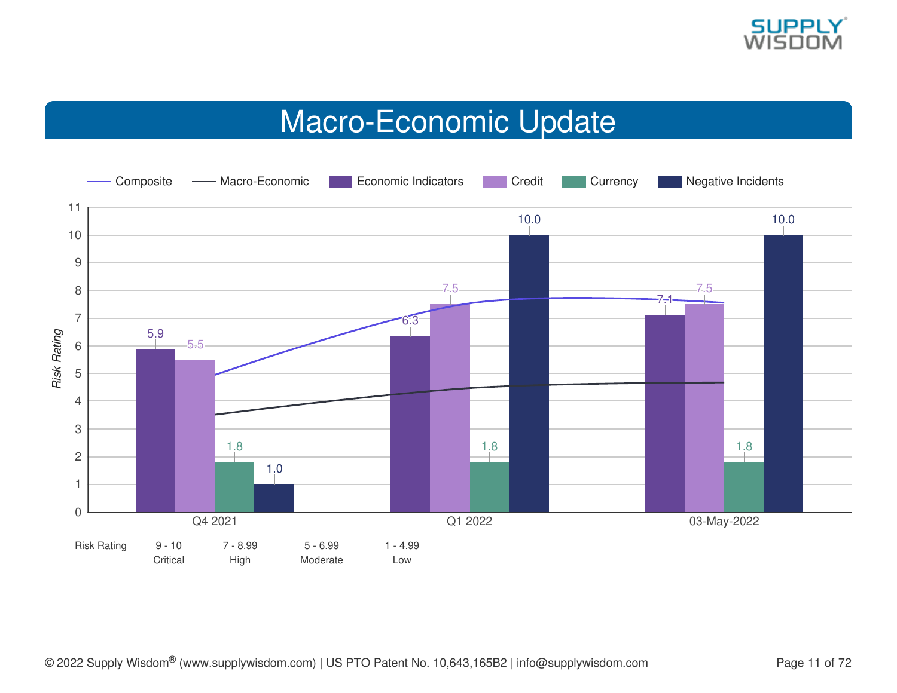# Macro-Economic Update

| | Composite | Macro-Economic | Economic Indicators | Credit | Currency | Negative Incidents |
|---|---|---|---|---|---|---|
| Q4 2021 | | | 5.9 | 5.5 | 1.8 | 1.0 |
| Q1 2022 | | | 6.3 | 7.5 | 1.8 | 10.0 |
| 03-May-2022 | | | 7.1 | 7.5 | 1.8 | 10.0 |

| Risk Rating | 9 - 10 | 7 - 8.99 | 5 - 6.99 | 1 - 4.99 |
|---|---|---|---|---|
| | Critical | High | Moderate | Low |

© 2022 Supply Wisdom® (www.supplywisdom.com) | US PTO Patent No. 10,643,165B2 | info@supplywisdom.com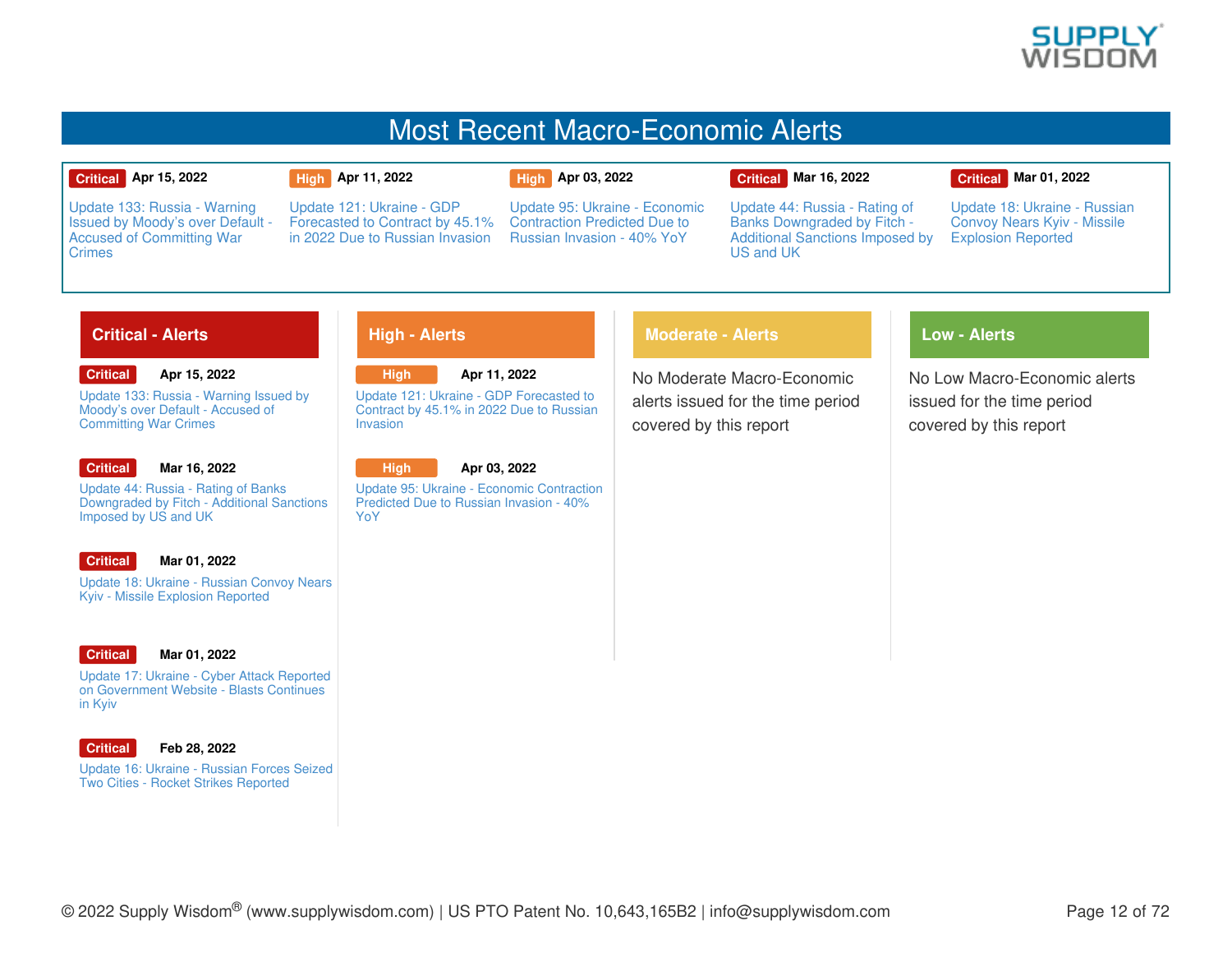# Most Recent Macro-Economic Alerts

| Critical Apr 15, 2022 | High Apr 11, 2022 | High Apr 03, 2022 | Critical Mar 16, 2022 | Critical Mar 01, 2022 |
|---|---|---|---|---|
| Update 133: Russia - Warning Issued by Moody's over Default - Accused of Committing War Crimes | Update 121: Ukraine - GDP Forecasted to Contract by 45.1% in 2022 Due to Russian Invasion | Update 95: Ukraine - Economic Contraction Predicted Due to Russian Invasion - 40% YoY | Update 44: Russia - Rating of Banks Downgraded by Fitch - Additional Sanctions Imposed by US and UK | Update 18: Ukraine - Russian Convoy Nears Kyiv - Missile Explosion Reported |

## Critical - Alerts

**Critical** **Apr 15, 2022**
Update 133: Russia - Warning Issued by Moody's over Default - Accused of Committing War Crimes

**Critical** **Mar 16, 2022**
Update 44: Russia - Rating of Banks Downgraded by Fitch - Additional Sanctions Imposed by US and UK

**Critical** **Mar 01, 2022**
Update 18: Ukraine - Russian Convoy Nears Kyiv - Missile Explosion Reported

**Critical** **Mar 01, 2022**
Update 17: Ukraine - Cyber Attack Reported on Government Website - Blasts Continues in Kyiv

**Critical** **Feb 28, 2022**
Update 16: Ukraine - Russian Forces Seized Two Cities - Rocket Strikes Reported

## High - Alerts

**High** **Apr 11, 2022**
Update 121: Ukraine - GDP Forecasted to Contract by 45.1% in 2022 Due to Russian Invasion

**High** **Apr 03, 2022**
Update 95: Ukraine - Economic Contraction Predicted Due to Russian Invasion - 40% YoY

## Moderate - Alerts

No Moderate Macro-Economic alerts issued for the time period covered by this report

## Low - Alerts

No Low Macro-Economic alerts issued for the time period covered by this report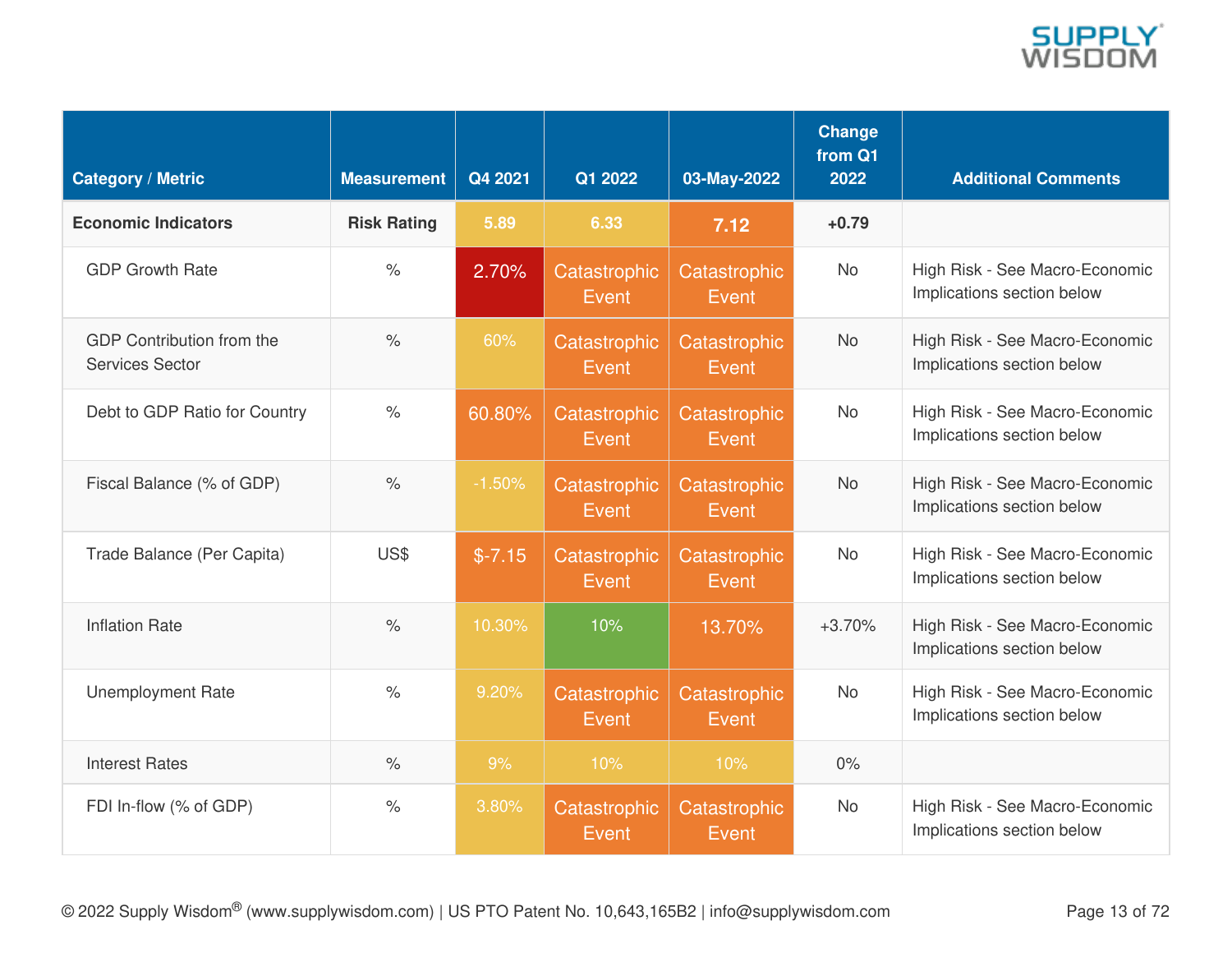| Category / Metric | Measurement | Q4 2021 | Q1 2022 | 03-May-2022 | Change from Q1 2022 | Additional Comments |
|---|---|---|---|---|---|---|
| **Economic Indicators** | **Risk Rating** | 5.89 | 6.33 | 7.12 | +0.79 | |
| GDP Growth Rate | % | 2.70% | Catastrophic Event | Catastrophic Event | No | High Risk - See Macro-Economic Implications section below |
| GDP Contribution from the Services Sector | % | 60% | Catastrophic Event | Catastrophic Event | No | High Risk - See Macro-Economic Implications section below |
| Debt to GDP Ratio for Country | % | 60.80% | Catastrophic Event | Catastrophic Event | No | High Risk - See Macro-Economic Implications section below |
| Fiscal Balance (% of GDP) | % | -1.50% | Catastrophic Event | Catastrophic Event | No | High Risk - See Macro-Economic Implications section below |
| Trade Balance (Per Capita) | US$ | $-7.15 | Catastrophic Event | Catastrophic Event | No | High Risk - See Macro-Economic Implications section below |
| Inflation Rate | % | 10.30% | 10% | 13.70% | +3.70% | High Risk - See Macro-Economic Implications section below |
| Unemployment Rate | % | 9.20% | Catastrophic Event | Catastrophic Event | No | High Risk - See Macro-Economic Implications section below |
| Interest Rates | % | 9% | 10% | 10% | 0% | |
| FDI In-flow (% of GDP) | % | 3.80% | Catastrophic Event | Catastrophic Event | No | High Risk - See Macro-Economic Implications section below |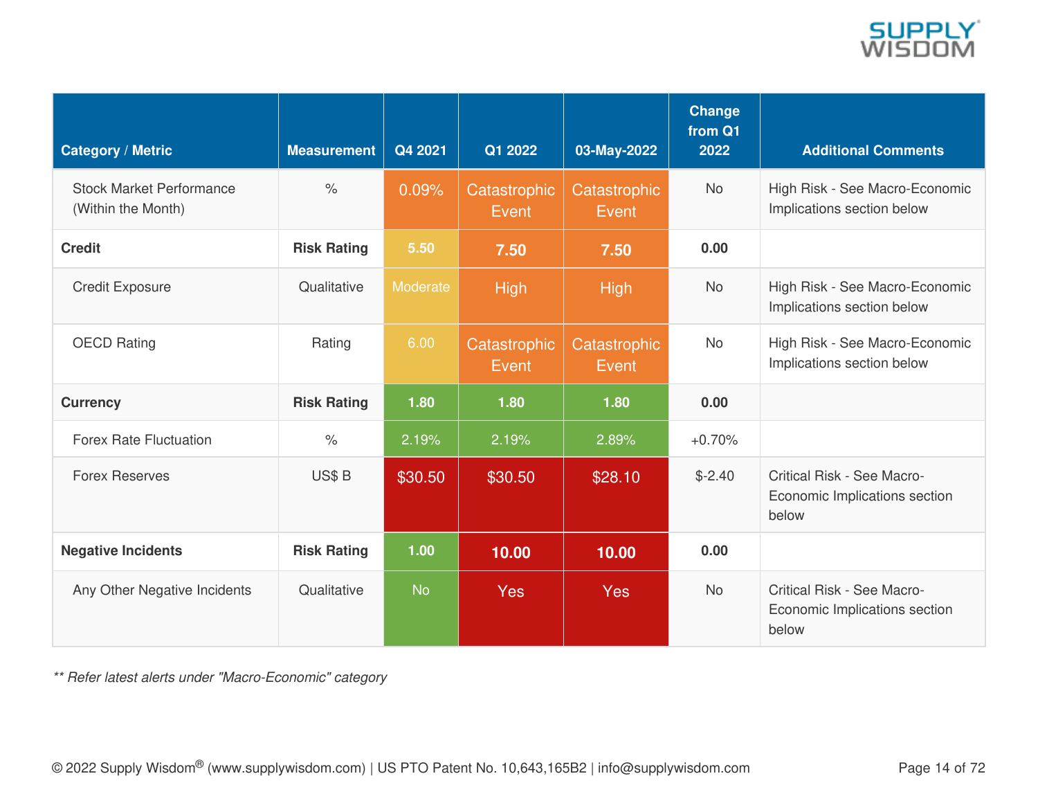| Category / Metric | Measurement | Q4 2021 | Q1 2022 | 03-May-2022 | Change from Q1 2022 | Additional Comments |
|---|---|---|---|---|---|---|
| Stock Market Performance (Within the Month) | % | 0.09% | Catastrophic Event | Catastrophic Event | No | High Risk - See Macro-Economic Implications section below |
| **Credit** | **Risk Rating** | **5.50** | **7.50** | **7.50** | **0.00** | |
| Credit Exposure | Qualitative | Moderate | High | High | No | High Risk - See Macro-Economic Implications section below |
| OECD Rating | Rating | 6.00 | Catastrophic Event | Catastrophic Event | No | High Risk - See Macro-Economic Implications section below |
| **Currency** | **Risk Rating** | **1.80** | **1.80** | **1.80** | **0.00** | |
| Forex Rate Fluctuation | % | 2.19% | 2.19% | 2.89% | +0.70% | |
| Forex Reserves | US$ B | $30.50 | $30.50 | $28.10 | $-2.40 | Critical Risk - See Macro-Economic Implications section below |
| **Negative Incidents** | **Risk Rating** | **1.00** | **10.00** | **10.00** | **0.00** | |
| Any Other Negative Incidents | Qualitative | No | Yes | Yes | No | Critical Risk - See Macro-Economic Implications section below |

*** Refer latest alerts under "Macro-Economic" category*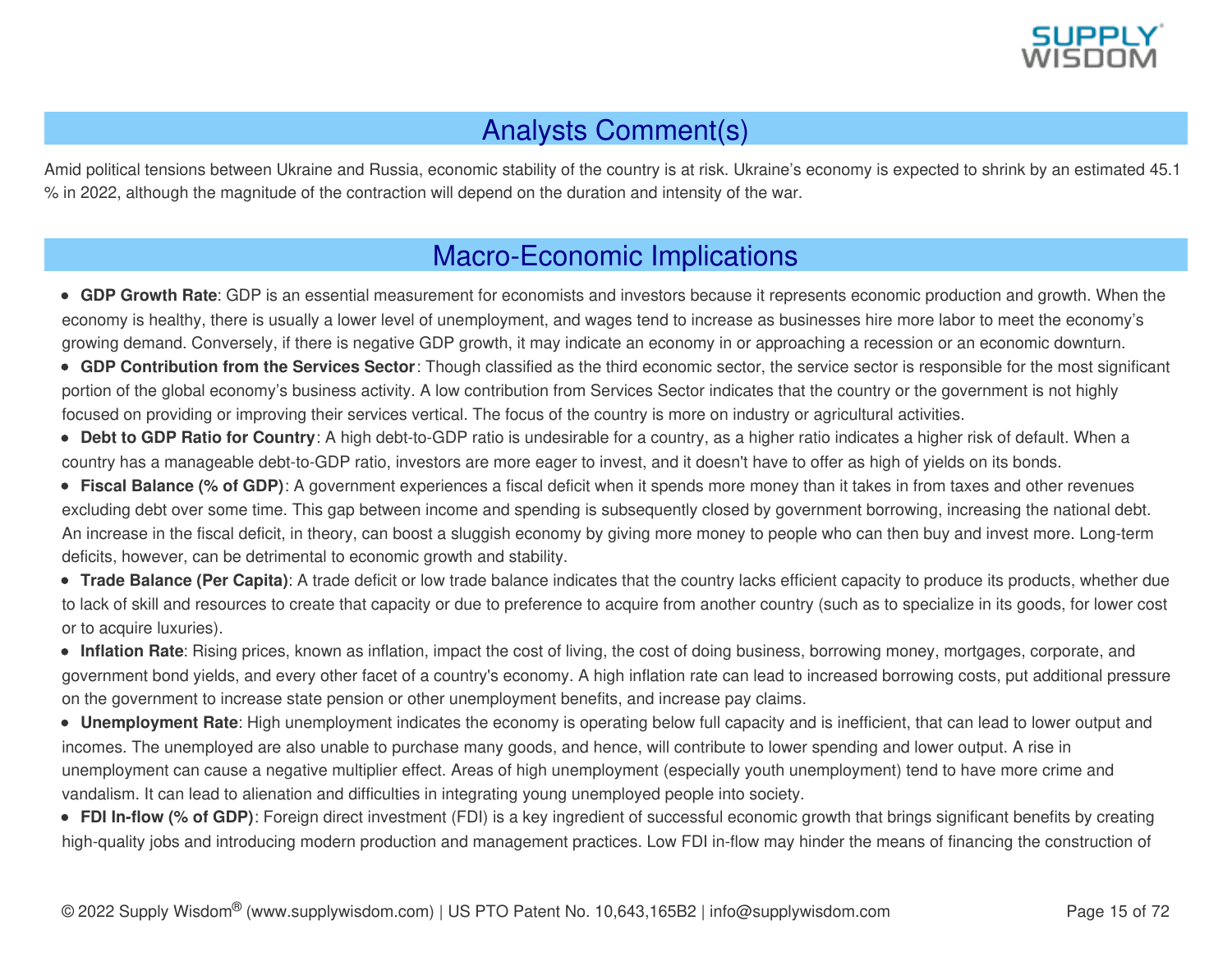## Analysts Comment(s)

Amid political tensions between Ukraine and Russia, economic stability of the country is at risk. Ukraine's economy is expected to shrink by an estimated 45.1 % in 2022, although the magnitude of the contraction will depend on the duration and intensity of the war.

## Macro-Economic Implications

- **GDP Growth Rate**: GDP is an essential measurement for economists and investors because it represents economic production and growth. When the economy is healthy, there is usually a lower level of unemployment, and wages tend to increase as businesses hire more labor to meet the economy's growing demand. Conversely, if there is negative GDP growth, it may indicate an economy in or approaching a recession or an economic downturn.
- **GDP Contribution from the Services Sector**: Though classified as the third economic sector, the service sector is responsible for the most significant portion of the global economy's business activity. A low contribution from Services Sector indicates that the country or the government is not highly focused on providing or improving their services vertical. The focus of the country is more on industry or agricultural activities.
- **Debt to GDP Ratio for Country**: A high debt-to-GDP ratio is undesirable for a country, as a higher ratio indicates a higher risk of default. When a country has a manageable debt-to-GDP ratio, investors are more eager to invest, and it doesn't have to offer as high of yields on its bonds.
- **Fiscal Balance (% of GDP)**: A government experiences a fiscal deficit when it spends more money than it takes in from taxes and other revenues excluding debt over some time. This gap between income and spending is subsequently closed by government borrowing, increasing the national debt. An increase in the fiscal deficit, in theory, can boost a sluggish economy by giving more money to people who can then buy and invest more. Long-term deficits, however, can be detrimental to economic growth and stability.
- **Trade Balance (Per Capita)**: A trade deficit or low trade balance indicates that the country lacks efficient capacity to produce its products, whether due to lack of skill and resources to create that capacity or due to preference to acquire from another country (such as to specialize in its goods, for lower cost or to acquire luxuries).
- **Inflation Rate**: Rising prices, known as inflation, impact the cost of living, the cost of doing business, borrowing money, mortgages, corporate, and government bond yields, and every other facet of a country's economy. A high inflation rate can lead to increased borrowing costs, put additional pressure on the government to increase state pension or other unemployment benefits, and increase pay claims.
- **Unemployment Rate**: High unemployment indicates the economy is operating below full capacity and is inefficient, that can lead to lower output and incomes. The unemployed are also unable to purchase many goods, and hence, will contribute to lower spending and lower output. A rise in unemployment can cause a negative multiplier effect. Areas of high unemployment (especially youth unemployment) tend to have more crime and vandalism. It can lead to alienation and difficulties in integrating young unemployed people into society.
- **FDI In-flow (% of GDP)**: Foreign direct investment (FDI) is a key ingredient of successful economic growth that brings significant benefits by creating high-quality jobs and introducing modern production and management practices. Low FDI in-flow may hinder the means of financing the construction of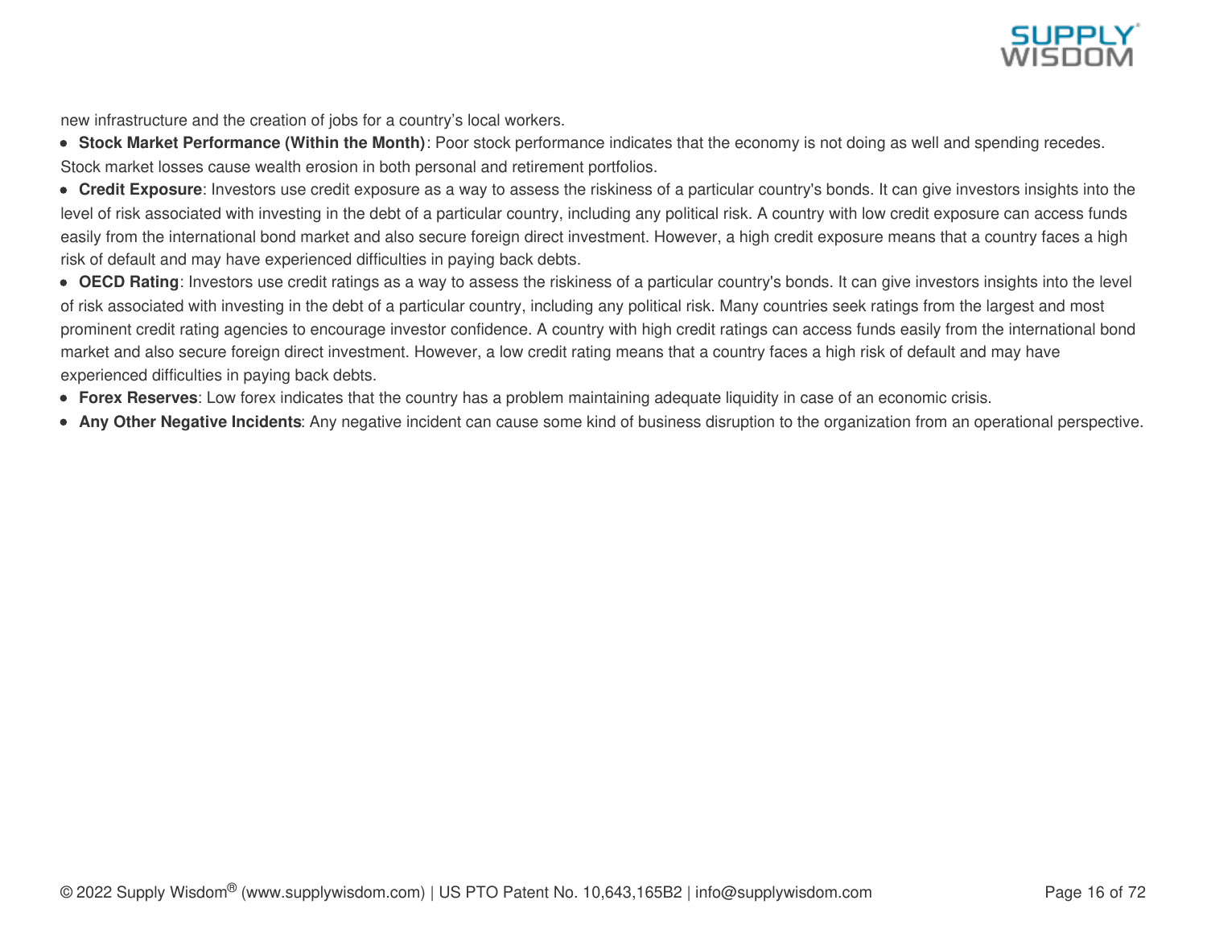new infrastructure and the creation of jobs for a country's local workers.

- **Stock Market Performance (Within the Month)**: Poor stock performance indicates that the economy is not doing as well and spending recedes. Stock market losses cause wealth erosion in both personal and retirement portfolios.
- **Credit Exposure**: Investors use credit exposure as a way to assess the riskiness of a particular country's bonds. It can give investors insights into the level of risk associated with investing in the debt of a particular country, including any political risk. A country with low credit exposure can access funds easily from the international bond market and also secure foreign direct investment. However, a high credit exposure means that a country faces a high risk of default and may have experienced difficulties in paying back debts.
- **OECD Rating**: Investors use credit ratings as a way to assess the riskiness of a particular country's bonds. It can give investors insights into the level of risk associated with investing in the debt of a particular country, including any political risk. Many countries seek ratings from the largest and most prominent credit rating agencies to encourage investor confidence. A country with high credit ratings can access funds easily from the international bond market and also secure foreign direct investment. However, a low credit rating means that a country faces a high risk of default and may have experienced difficulties in paying back debts.
- **Forex Reserves**: Low forex indicates that the country has a problem maintaining adequate liquidity in case of an economic crisis.
- **Any Other Negative Incidents**: Any negative incident can cause some kind of business disruption to the organization from an operational perspective.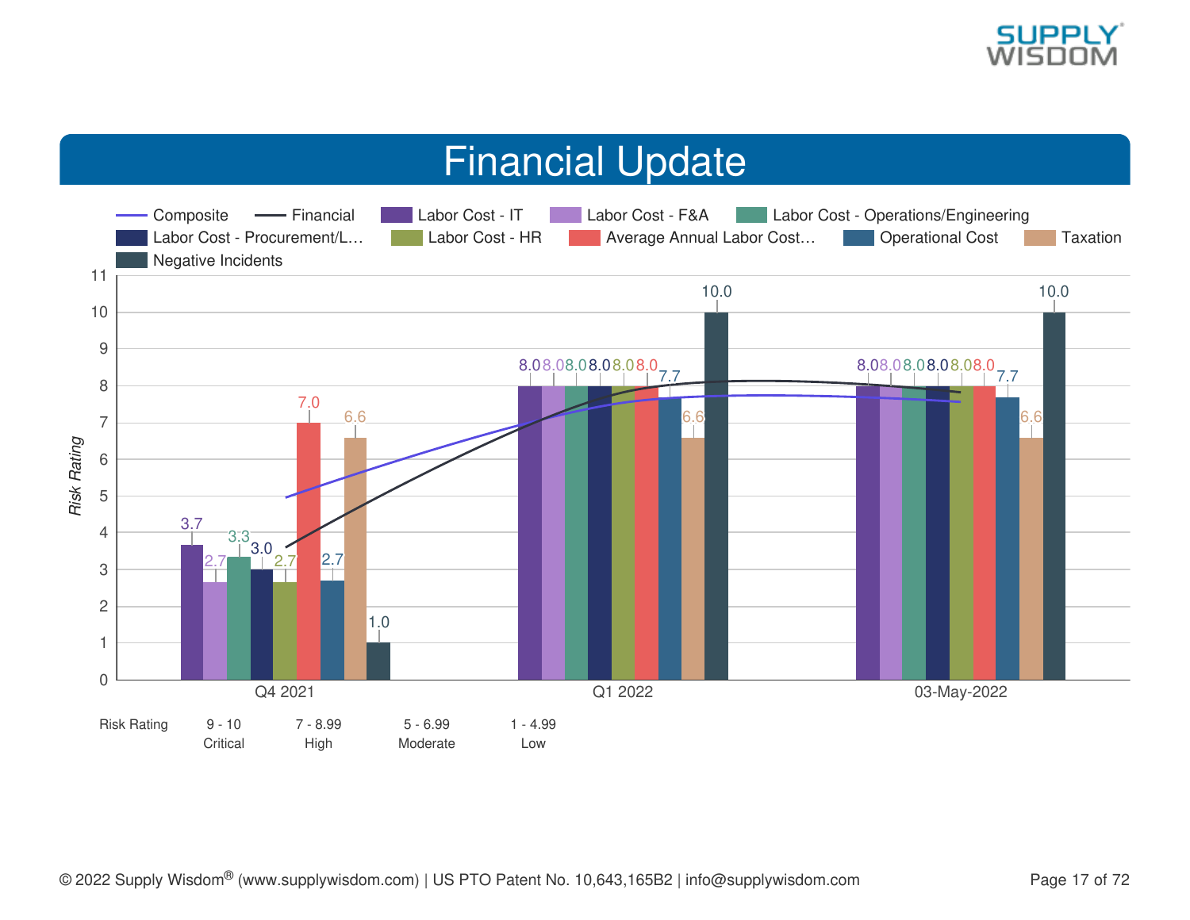# Financial Update

| | Composite | Financial | Labor Cost - IT | Labor Cost - F&A | Labor Cost - Operations/Engineering | Labor Cost - Procurement/L... | Labor Cost - HR | Average Annual Labor Cost... | Operational Cost | Taxation | Negative Incidents |
|---|---|---|---|---|---|---|---|---|---|---|---|
| Q4 2021 | | | 3.7 | 2.7 | 3.3 | 3.0 | 2.7 | 7.0 | 2.7 | 6.6 | 1.0 |
| Q1 2022 | | | 8.0 | 8.0 | 8.0 | 8.0 | 8.0 | 8.0 | 7.7 | 6.6 | 10.0 |
| 03-May-2022 | | | 8.0 | 8.0 | 8.0 | 8.0 | 8.0 | 8.0 | 7.7 | 6.6 | 10.0 |

Risk Rating: 9 - 10 Critical | 7 - 8.99 High | 5 - 6.99 Moderate | 1 - 4.99 Low

© 2022 Supply Wisdom® (www.supplywisdom.com) | US PTO Patent No. 10,643,165B2 | info@supplywisdom.com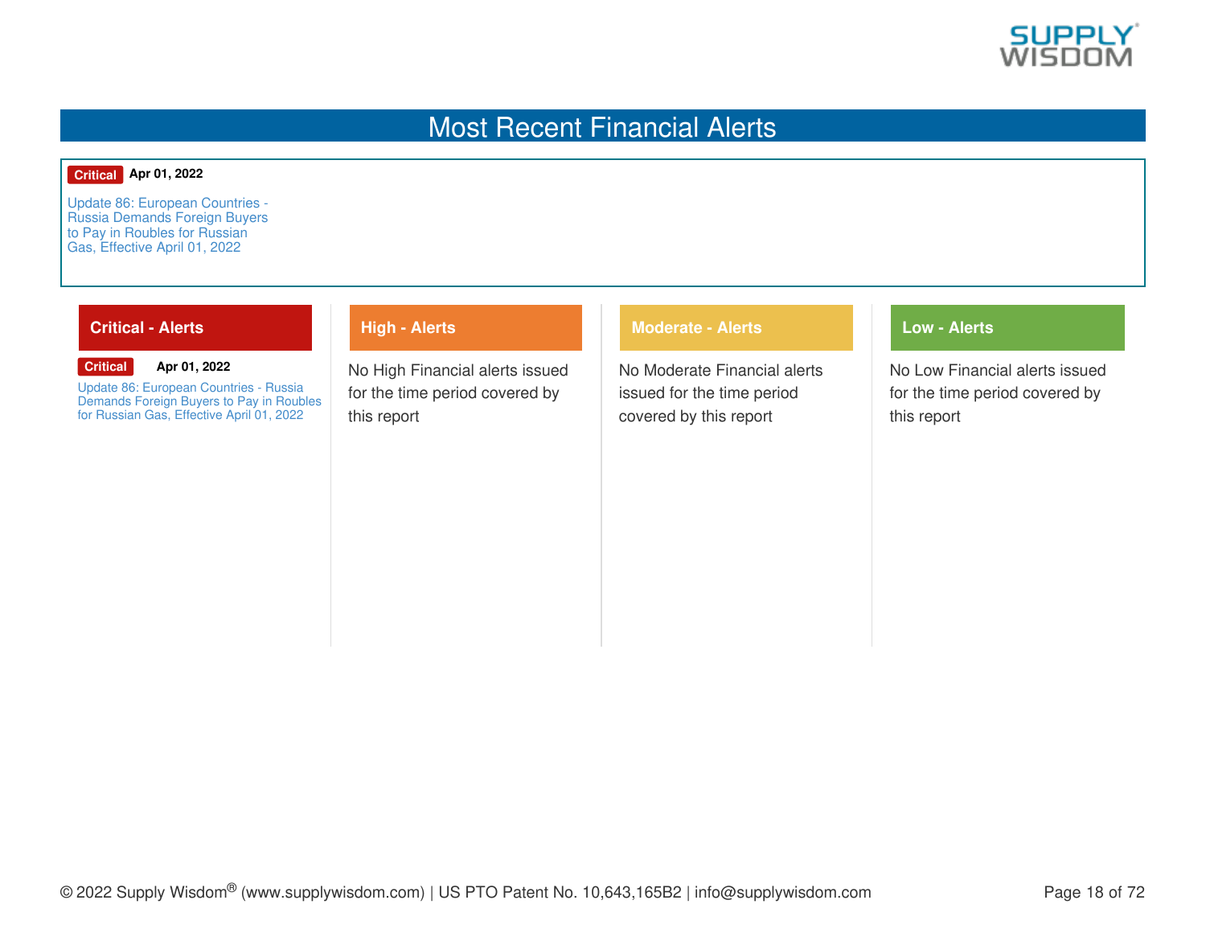# Most Recent Financial Alerts

**Critical** **Apr 01, 2022**

Update 86: European Countries - Russia Demands Foreign Buyers to Pay in Roubles for Russian Gas, Effective April 01, 2022

## Critical - Alerts

**Critical** **Apr 01, 2022**

Update 86: European Countries - Russia Demands Foreign Buyers to Pay in Roubles for Russian Gas, Effective April 01, 2022

## High - Alerts

No High Financial alerts issued for the time period covered by this report

## Moderate - Alerts

No Moderate Financial alerts issued for the time period covered by this report

## Low - Alerts

No Low Financial alerts issued for the time period covered by this report

© 2022 Supply Wisdom® (www.supplywisdom.com) | US PTO Patent No. 10,643,165B2 | info@supplywisdom.com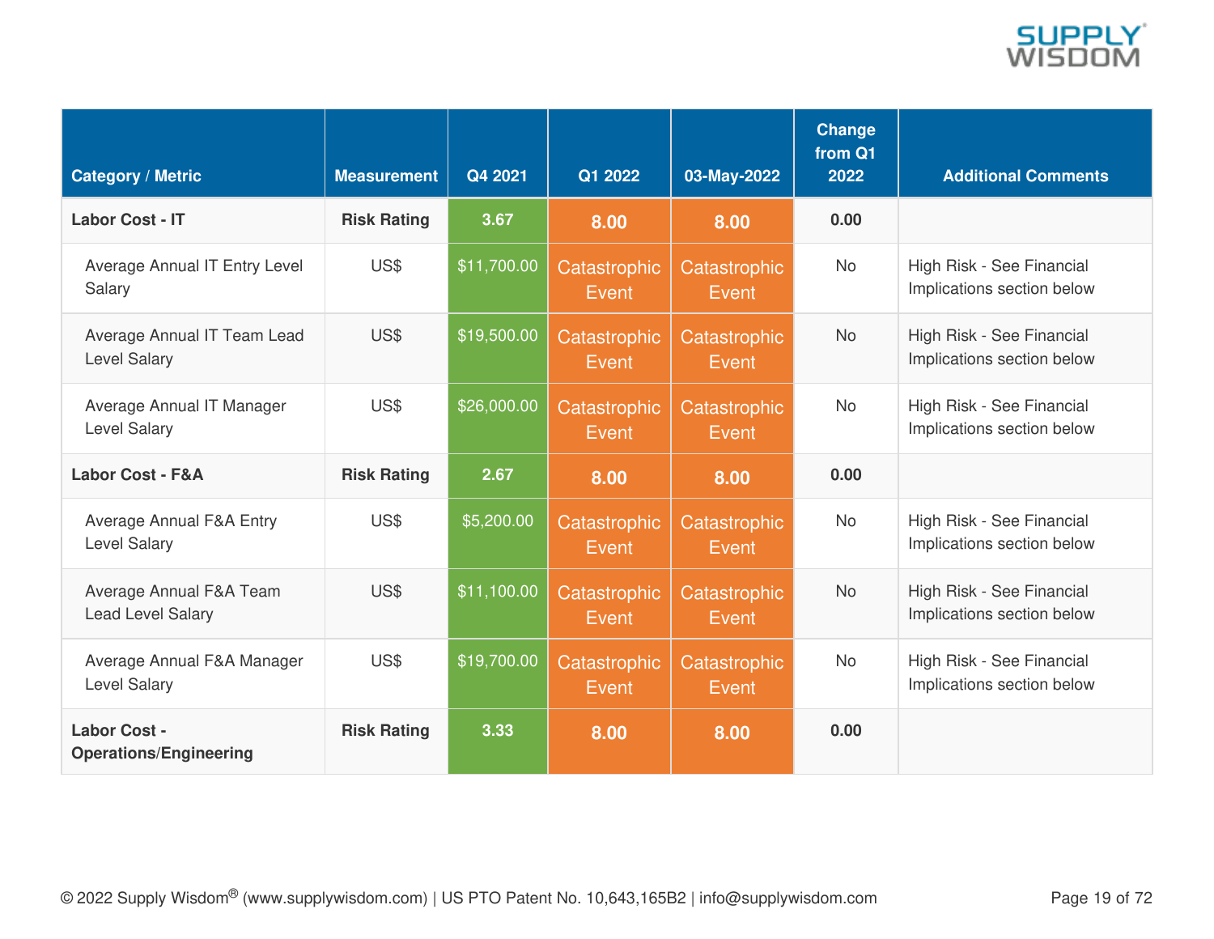| Category / Metric | Measurement | Q4 2021 | Q1 2022 | 03-May-2022 | Change from Q1 2022 | Additional Comments |
|---|---|---|---|---|---|---|
| **Labor Cost - IT** | **Risk Rating** | **3.67** | **8.00** | **8.00** | **0.00** | |
| Average Annual IT Entry Level Salary | US$ | $11,700.00 | Catastrophic Event | Catastrophic Event | No | High Risk - See Financial Implications section below |
| Average Annual IT Team Lead Level Salary | US$ | $19,500.00 | Catastrophic Event | Catastrophic Event | No | High Risk - See Financial Implications section below |
| Average Annual IT Manager Level Salary | US$ | $26,000.00 | Catastrophic Event | Catastrophic Event | No | High Risk - See Financial Implications section below |
| **Labor Cost - F&A** | **Risk Rating** | **2.67** | **8.00** | **8.00** | **0.00** | |
| Average Annual F&A Entry Level Salary | US$ | $5,200.00 | Catastrophic Event | Catastrophic Event | No | High Risk - See Financial Implications section below |
| Average Annual F&A Team Lead Level Salary | US$ | $11,100.00 | Catastrophic Event | Catastrophic Event | No | High Risk - See Financial Implications section below |
| Average Annual F&A Manager Level Salary | US$ | $19,700.00 | Catastrophic Event | Catastrophic Event | No | High Risk - See Financial Implications section below |
| **Labor Cost - Operations/Engineering** | **Risk Rating** | **3.33** | **8.00** | **8.00** | **0.00** | |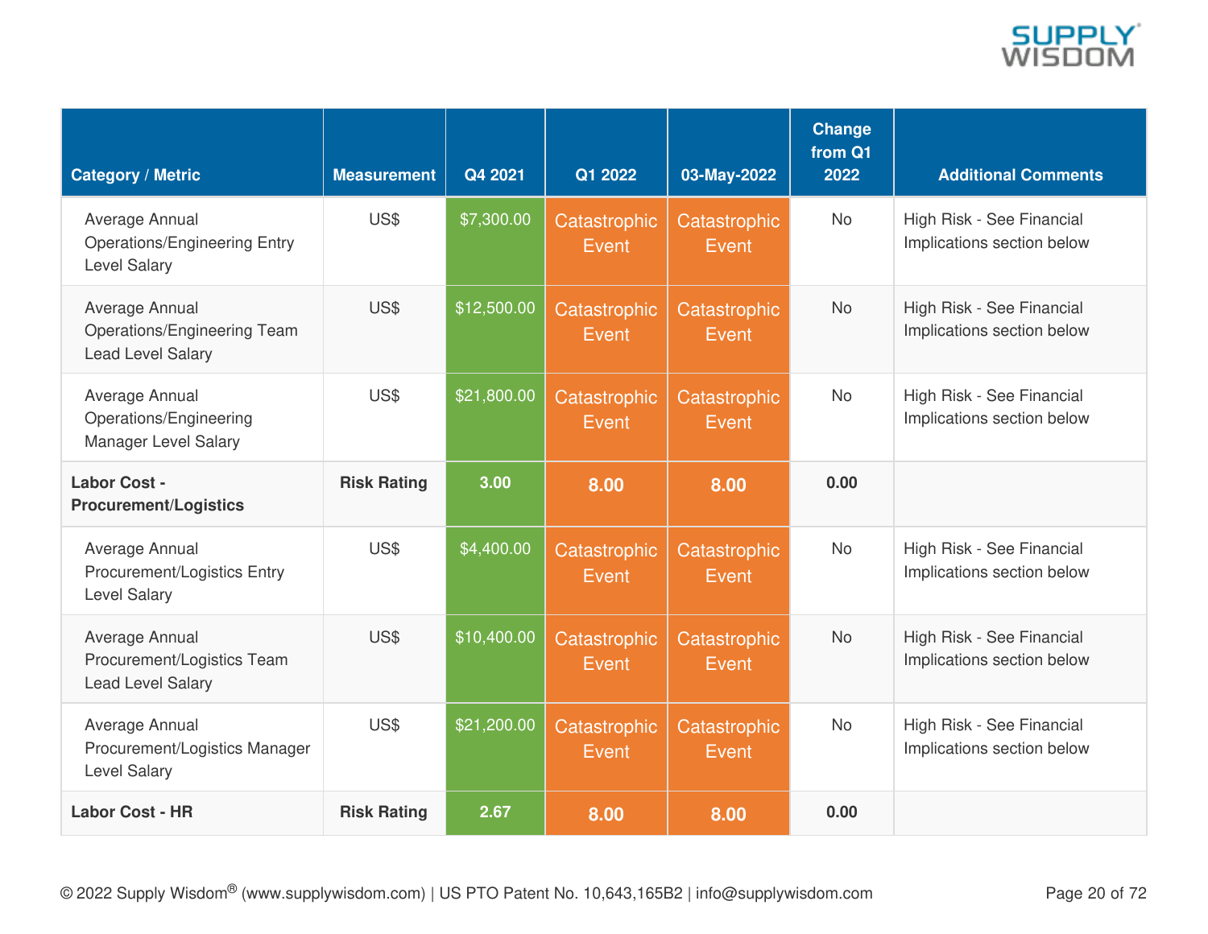| Category / Metric | Measurement | Q4 2021 | Q1 2022 | 03-May-2022 | Change from Q1 2022 | Additional Comments |
|---|---|---|---|---|---|---|
| Average Annual Operations/Engineering Entry Level Salary | US$ | $7,300.00 | Catastrophic Event | Catastrophic Event | No | High Risk - See Financial Implications section below |
| Average Annual Operations/Engineering Team Lead Level Salary | US$ | $12,500.00 | Catastrophic Event | Catastrophic Event | No | High Risk - See Financial Implications section below |
| Average Annual Operations/Engineering Manager Level Salary | US$ | $21,800.00 | Catastrophic Event | Catastrophic Event | No | High Risk - See Financial Implications section below |
| **Labor Cost - Procurement/Logistics** | **Risk Rating** | **3.00** | **8.00** | **8.00** | **0.00** | |
| Average Annual Procurement/Logistics Entry Level Salary | US$ | $4,400.00 | Catastrophic Event | Catastrophic Event | No | High Risk - See Financial Implications section below |
| Average Annual Procurement/Logistics Team Lead Level Salary | US$ | $10,400.00 | Catastrophic Event | Catastrophic Event | No | High Risk - See Financial Implications section below |
| Average Annual Procurement/Logistics Manager Level Salary | US$ | $21,200.00 | Catastrophic Event | Catastrophic Event | No | High Risk - See Financial Implications section below |
| **Labor Cost - HR** | **Risk Rating** | **2.67** | **8.00** | **8.00** | **0.00** | |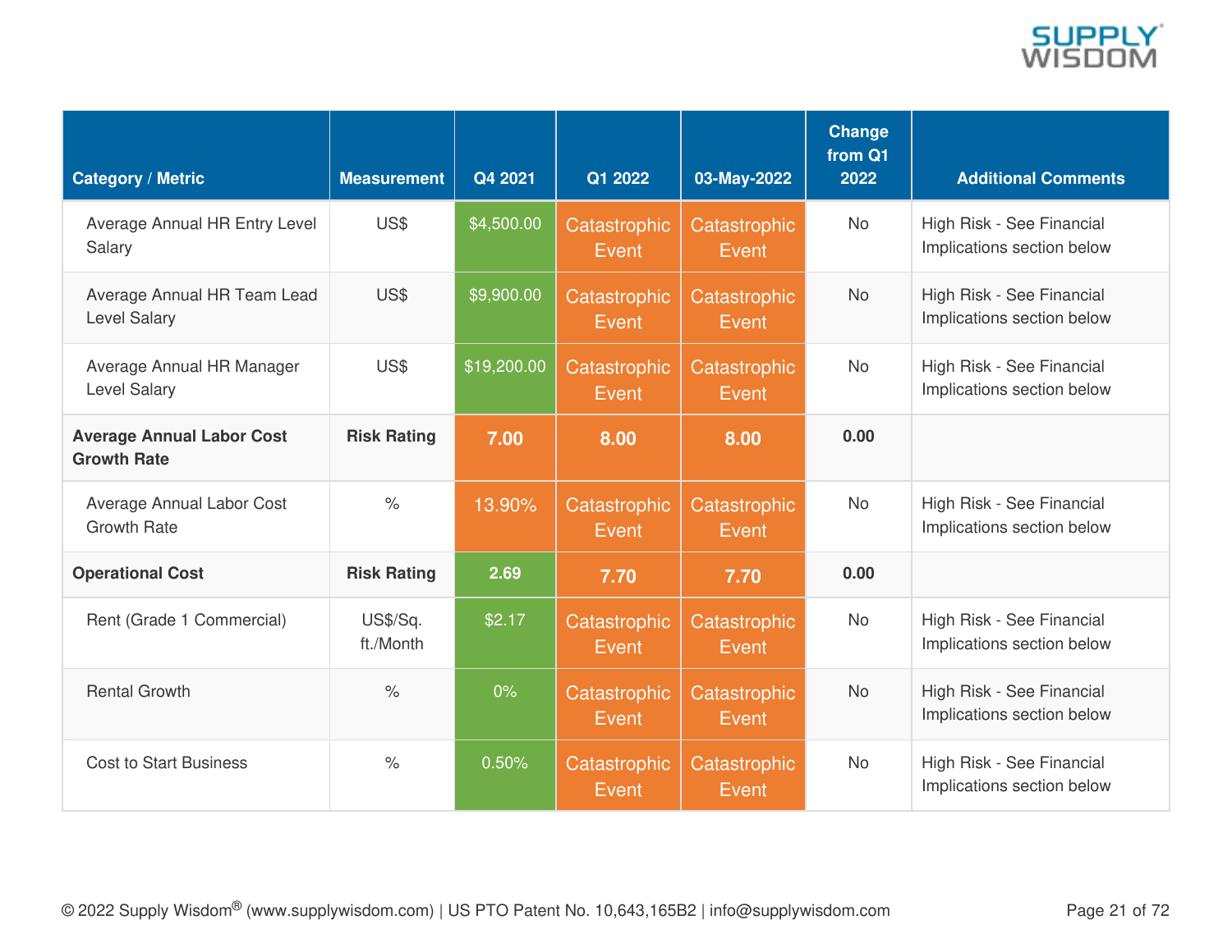| Category / Metric | Measurement | Q4 2021 | Q1 2022 | 03-May-2022 | Change from Q1 2022 | Additional Comments |
|---|---|---|---|---|---|---|
| Average Annual HR Entry Level Salary | US$ | $4,500.00 | Catastrophic Event | Catastrophic Event | No | High Risk - See Financial Implications section below |
| Average Annual HR Team Lead Level Salary | US$ | $9,900.00 | Catastrophic Event | Catastrophic Event | No | High Risk - See Financial Implications section below |
| Average Annual HR Manager Level Salary | US$ | $19,200.00 | Catastrophic Event | Catastrophic Event | No | High Risk - See Financial Implications section below |
| **Average Annual Labor Cost Growth Rate** | **Risk Rating** | **7.00** | **8.00** | **8.00** | **0.00** | |
| Average Annual Labor Cost Growth Rate | % | 13.90% | Catastrophic Event | Catastrophic Event | No | High Risk - See Financial Implications section below |
| **Operational Cost** | **Risk Rating** | **2.69** | **7.70** | **7.70** | **0.00** | |
| Rent (Grade 1 Commercial) | US$/Sq. ft./Month | $2.17 | Catastrophic Event | Catastrophic Event | No | High Risk - See Financial Implications section below |
| Rental Growth | % | 0% | Catastrophic Event | Catastrophic Event | No | High Risk - See Financial Implications section below |
| Cost to Start Business | % | 0.50% | Catastrophic Event | Catastrophic Event | No | High Risk - See Financial Implications section below |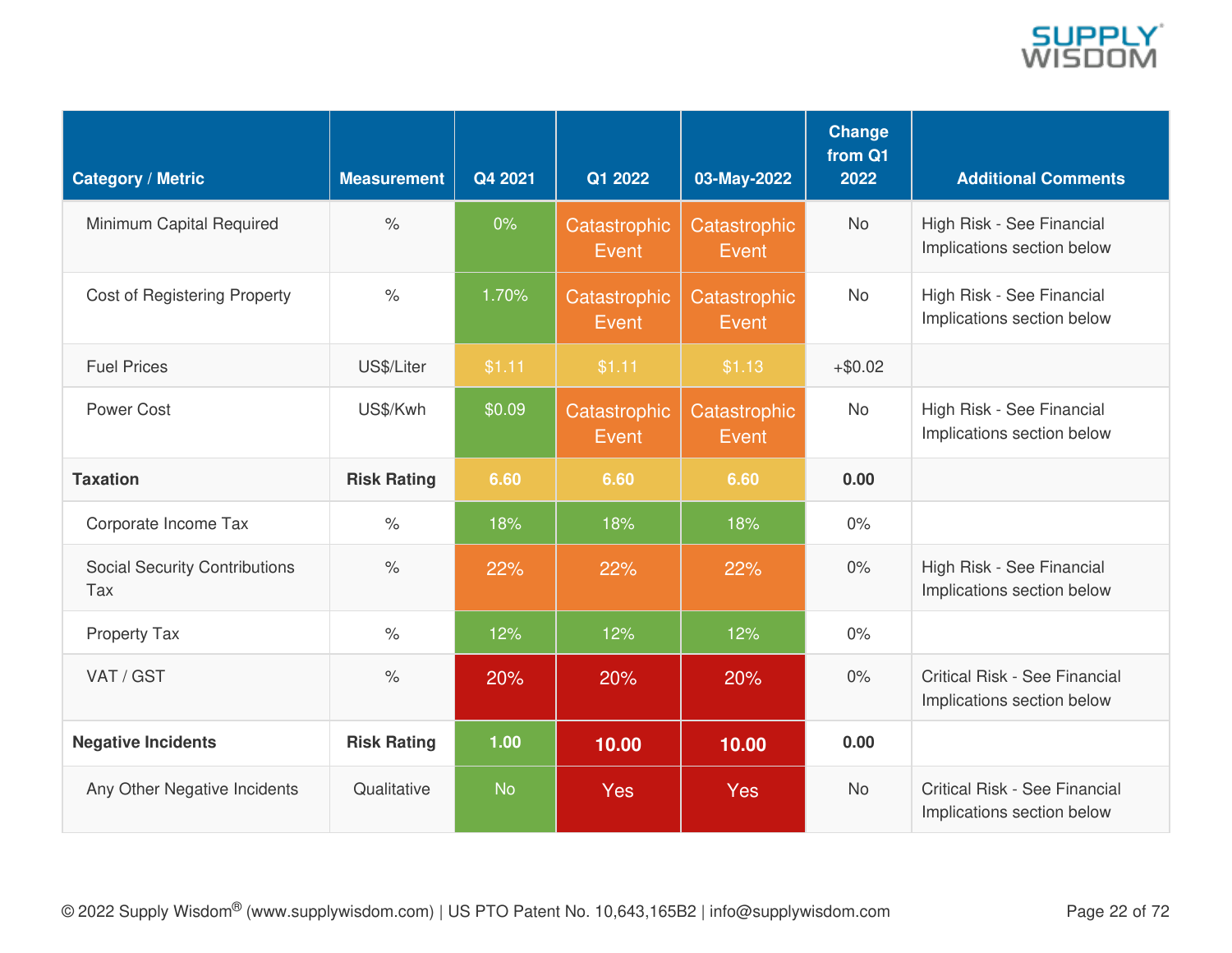| Category / Metric | Measurement | Q4 2021 | Q1 2022 | 03-May-2022 | Change from Q1 2022 | Additional Comments |
|---|---|---|---|---|---|---|
| Minimum Capital Required | % | 0% | Catastrophic Event | Catastrophic Event | No | High Risk - See Financial Implications section below |
| Cost of Registering Property | % | 1.70% | Catastrophic Event | Catastrophic Event | No | High Risk - See Financial Implications section below |
| Fuel Prices | US$/Liter | $1.11 | $1.11 | $1.13 | +$0.02 | |
| Power Cost | US$/Kwh | $0.09 | Catastrophic Event | Catastrophic Event | No | High Risk - See Financial Implications section below |
| **Taxation** | **Risk Rating** | **6.60** | **6.60** | **6.60** | **0.00** | |
| Corporate Income Tax | % | 18% | 18% | 18% | 0% | |
| Social Security Contributions Tax | % | 22% | 22% | 22% | 0% | High Risk - See Financial Implications section below |
| Property Tax | % | 12% | 12% | 12% | 0% | |
| VAT / GST | % | 20% | 20% | 20% | 0% | Critical Risk - See Financial Implications section below |
| **Negative Incidents** | **Risk Rating** | **1.00** | **10.00** | **10.00** | **0.00** | |
| Any Other Negative Incidents | Qualitative | No | Yes | Yes | No | Critical Risk - See Financial Implications section below |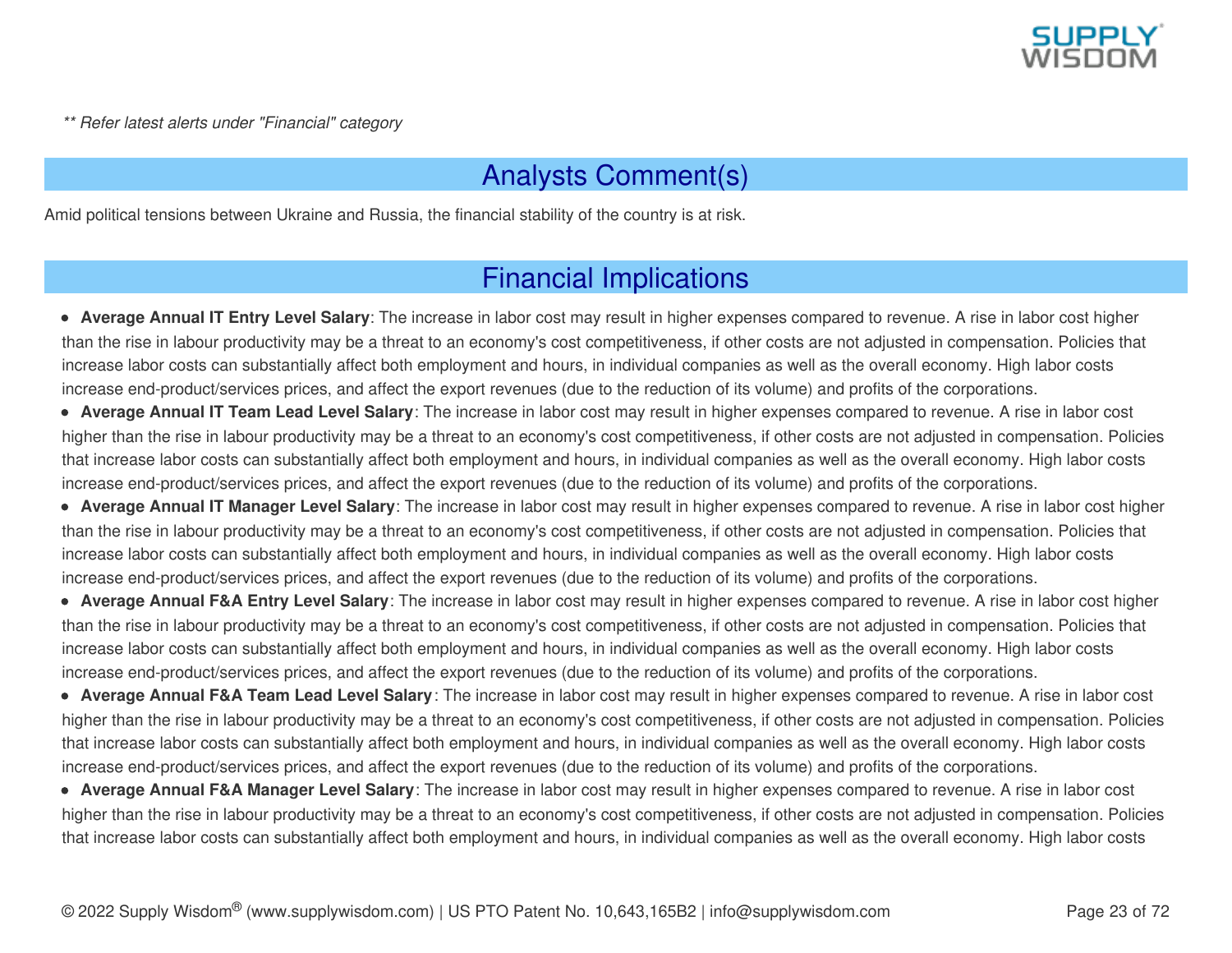*** Refer latest alerts under "Financial" category*

## Analysts Comment(s)

Amid political tensions between Ukraine and Russia, the financial stability of the country is at risk.

## Financial Implications

- **Average Annual IT Entry Level Salary**: The increase in labor cost may result in higher expenses compared to revenue. A rise in labor cost higher than the rise in labour productivity may be a threat to an economy's cost competitiveness, if other costs are not adjusted in compensation. Policies that increase labor costs can substantially affect both employment and hours, in individual companies as well as the overall economy. High labor costs increase end-product/services prices, and affect the export revenues (due to the reduction of its volume) and profits of the corporations.
- **Average Annual IT Team Lead Level Salary**: The increase in labor cost may result in higher expenses compared to revenue. A rise in labor cost higher than the rise in labour productivity may be a threat to an economy's cost competitiveness, if other costs are not adjusted in compensation. Policies that increase labor costs can substantially affect both employment and hours, in individual companies as well as the overall economy. High labor costs increase end-product/services prices, and affect the export revenues (due to the reduction of its volume) and profits of the corporations.
- **Average Annual IT Manager Level Salary**: The increase in labor cost may result in higher expenses compared to revenue. A rise in labor cost higher than the rise in labour productivity may be a threat to an economy's cost competitiveness, if other costs are not adjusted in compensation. Policies that increase labor costs can substantially affect both employment and hours, in individual companies as well as the overall economy. High labor costs increase end-product/services prices, and affect the export revenues (due to the reduction of its volume) and profits of the corporations.
- **Average Annual F&A Entry Level Salary**: The increase in labor cost may result in higher expenses compared to revenue. A rise in labor cost higher than the rise in labour productivity may be a threat to an economy's cost competitiveness, if other costs are not adjusted in compensation. Policies that increase labor costs can substantially affect both employment and hours, in individual companies as well as the overall economy. High labor costs increase end-product/services prices, and affect the export revenues (due to the reduction of its volume) and profits of the corporations.
- **Average Annual F&A Team Lead Level Salary**: The increase in labor cost may result in higher expenses compared to revenue. A rise in labor cost higher than the rise in labour productivity may be a threat to an economy's cost competitiveness, if other costs are not adjusted in compensation. Policies that increase labor costs can substantially affect both employment and hours, in individual companies as well as the overall economy. High labor costs increase end-product/services prices, and affect the export revenues (due to the reduction of its volume) and profits of the corporations.
- **Average Annual F&A Manager Level Salary**: The increase in labor cost may result in higher expenses compared to revenue. A rise in labor cost higher than the rise in labour productivity may be a threat to an economy's cost competitiveness, if other costs are not adjusted in compensation. Policies that increase labor costs can substantially affect both employment and hours, in individual companies as well as the overall economy. High labor costs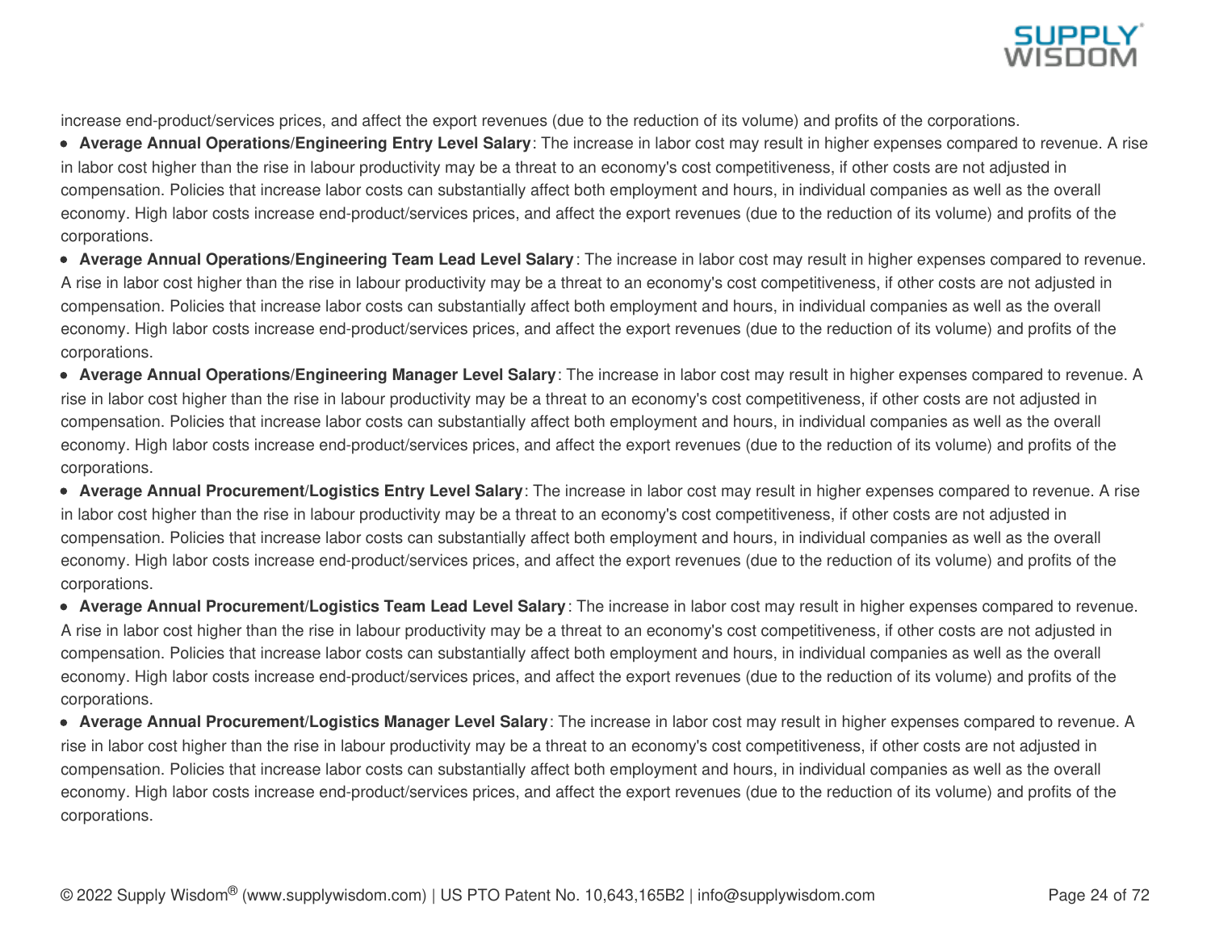increase end-product/services prices, and affect the export revenues (due to the reduction of its volume) and profits of the corporations.

- **Average Annual Operations/Engineering Entry Level Salary**: The increase in labor cost may result in higher expenses compared to revenue. A rise in labor cost higher than the rise in labour productivity may be a threat to an economy's cost competitiveness, if other costs are not adjusted in compensation. Policies that increase labor costs can substantially affect both employment and hours, in individual companies as well as the overall economy. High labor costs increase end-product/services prices, and affect the export revenues (due to the reduction of its volume) and profits of the corporations.
- **Average Annual Operations/Engineering Team Lead Level Salary**: The increase in labor cost may result in higher expenses compared to revenue. A rise in labor cost higher than the rise in labour productivity may be a threat to an economy's cost competitiveness, if other costs are not adjusted in compensation. Policies that increase labor costs can substantially affect both employment and hours, in individual companies as well as the overall economy. High labor costs increase end-product/services prices, and affect the export revenues (due to the reduction of its volume) and profits of the corporations.
- **Average Annual Operations/Engineering Manager Level Salary**: The increase in labor cost may result in higher expenses compared to revenue. A rise in labor cost higher than the rise in labour productivity may be a threat to an economy's cost competitiveness, if other costs are not adjusted in compensation. Policies that increase labor costs can substantially affect both employment and hours, in individual companies as well as the overall economy. High labor costs increase end-product/services prices, and affect the export revenues (due to the reduction of its volume) and profits of the corporations.
- **Average Annual Procurement/Logistics Entry Level Salary**: The increase in labor cost may result in higher expenses compared to revenue. A rise in labor cost higher than the rise in labour productivity may be a threat to an economy's cost competitiveness, if other costs are not adjusted in compensation. Policies that increase labor costs can substantially affect both employment and hours, in individual companies as well as the overall economy. High labor costs increase end-product/services prices, and affect the export revenues (due to the reduction of its volume) and profits of the corporations.
- **Average Annual Procurement/Logistics Team Lead Level Salary**: The increase in labor cost may result in higher expenses compared to revenue. A rise in labor cost higher than the rise in labour productivity may be a threat to an economy's cost competitiveness, if other costs are not adjusted in compensation. Policies that increase labor costs can substantially affect both employment and hours, in individual companies as well as the overall economy. High labor costs increase end-product/services prices, and affect the export revenues (due to the reduction of its volume) and profits of the corporations.
- **Average Annual Procurement/Logistics Manager Level Salary**: The increase in labor cost may result in higher expenses compared to revenue. A rise in labor cost higher than the rise in labour productivity may be a threat to an economy's cost competitiveness, if other costs are not adjusted in compensation. Policies that increase labor costs can substantially affect both employment and hours, in individual companies as well as the overall economy. High labor costs increase end-product/services prices, and affect the export revenues (due to the reduction of its volume) and profits of the corporations.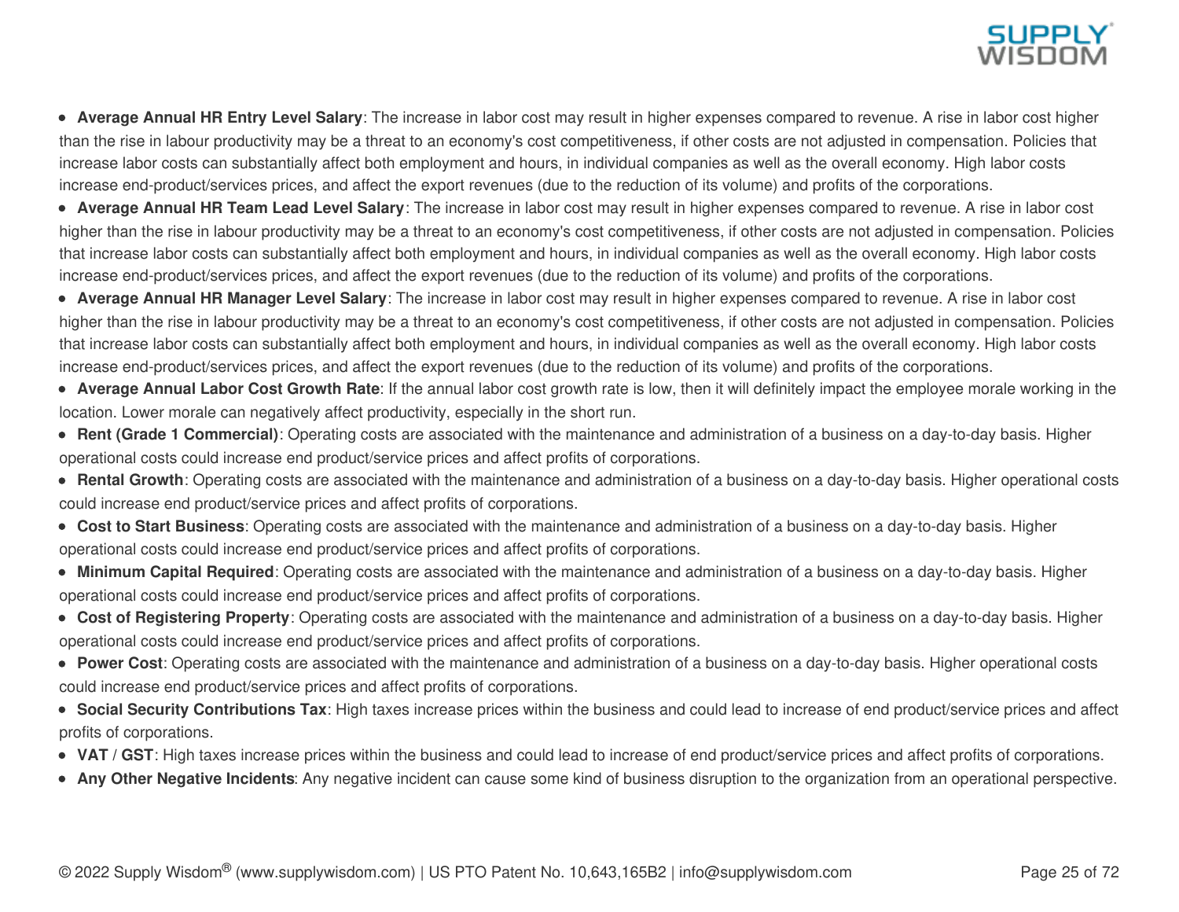- **Average Annual HR Entry Level Salary**: The increase in labor cost may result in higher expenses compared to revenue. A rise in labor cost higher than the rise in labour productivity may be a threat to an economy's cost competitiveness, if other costs are not adjusted in compensation. Policies that increase labor costs can substantially affect both employment and hours, in individual companies as well as the overall economy. High labor costs increase end-product/services prices, and affect the export revenues (due to the reduction of its volume) and profits of the corporations.
- **Average Annual HR Team Lead Level Salary**: The increase in labor cost may result in higher expenses compared to revenue. A rise in labor cost higher than the rise in labour productivity may be a threat to an economy's cost competitiveness, if other costs are not adjusted in compensation. Policies that increase labor costs can substantially affect both employment and hours, in individual companies as well as the overall economy. High labor costs increase end-product/services prices, and affect the export revenues (due to the reduction of its volume) and profits of the corporations.
- **Average Annual HR Manager Level Salary**: The increase in labor cost may result in higher expenses compared to revenue. A rise in labor cost higher than the rise in labour productivity may be a threat to an economy's cost competitiveness, if other costs are not adjusted in compensation. Policies that increase labor costs can substantially affect both employment and hours, in individual companies as well as the overall economy. High labor costs increase end-product/services prices, and affect the export revenues (due to the reduction of its volume) and profits of the corporations.
- **Average Annual Labor Cost Growth Rate**: If the annual labor cost growth rate is low, then it will definitely impact the employee morale working in the location. Lower morale can negatively affect productivity, especially in the short run.
- **Rent (Grade 1 Commercial)**: Operating costs are associated with the maintenance and administration of a business on a day-to-day basis. Higher operational costs could increase end product/service prices and affect profits of corporations.
- **Rental Growth**: Operating costs are associated with the maintenance and administration of a business on a day-to-day basis. Higher operational costs could increase end product/service prices and affect profits of corporations.
- **Cost to Start Business**: Operating costs are associated with the maintenance and administration of a business on a day-to-day basis. Higher operational costs could increase end product/service prices and affect profits of corporations.
- **Minimum Capital Required**: Operating costs are associated with the maintenance and administration of a business on a day-to-day basis. Higher operational costs could increase end product/service prices and affect profits of corporations.
- **Cost of Registering Property**: Operating costs are associated with the maintenance and administration of a business on a day-to-day basis. Higher operational costs could increase end product/service prices and affect profits of corporations.
- **Power Cost**: Operating costs are associated with the maintenance and administration of a business on a day-to-day basis. Higher operational costs could increase end product/service prices and affect profits of corporations.
- **Social Security Contributions Tax**: High taxes increase prices within the business and could lead to increase of end product/service prices and affect profits of corporations.
- **VAT / GST**: High taxes increase prices within the business and could lead to increase of end product/service prices and affect profits of corporations.
- **Any Other Negative Incidents**: Any negative incident can cause some kind of business disruption to the organization from an operational perspective.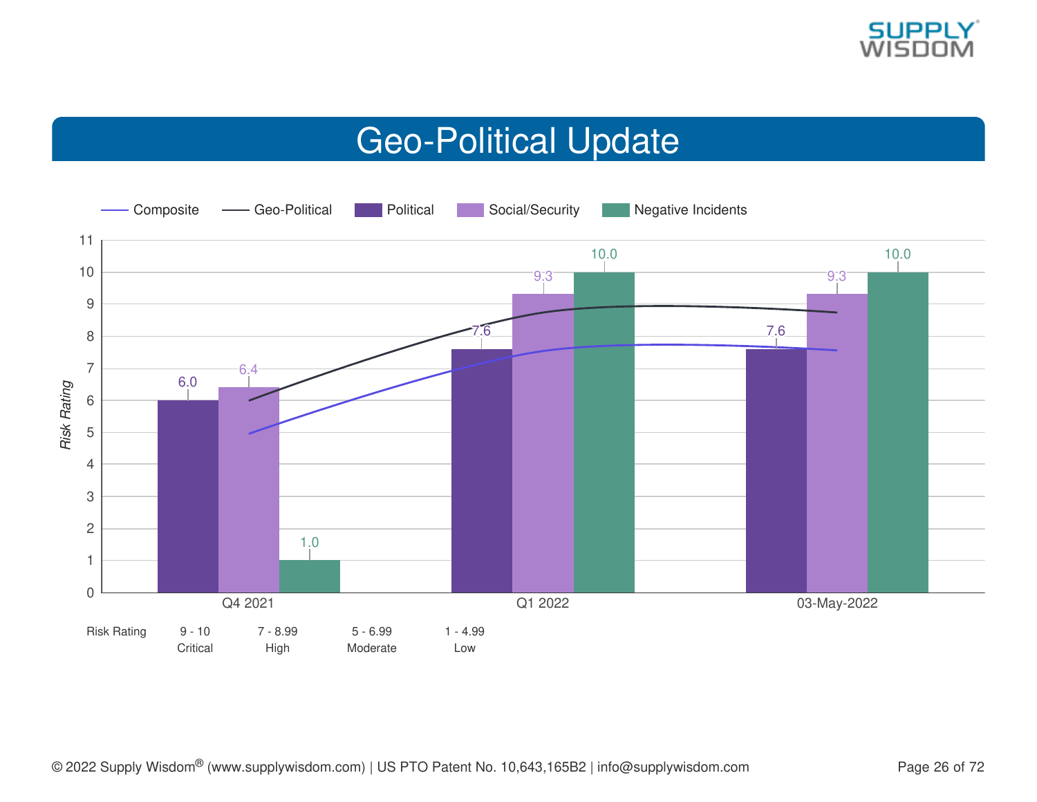# Geo-Political Update

| | Political | Social/Security | Negative Incidents |
|---|---|---|---|
| Q4 2021 | 6.0 | 6.4 | 1.0 |
| Q1 2022 | 7.6 | 9.3 | 10.0 |
| 03-May-2022 | 7.6 | 9.3 | 10.0 |

| Risk Rating | 9 - 10 | 7 - 8.99 | 5 - 6.99 | 1 - 4.99 |
|---|---|---|---|---|
| | Critical | High | Moderate | Low |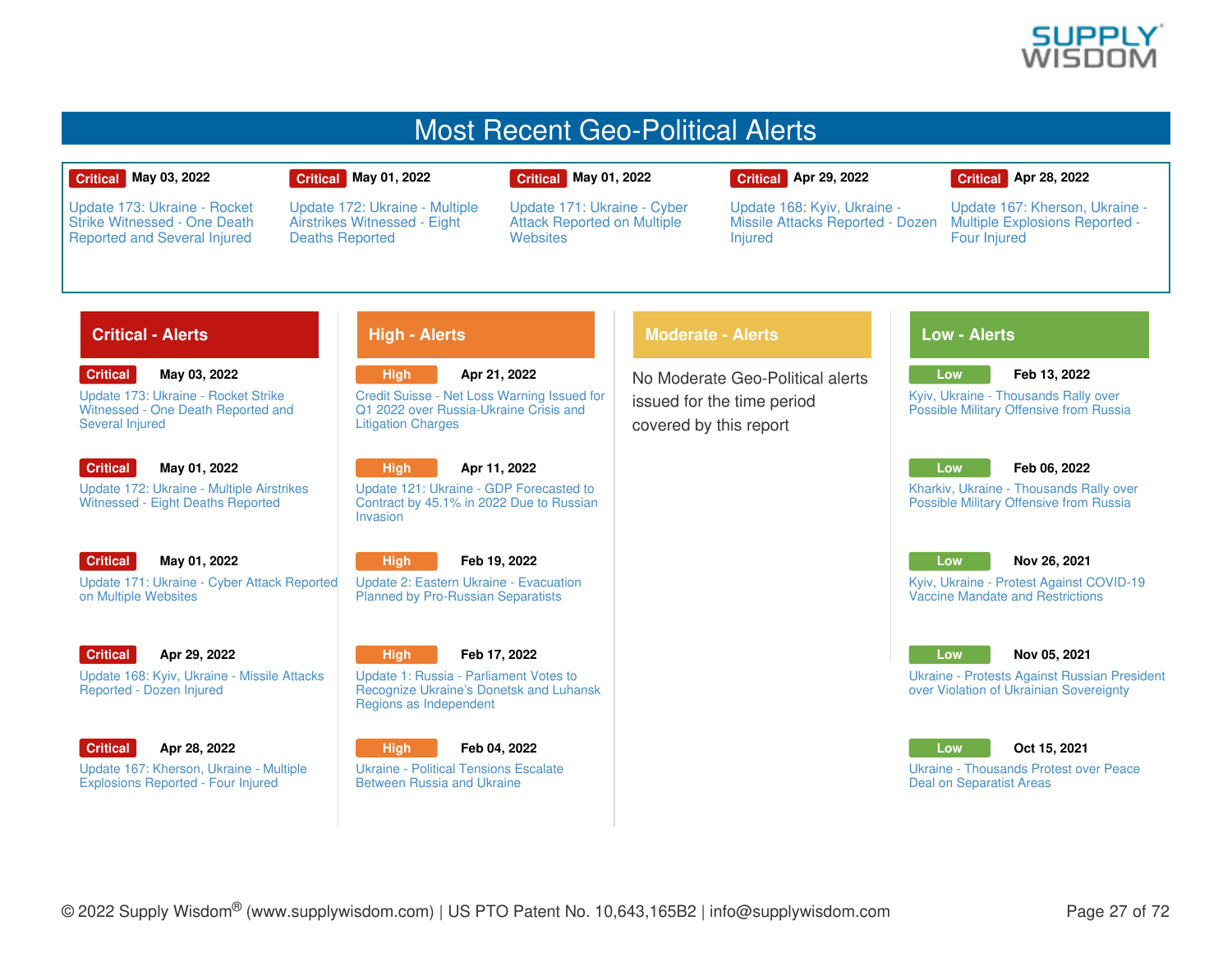# Most Recent Geo-Political Alerts

| Level | Date | Alert |
| --- | --- | --- |
| Critical | May 03, 2022 | Update 173: Ukraine - Rocket Strike Witnessed - One Death Reported and Several Injured |
| Critical | May 01, 2022 | Update 172: Ukraine - Multiple Airstrikes Witnessed - Eight Deaths Reported |
| Critical | May 01, 2022 | Update 171: Ukraine - Cyber Attack Reported on Multiple Websites |
| Critical | Apr 29, 2022 | Update 168: Kyiv, Ukraine - Missile Attacks Reported - Dozen Injured |
| Critical | Apr 28, 2022 | Update 167: Kherson, Ukraine - Multiple Explosions Reported - Four Injured |

## Critical - Alerts

**Critical** | **May 03, 2022**
Update 173: Ukraine - Rocket Strike Witnessed - One Death Reported and Several Injured

**Critical** | **May 01, 2022**
Update 172: Ukraine - Multiple Airstrikes Witnessed - Eight Deaths Reported

**Critical** | **May 01, 2022**
Update 171: Ukraine - Cyber Attack Reported on Multiple Websites

**Critical** | **Apr 29, 2022**
Update 168: Kyiv, Ukraine - Missile Attacks Reported - Dozen Injured

**Critical** | **Apr 28, 2022**
Update 167: Kherson, Ukraine - Multiple Explosions Reported - Four Injured

## High - Alerts

**High** | **Apr 21, 2022**
Credit Suisse - Net Loss Warning Issued for Q1 2022 over Russia-Ukraine Crisis and Litigation Charges

**High** | **Apr 11, 2022**
Update 121: Ukraine - GDP Forecasted to Contract by 45.1% in 2022 Due to Russian Invasion

**High** | **Feb 19, 2022**
Update 2: Eastern Ukraine - Evacuation Planned by Pro-Russian Separatists

**High** | **Feb 17, 2022**
Update 1: Russia - Parliament Votes to Recognize Ukraine's Donetsk and Luhansk Regions as Independent

**High** | **Feb 04, 2022**
Ukraine - Political Tensions Escalate Between Russia and Ukraine

## Moderate - Alerts

No Moderate Geo-Political alerts issued for the time period covered by this report

## Low - Alerts

**Low** | **Feb 13, 2022**
Kyiv, Ukraine - Thousands Rally over Possible Military Offensive from Russia

**Low** | **Feb 06, 2022**
Kharkiv, Ukraine - Thousands Rally over Possible Military Offensive from Russia

**Low** | **Nov 26, 2021**
Kyiv, Ukraine - Protest Against COVID-19 Vaccine Mandate and Restrictions

**Low** | **Nov 05, 2021**
Ukraine - Protests Against Russian President over Violation of Ukrainian Sovereignty

**Low** | **Oct 15, 2021**
Ukraine - Thousands Protest over Peace Deal on Separatist Areas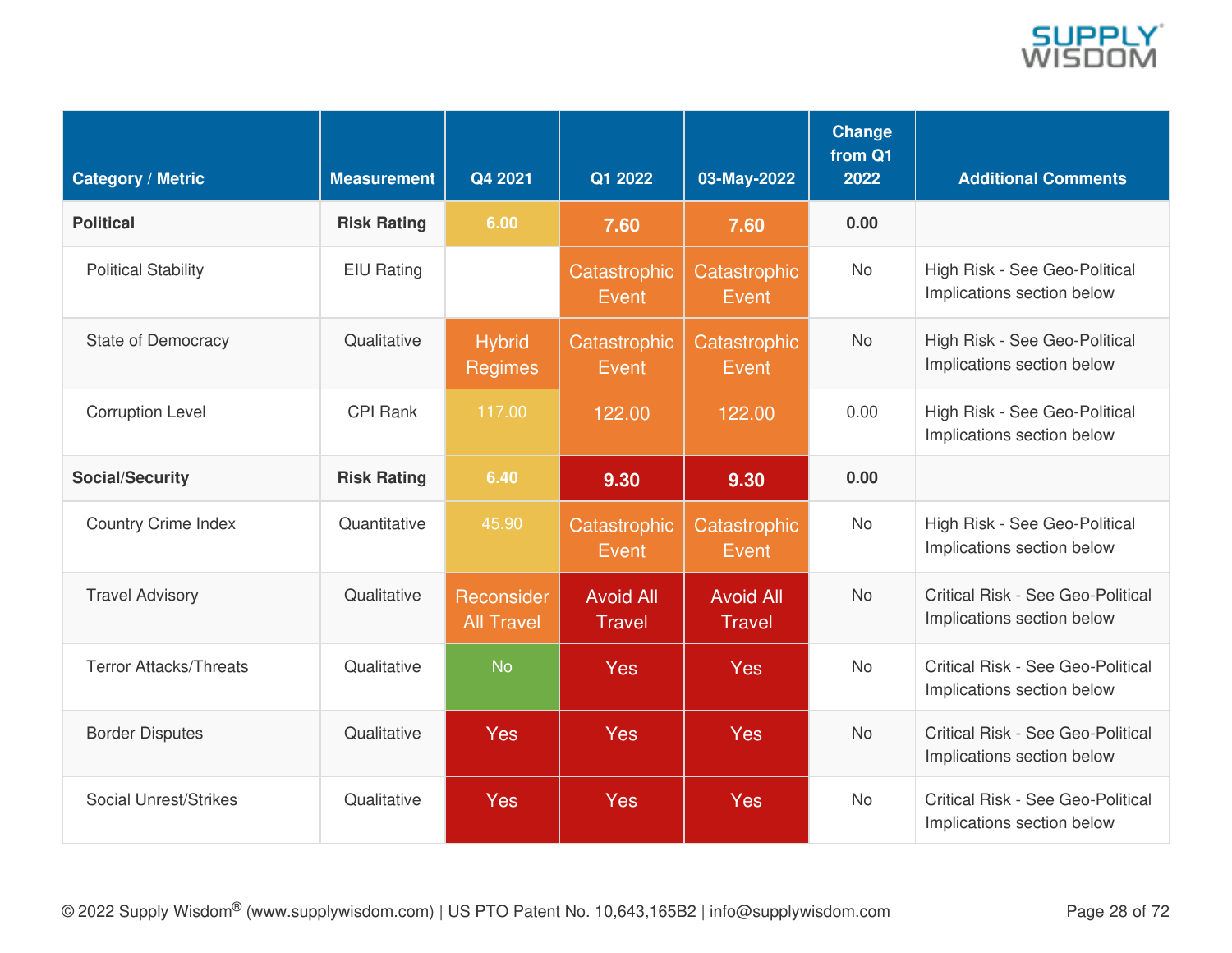| Category / Metric | Measurement | Q4 2021 | Q1 2022 | 03-May-2022 | Change from Q1 2022 | Additional Comments |
|---|---|---|---|---|---|---|
| **Political** | **Risk Rating** | **6.00** | **7.60** | **7.60** | **0.00** | |
| Political Stability | EIU Rating | | Catastrophic Event | Catastrophic Event | No | High Risk - See Geo-Political Implications section below |
| State of Democracy | Qualitative | Hybrid Regimes | Catastrophic Event | Catastrophic Event | No | High Risk - See Geo-Political Implications section below |
| Corruption Level | CPI Rank | 117.00 | 122.00 | 122.00 | 0.00 | High Risk - See Geo-Political Implications section below |
| **Social/Security** | **Risk Rating** | **6.40** | **9.30** | **9.30** | **0.00** | |
| Country Crime Index | Quantitative | 45.90 | Catastrophic Event | Catastrophic Event | No | High Risk - See Geo-Political Implications section below |
| Travel Advisory | Qualitative | Reconsider All Travel | Avoid All Travel | Avoid All Travel | No | Critical Risk - See Geo-Political Implications section below |
| Terror Attacks/Threats | Qualitative | No | Yes | Yes | No | Critical Risk - See Geo-Political Implications section below |
| Border Disputes | Qualitative | Yes | Yes | Yes | No | Critical Risk - See Geo-Political Implications section below |
| Social Unrest/Strikes | Qualitative | Yes | Yes | Yes | No | Critical Risk - See Geo-Political Implications section below |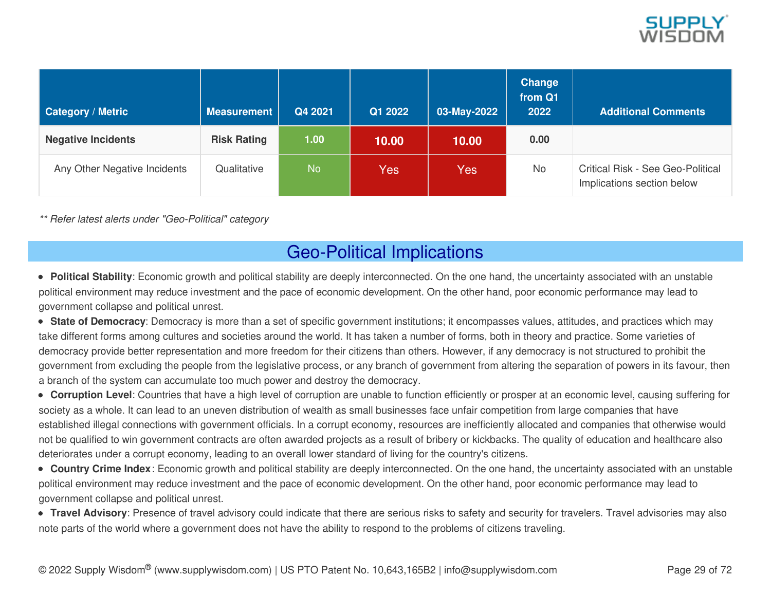| Category / Metric | Measurement | Q4 2021 | Q1 2022 | 03-May-2022 | Change from Q1 2022 | Additional Comments |
|---|---|---|---|---|---|---|
| **Negative Incidents** | **Risk Rating** | 1.00 | 10.00 | 10.00 | 0.00 | |
| Any Other Negative Incidents | Qualitative | No | Yes | Yes | No | Critical Risk - See Geo-Political Implications section below |

*** Refer latest alerts under "Geo-Political" category*

## Geo-Political Implications

- **Political Stability**: Economic growth and political stability are deeply interconnected. On the one hand, the uncertainty associated with an unstable political environment may reduce investment and the pace of economic development. On the other hand, poor economic performance may lead to government collapse and political unrest.
- **State of Democracy**: Democracy is more than a set of specific government institutions; it encompasses values, attitudes, and practices which may take different forms among cultures and societies around the world. It has taken a number of forms, both in theory and practice. Some varieties of democracy provide better representation and more freedom for their citizens than others. However, if any democracy is not structured to prohibit the government from excluding the people from the legislative process, or any branch of government from altering the separation of powers in its favour, then a branch of the system can accumulate too much power and destroy the democracy.
- **Corruption Level**: Countries that have a high level of corruption are unable to function efficiently or prosper at an economic level, causing suffering for society as a whole. It can lead to an uneven distribution of wealth as small businesses face unfair competition from large companies that have established illegal connections with government officials. In a corrupt economy, resources are inefficiently allocated and companies that otherwise would not be qualified to win government contracts are often awarded projects as a result of bribery or kickbacks. The quality of education and healthcare also deteriorates under a corrupt economy, leading to an overall lower standard of living for the country's citizens.
- **Country Crime Index**: Economic growth and political stability are deeply interconnected. On the one hand, the uncertainty associated with an unstable political environment may reduce investment and the pace of economic development. On the other hand, poor economic performance may lead to government collapse and political unrest.
- **Travel Advisory**: Presence of travel advisory could indicate that there are serious risks to safety and security for travelers. Travel advisories may also note parts of the world where a government does not have the ability to respond to the problems of citizens traveling.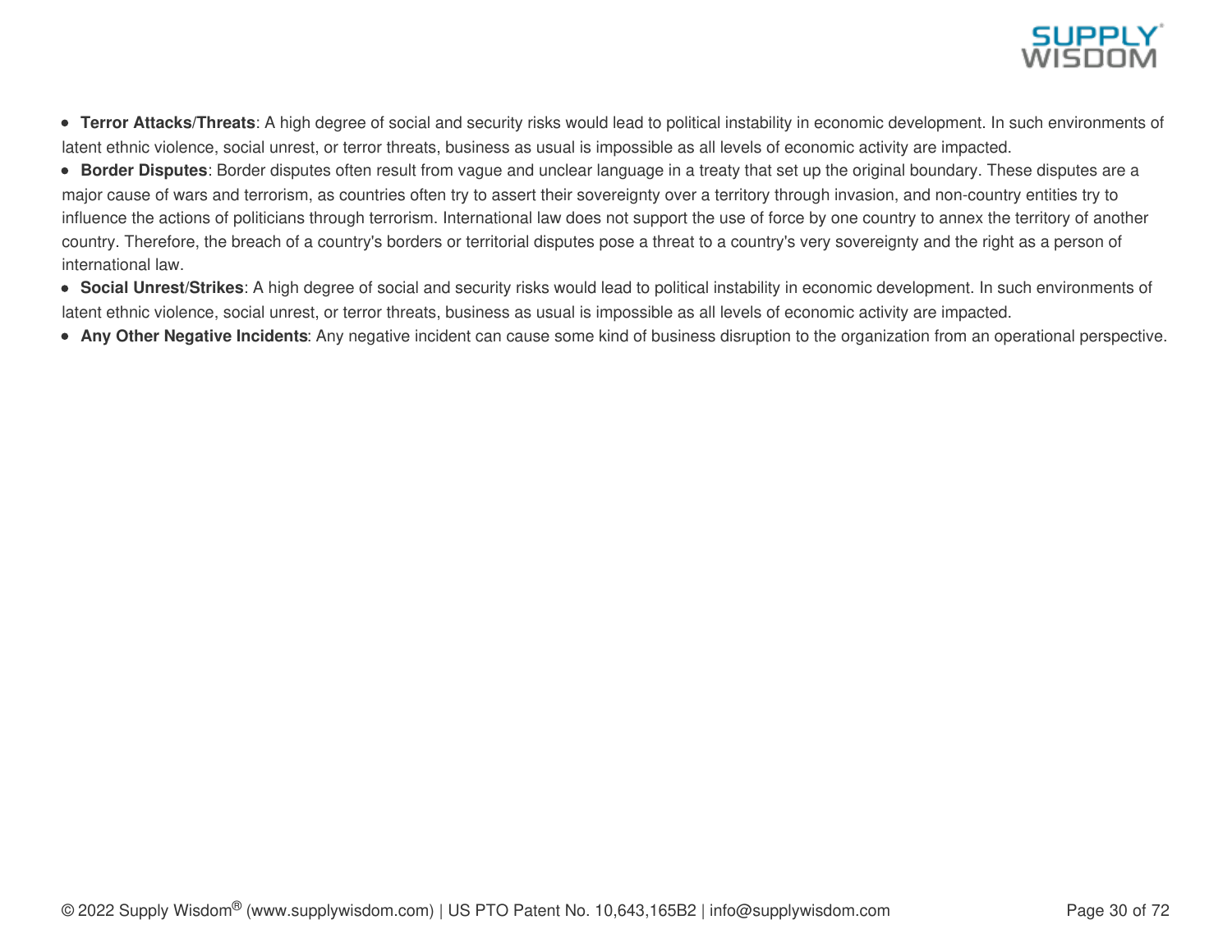- **Terror Attacks/Threats**: A high degree of social and security risks would lead to political instability in economic development. In such environments of latent ethnic violence, social unrest, or terror threats, business as usual is impossible as all levels of economic activity are impacted.
- **Border Disputes**: Border disputes often result from vague and unclear language in a treaty that set up the original boundary. These disputes are a major cause of wars and terrorism, as countries often try to assert their sovereignty over a territory through invasion, and non-country entities try to influence the actions of politicians through terrorism. International law does not support the use of force by one country to annex the territory of another country. Therefore, the breach of a country's borders or territorial disputes pose a threat to a country's very sovereignty and the right as a person of international law.
- **Social Unrest/Strikes**: A high degree of social and security risks would lead to political instability in economic development. In such environments of latent ethnic violence, social unrest, or terror threats, business as usual is impossible as all levels of economic activity are impacted.
- **Any Other Negative Incidents**: Any negative incident can cause some kind of business disruption to the organization from an operational perspective.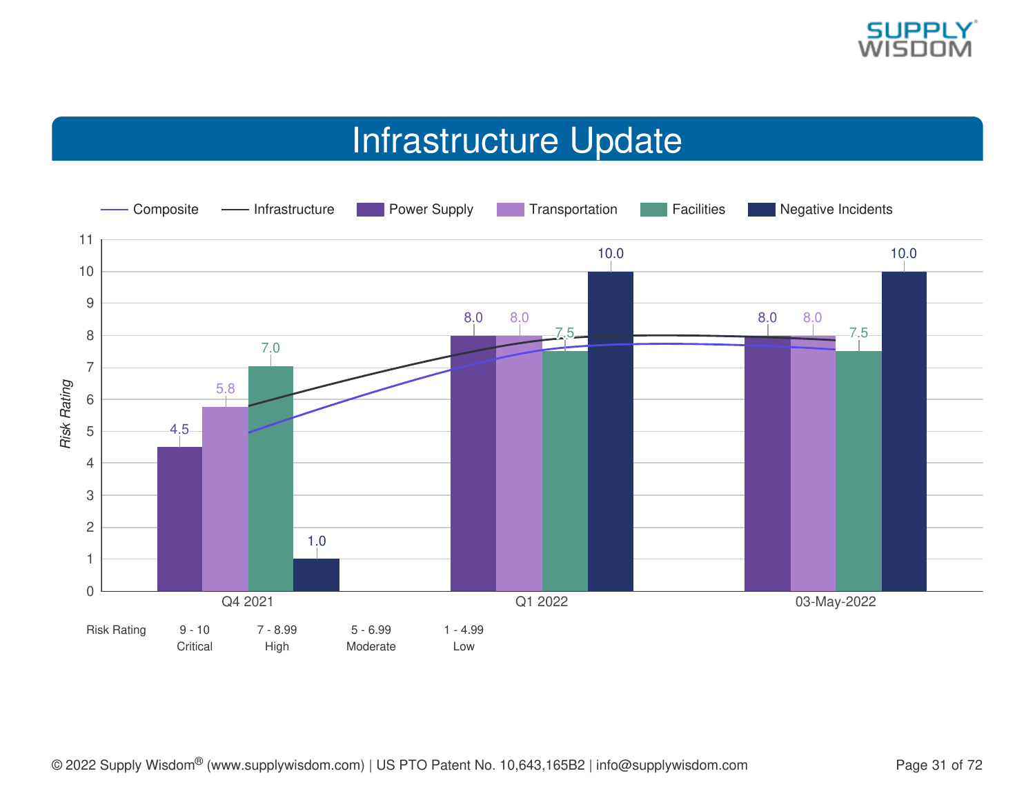# Infrastructure Update

| | Q4 2021 | Q1 2022 | 03-May-2022 |
|---|---|---|---|
| Power Supply | 4.5 | 8.0 | 8.0 |
| Transportation | 5.8 | 8.0 | 8.0 |
| Facilities | 7.0 | 7.5 | 7.5 |
| Negative Incidents | 1.0 | 10.0 | 10.0 |

Legend: Composite, Infrastructure, Power Supply, Transportation, Facilities, Negative Incidents

Y-axis: *Risk Rating*

| Risk Rating | 9 - 10 | 7 - 8.99 | 5 - 6.99 | 1 - 4.99 |
|---|---|---|---|---|
| | Critical | High | Moderate | Low |

© 2022 Supply Wisdom® (www.supplywisdom.com) | US PTO Patent No. 10,643,165B2 | info@supplywisdom.com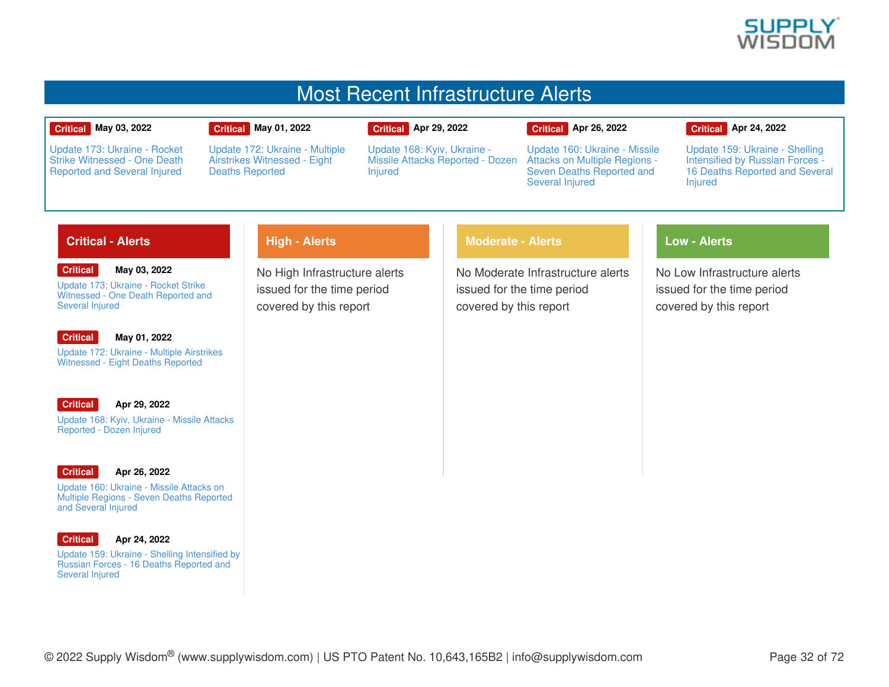# Most Recent Infrastructure Alerts

| | | | | |
|---|---|---|---|---|
| **Critical** May 03, 2022 | **Critical** May 01, 2022 | **Critical** Apr 29, 2022 | **Critical** Apr 26, 2022 | **Critical** Apr 24, 2022 |
| Update 173: Ukraine - Rocket Strike Witnessed - One Death Reported and Several Injured | Update 172: Ukraine - Multiple Airstrikes Witnessed - Eight Deaths Reported | Update 168: Kyiv, Ukraine - Missile Attacks Reported - Dozen Injured | Update 160: Ukraine - Missile Attacks on Multiple Regions - Seven Deaths Reported and Several Injured | Update 159: Ukraine - Shelling Intensified by Russian Forces - 16 Deaths Reported and Several Injured |

## Critical - Alerts

**Critical** **May 03, 2022**
Update 173: Ukraine - Rocket Strike Witnessed - One Death Reported and Several Injured

**Critical** **May 01, 2022**
Update 172: Ukraine - Multiple Airstrikes Witnessed - Eight Deaths Reported

**Critical** **Apr 29, 2022**
Update 168: Kyiv, Ukraine - Missile Attacks Reported - Dozen Injured

**Critical** **Apr 26, 2022**
Update 160: Ukraine - Missile Attacks on Multiple Regions - Seven Deaths Reported and Several Injured

**Critical** **Apr 24, 2022**
Update 159: Ukraine - Shelling Intensified by Russian Forces - 16 Deaths Reported and Several Injured

## High - Alerts

No High Infrastructure alerts issued for the time period covered by this report

## Moderate - Alerts

No Moderate Infrastructure alerts issued for the time period covered by this report

## Low - Alerts

No Low Infrastructure alerts issued for the time period covered by this report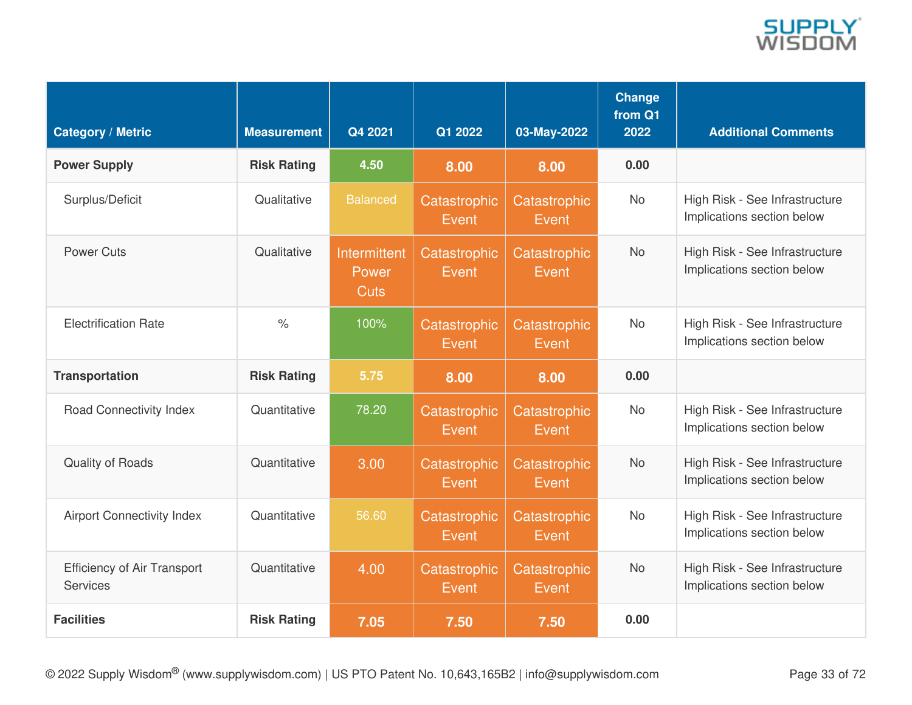| Category / Metric | Measurement | Q4 2021 | Q1 2022 | 03-May-2022 | Change from Q1 2022 | Additional Comments |
|---|---|---|---|---|---|---|
| **Power Supply** | **Risk Rating** | **4.50** | **8.00** | **8.00** | **0.00** | |
| Surplus/Deficit | Qualitative | Balanced | Catastrophic Event | Catastrophic Event | No | High Risk - See Infrastructure Implications section below |
| Power Cuts | Qualitative | Intermittent Power Cuts | Catastrophic Event | Catastrophic Event | No | High Risk - See Infrastructure Implications section below |
| Electrification Rate | % | 100% | Catastrophic Event | Catastrophic Event | No | High Risk - See Infrastructure Implications section below |
| **Transportation** | **Risk Rating** | **5.75** | **8.00** | **8.00** | **0.00** | |
| Road Connectivity Index | Quantitative | 78.20 | Catastrophic Event | Catastrophic Event | No | High Risk - See Infrastructure Implications section below |
| Quality of Roads | Quantitative | 3.00 | Catastrophic Event | Catastrophic Event | No | High Risk - See Infrastructure Implications section below |
| Airport Connectivity Index | Quantitative | 56.60 | Catastrophic Event | Catastrophic Event | No | High Risk - See Infrastructure Implications section below |
| Efficiency of Air Transport Services | Quantitative | 4.00 | Catastrophic Event | Catastrophic Event | No | High Risk - See Infrastructure Implications section below |
| **Facilities** | **Risk Rating** | **7.05** | **7.50** | **7.50** | **0.00** | |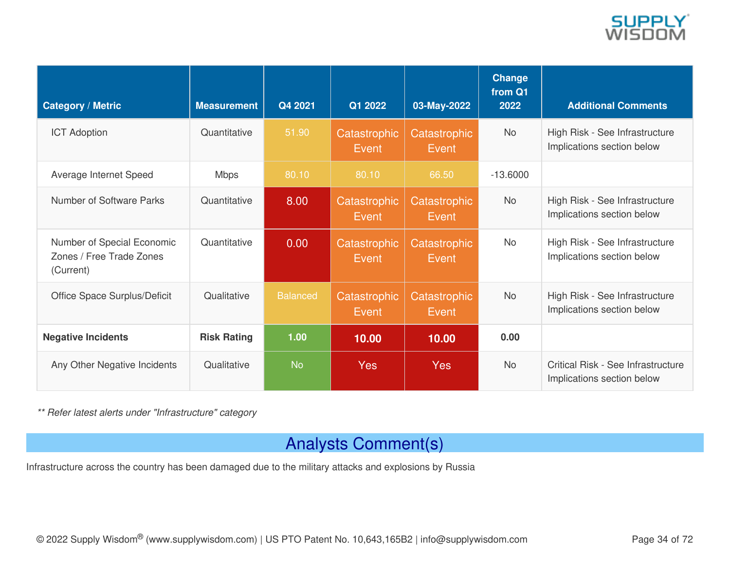| Category / Metric | Measurement | Q4 2021 | Q1 2022 | 03-May-2022 | Change from Q1 2022 | Additional Comments |
|---|---|---|---|---|---|---|
| ICT Adoption | Quantitative | 51.90 | Catastrophic Event | Catastrophic Event | No | High Risk - See Infrastructure Implications section below |
| Average Internet Speed | Mbps | 80.10 | 80.10 | 66.50 | -13.6000 | |
| Number of Software Parks | Quantitative | 8.00 | Catastrophic Event | Catastrophic Event | No | High Risk - See Infrastructure Implications section below |
| Number of Special Economic Zones / Free Trade Zones (Current) | Quantitative | 0.00 | Catastrophic Event | Catastrophic Event | No | High Risk - See Infrastructure Implications section below |
| Office Space Surplus/Deficit | Qualitative | Balanced | Catastrophic Event | Catastrophic Event | No | High Risk - See Infrastructure Implications section below |
| **Negative Incidents** | **Risk Rating** | **1.00** | **10.00** | **10.00** | **0.00** | |
| Any Other Negative Incidents | Qualitative | No | Yes | Yes | No | Critical Risk - See Infrastructure Implications section below |

*** Refer latest alerts under "Infrastructure" category*

## Analysts Comment(s)

Infrastructure across the country has been damaged due to the military attacks and explosions by Russia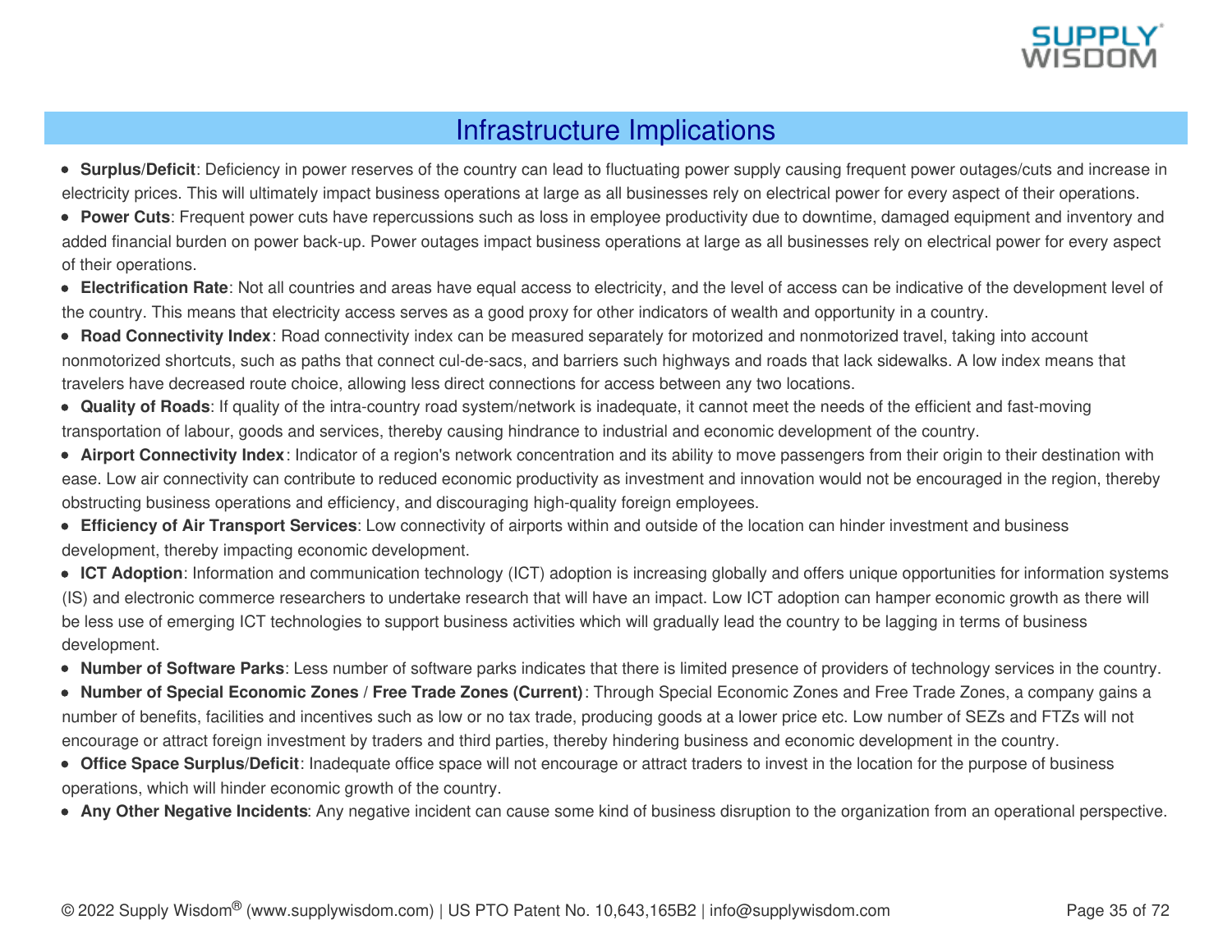## Infrastructure Implications

- **Surplus/Deficit**: Deficiency in power reserves of the country can lead to fluctuating power supply causing frequent power outages/cuts and increase in electricity prices. This will ultimately impact business operations at large as all businesses rely on electrical power for every aspect of their operations.
- **Power Cuts**: Frequent power cuts have repercussions such as loss in employee productivity due to downtime, damaged equipment and inventory and added financial burden on power back-up. Power outages impact business operations at large as all businesses rely on electrical power for every aspect of their operations.
- **Electrification Rate**: Not all countries and areas have equal access to electricity, and the level of access can be indicative of the development level of the country. This means that electricity access serves as a good proxy for other indicators of wealth and opportunity in a country.
- **Road Connectivity Index**: Road connectivity index can be measured separately for motorized and nonmotorized travel, taking into account nonmotorized shortcuts, such as paths that connect cul-de-sacs, and barriers such highways and roads that lack sidewalks. A low index means that travelers have decreased route choice, allowing less direct connections for access between any two locations.
- **Quality of Roads**: If quality of the intra-country road system/network is inadequate, it cannot meet the needs of the efficient and fast-moving transportation of labour, goods and services, thereby causing hindrance to industrial and economic development of the country.
- **Airport Connectivity Index**: Indicator of a region's network concentration and its ability to move passengers from their origin to their destination with ease. Low air connectivity can contribute to reduced economic productivity as investment and innovation would not be encouraged in the region, thereby obstructing business operations and efficiency, and discouraging high-quality foreign employees.
- **Efficiency of Air Transport Services**: Low connectivity of airports within and outside of the location can hinder investment and business development, thereby impacting economic development.
- **ICT Adoption**: Information and communication technology (ICT) adoption is increasing globally and offers unique opportunities for information systems (IS) and electronic commerce researchers to undertake research that will have an impact. Low ICT adoption can hamper economic growth as there will be less use of emerging ICT technologies to support business activities which will gradually lead the country to be lagging in terms of business development.
- **Number of Software Parks**: Less number of software parks indicates that there is limited presence of providers of technology services in the country.
- **Number of Special Economic Zones / Free Trade Zones (Current)**: Through Special Economic Zones and Free Trade Zones, a company gains a number of benefits, facilities and incentives such as low or no tax trade, producing goods at a lower price etc. Low number of SEZs and FTZs will not encourage or attract foreign investment by traders and third parties, thereby hindering business and economic development in the country.
- **Office Space Surplus/Deficit**: Inadequate office space will not encourage or attract traders to invest in the location for the purpose of business operations, which will hinder economic growth of the country.
- **Any Other Negative Incidents**: Any negative incident can cause some kind of business disruption to the organization from an operational perspective.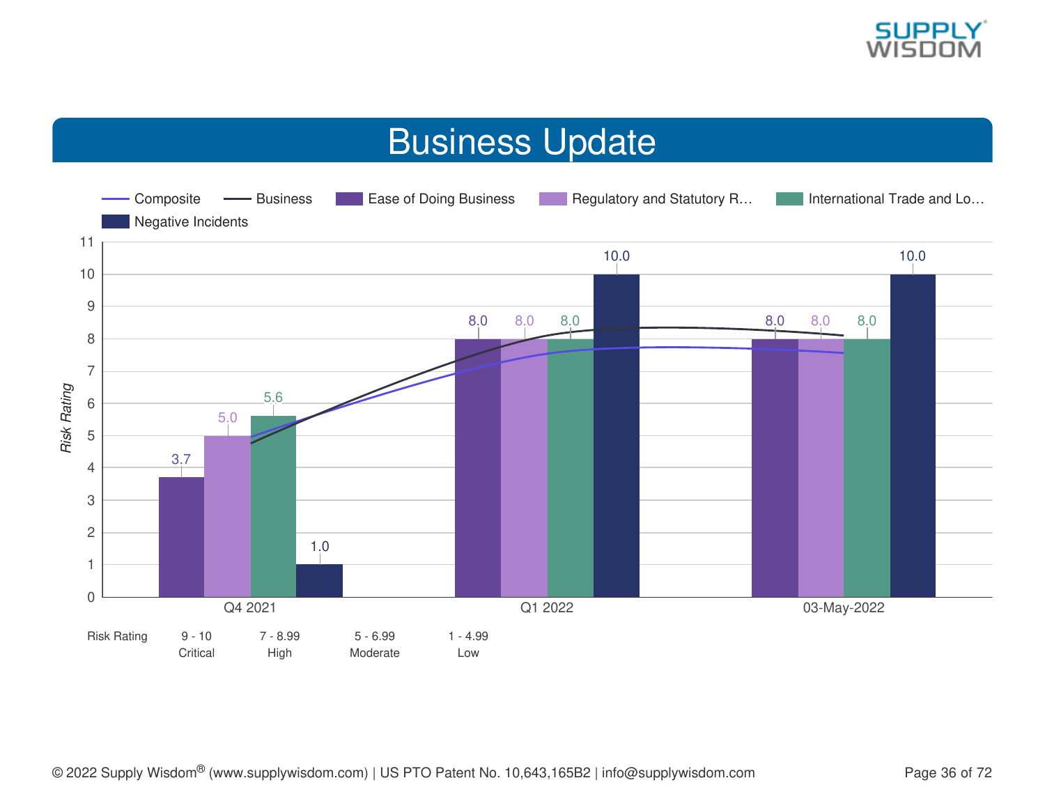# Business Update

Legend: Composite, Business, Ease of Doing Business, Regulatory and Statutory R…, International Trade and Lo…, Negative Incidents

| Period | Ease of Doing Business | Regulatory and Statutory R… | International Trade and Lo… | Negative Incidents |
|---|---|---|---|---|
| Q4 2021 | 3.7 | 5.0 | 5.6 | 1.0 |
| Q1 2022 | 8.0 | 8.0 | 8.0 | 10.0 |
| 03-May-2022 | 8.0 | 8.0 | 8.0 | 10.0 |

Risk Rating (y-axis)

| Risk Rating | 9 - 10 | 7 - 8.99 | 5 - 6.99 | 1 - 4.99 |
|---|---|---|---|---|
| | Critical | High | Moderate | Low |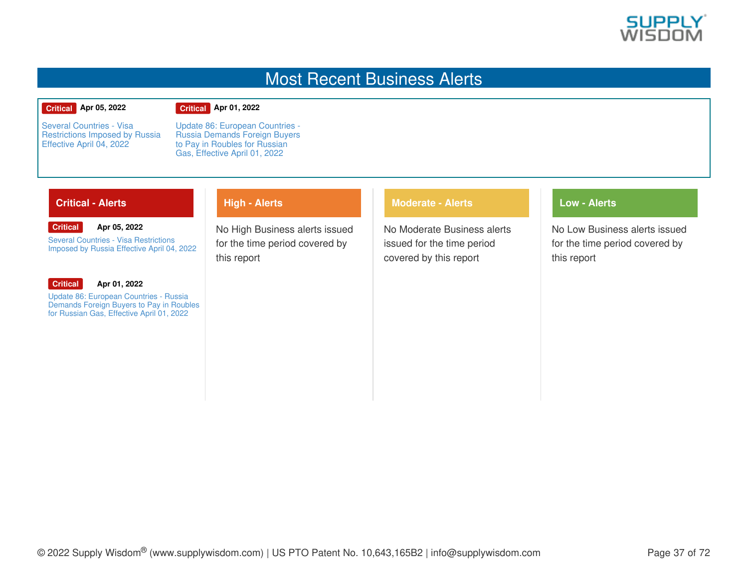## Most Recent Business Alerts

**Critical** **Apr 05, 2022**

Several Countries - Visa Restrictions Imposed by Russia Effective April 04, 2022

**Critical** **Apr 01, 2022**

Update 86: European Countries - Russia Demands Foreign Buyers to Pay in Roubles for Russian Gas, Effective April 01, 2022

### Critical - Alerts

**Critical** **Apr 05, 2022**

Several Countries - Visa Restrictions Imposed by Russia Effective April 04, 2022

**Critical** **Apr 01, 2022**

Update 86: European Countries - Russia Demands Foreign Buyers to Pay in Roubles for Russian Gas, Effective April 01, 2022

### High - Alerts

No High Business alerts issued for the time period covered by this report

### Moderate - Alerts

No Moderate Business alerts issued for the time period covered by this report

### Low - Alerts

No Low Business alerts issued for the time period covered by this report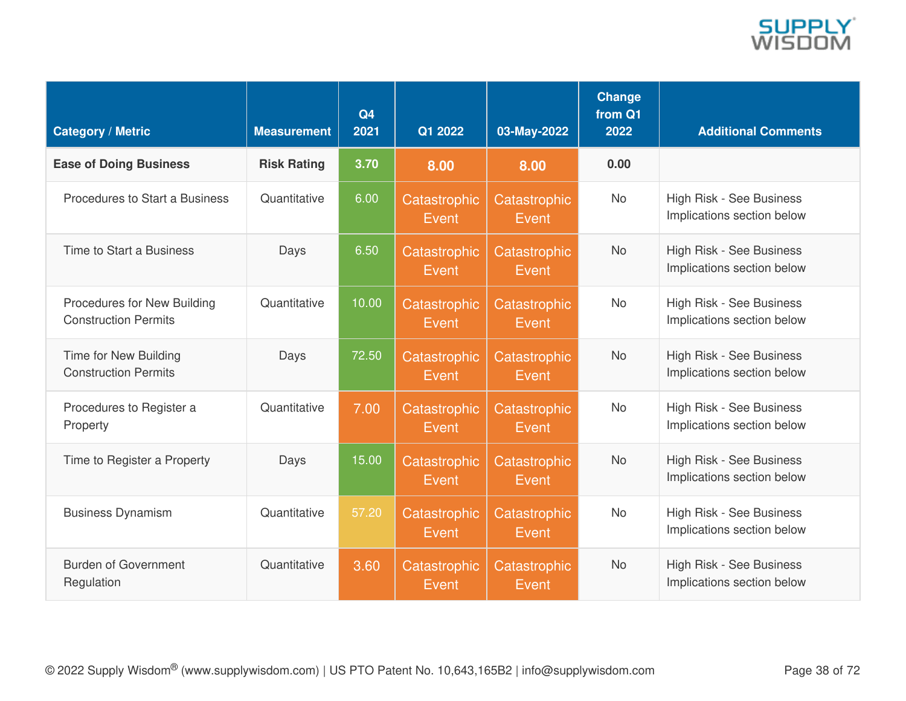| Category / Metric | Measurement | Q4 2021 | Q1 2022 | 03-May-2022 | Change from Q1 2022 | Additional Comments |
|---|---|---|---|---|---|---|
| **Ease of Doing Business** | **Risk Rating** | **3.70** | **8.00** | **8.00** | **0.00** | |
| Procedures to Start a Business | Quantitative | 6.00 | Catastrophic Event | Catastrophic Event | No | High Risk - See Business Implications section below |
| Time to Start a Business | Days | 6.50 | Catastrophic Event | Catastrophic Event | No | High Risk - See Business Implications section below |
| Procedures for New Building Construction Permits | Quantitative | 10.00 | Catastrophic Event | Catastrophic Event | No | High Risk - See Business Implications section below |
| Time for New Building Construction Permits | Days | 72.50 | Catastrophic Event | Catastrophic Event | No | High Risk - See Business Implications section below |
| Procedures to Register a Property | Quantitative | 7.00 | Catastrophic Event | Catastrophic Event | No | High Risk - See Business Implications section below |
| Time to Register a Property | Days | 15.00 | Catastrophic Event | Catastrophic Event | No | High Risk - See Business Implications section below |
| Business Dynamism | Quantitative | 57.20 | Catastrophic Event | Catastrophic Event | No | High Risk - See Business Implications section below |
| Burden of Government Regulation | Quantitative | 3.60 | Catastrophic Event | Catastrophic Event | No | High Risk - See Business Implications section below |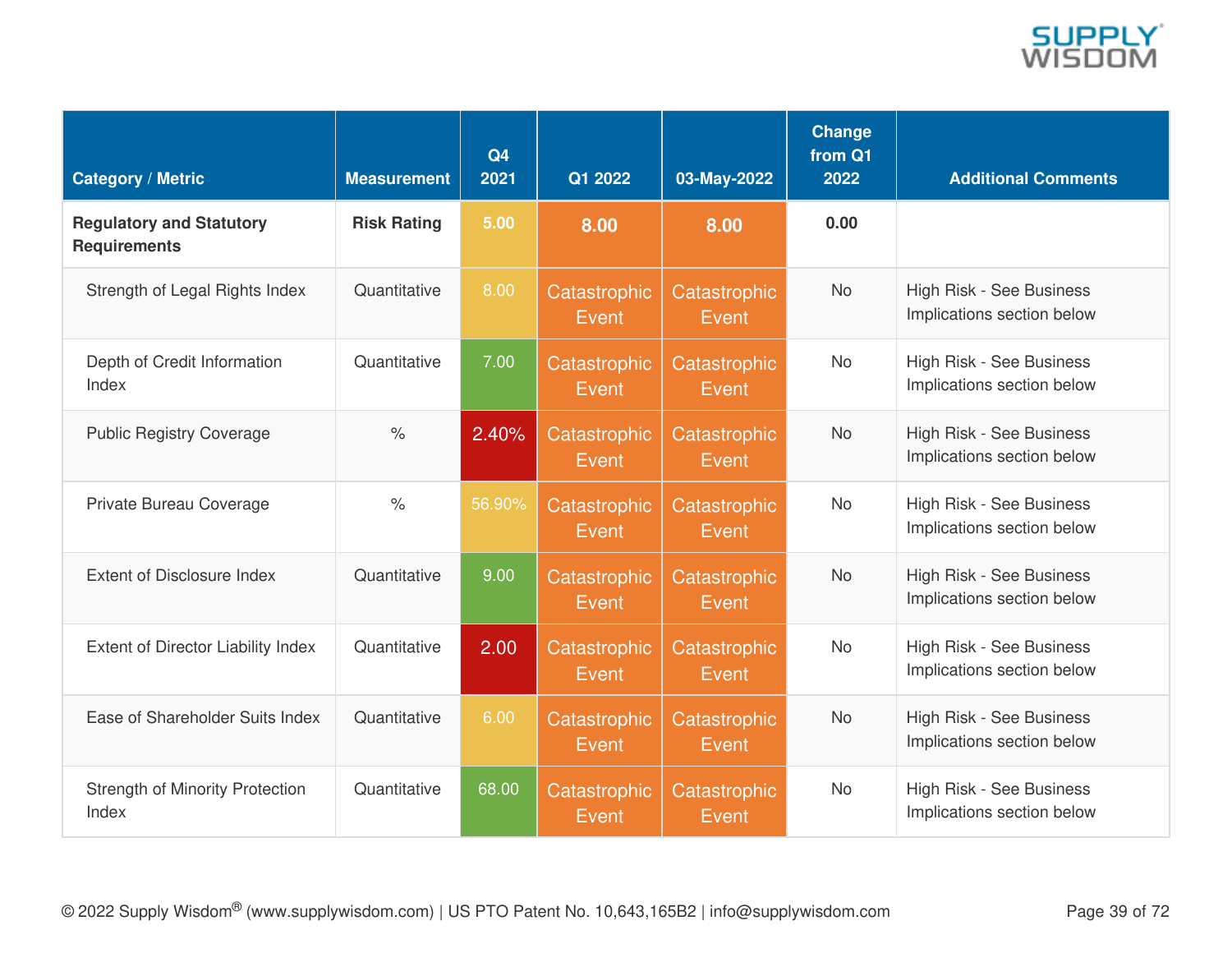| Category / Metric | Measurement | Q4 2021 | Q1 2022 | 03-May-2022 | Change from Q1 2022 | Additional Comments |
|---|---|---|---|---|---|---|
| **Regulatory and Statutory Requirements** | **Risk Rating** | **5.00** | **8.00** | **8.00** | **0.00** | |
| Strength of Legal Rights Index | Quantitative | 8.00 | Catastrophic Event | Catastrophic Event | No | High Risk - See Business Implications section below |
| Depth of Credit Information Index | Quantitative | 7.00 | Catastrophic Event | Catastrophic Event | No | High Risk - See Business Implications section below |
| Public Registry Coverage | % | 2.40% | Catastrophic Event | Catastrophic Event | No | High Risk - See Business Implications section below |
| Private Bureau Coverage | % | 56.90% | Catastrophic Event | Catastrophic Event | No | High Risk - See Business Implications section below |
| Extent of Disclosure Index | Quantitative | 9.00 | Catastrophic Event | Catastrophic Event | No | High Risk - See Business Implications section below |
| Extent of Director Liability Index | Quantitative | 2.00 | Catastrophic Event | Catastrophic Event | No | High Risk - See Business Implications section below |
| Ease of Shareholder Suits Index | Quantitative | 6.00 | Catastrophic Event | Catastrophic Event | No | High Risk - See Business Implications section below |
| Strength of Minority Protection Index | Quantitative | 68.00 | Catastrophic Event | Catastrophic Event | No | High Risk - See Business Implications section below |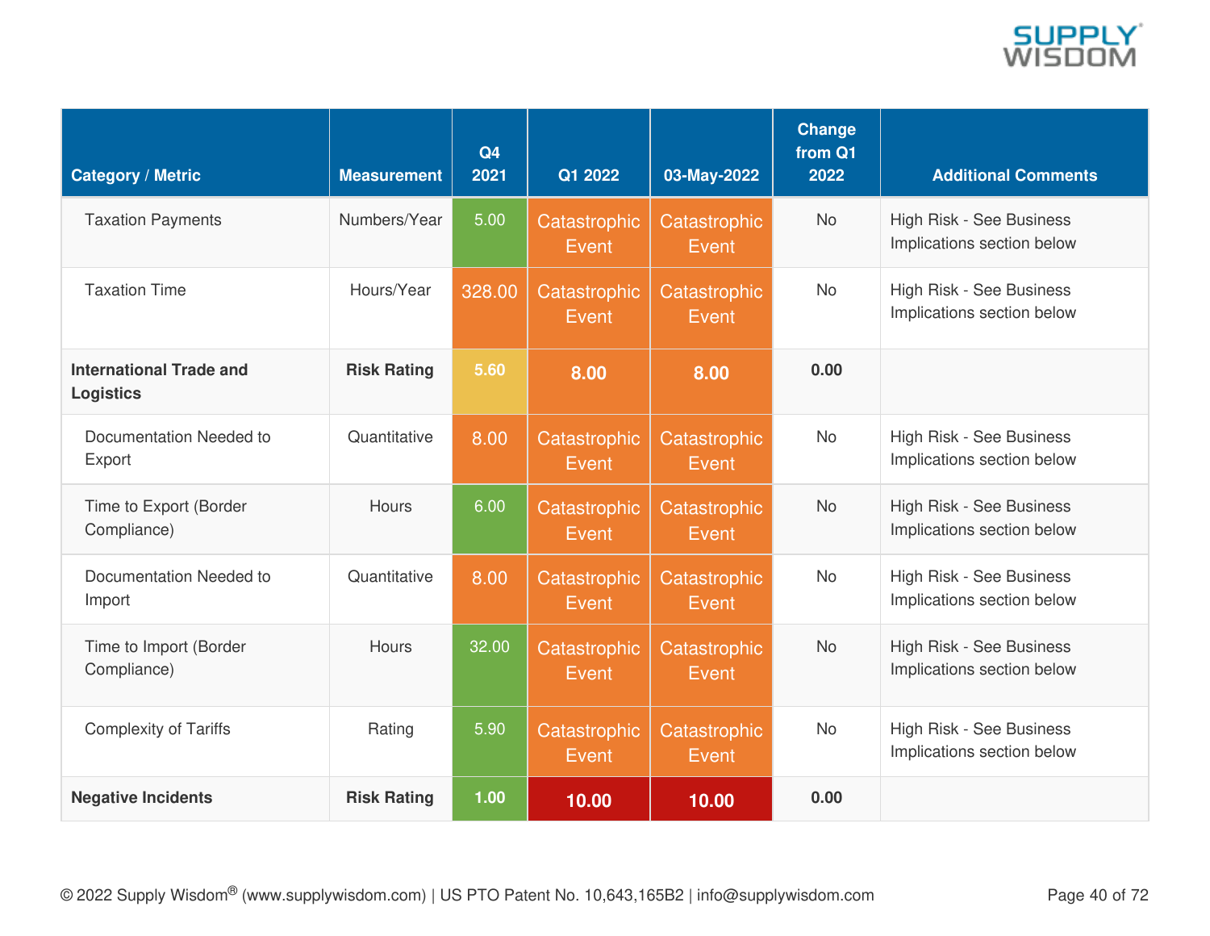| Category / Metric | Measurement | Q4 2021 | Q1 2022 | 03-May-2022 | Change from Q1 2022 | Additional Comments |
|---|---|---|---|---|---|---|
| Taxation Payments | Numbers/Year | 5.00 | Catastrophic Event | Catastrophic Event | No | High Risk - See Business Implications section below |
| Taxation Time | Hours/Year | 328.00 | Catastrophic Event | Catastrophic Event | No | High Risk - See Business Implications section below |
| **International Trade and Logistics** | **Risk Rating** | **5.60** | **8.00** | **8.00** | **0.00** | |
| Documentation Needed to Export | Quantitative | 8.00 | Catastrophic Event | Catastrophic Event | No | High Risk - See Business Implications section below |
| Time to Export (Border Compliance) | Hours | 6.00 | Catastrophic Event | Catastrophic Event | No | High Risk - See Business Implications section below |
| Documentation Needed to Import | Quantitative | 8.00 | Catastrophic Event | Catastrophic Event | No | High Risk - See Business Implications section below |
| Time to Import (Border Compliance) | Hours | 32.00 | Catastrophic Event | Catastrophic Event | No | High Risk - See Business Implications section below |
| Complexity of Tariffs | Rating | 5.90 | Catastrophic Event | Catastrophic Event | No | High Risk - See Business Implications section below |
| **Negative Incidents** | **Risk Rating** | **1.00** | **10.00** | **10.00** | **0.00** | |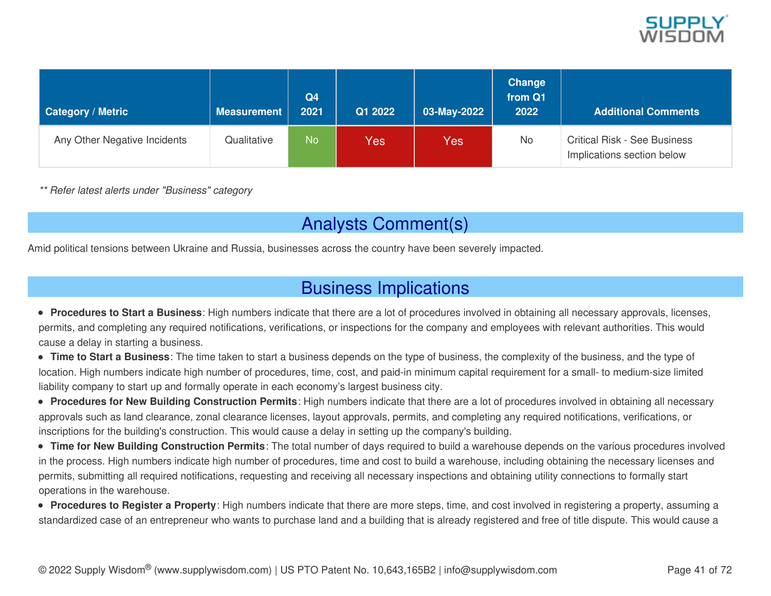| Category / Metric | Measurement | Q4 2021 | Q1 2022 | 03-May-2022 | Change from Q1 2022 | Additional Comments |
|---|---|---|---|---|---|---|
| Any Other Negative Incidents | Qualitative | No | Yes | Yes | No | Critical Risk - See Business Implications section below |

*** Refer latest alerts under "Business" category*

## Analysts Comment(s)

Amid political tensions between Ukraine and Russia, businesses across the country have been severely impacted.

## Business Implications

- **Procedures to Start a Business**: High numbers indicate that there are a lot of procedures involved in obtaining all necessary approvals, licenses, permits, and completing any required notifications, verifications, or inspections for the company and employees with relevant authorities. This would cause a delay in starting a business.
- **Time to Start a Business**: The time taken to start a business depends on the type of business, the complexity of the business, and the type of location. High numbers indicate high number of procedures, time, cost, and paid-in minimum capital requirement for a small- to medium-size limited liability company to start up and formally operate in each economy's largest business city.
- **Procedures for New Building Construction Permits**: High numbers indicate that there are a lot of procedures involved in obtaining all necessary approvals such as land clearance, zonal clearance licenses, layout approvals, permits, and completing any required notifications, verifications, or inscriptions for the building's construction. This would cause a delay in setting up the company's building.
- **Time for New Building Construction Permits**: The total number of days required to build a warehouse depends on the various procedures involved in the process. High numbers indicate high number of procedures, time and cost to build a warehouse, including obtaining the necessary licenses and permits, submitting all required notifications, requesting and receiving all necessary inspections and obtaining utility connections to formally start operations in the warehouse.
- **Procedures to Register a Property**: High numbers indicate that there are more steps, time, and cost involved in registering a property, assuming a standardized case of an entrepreneur who wants to purchase land and a building that is already registered and free of title dispute. This would cause a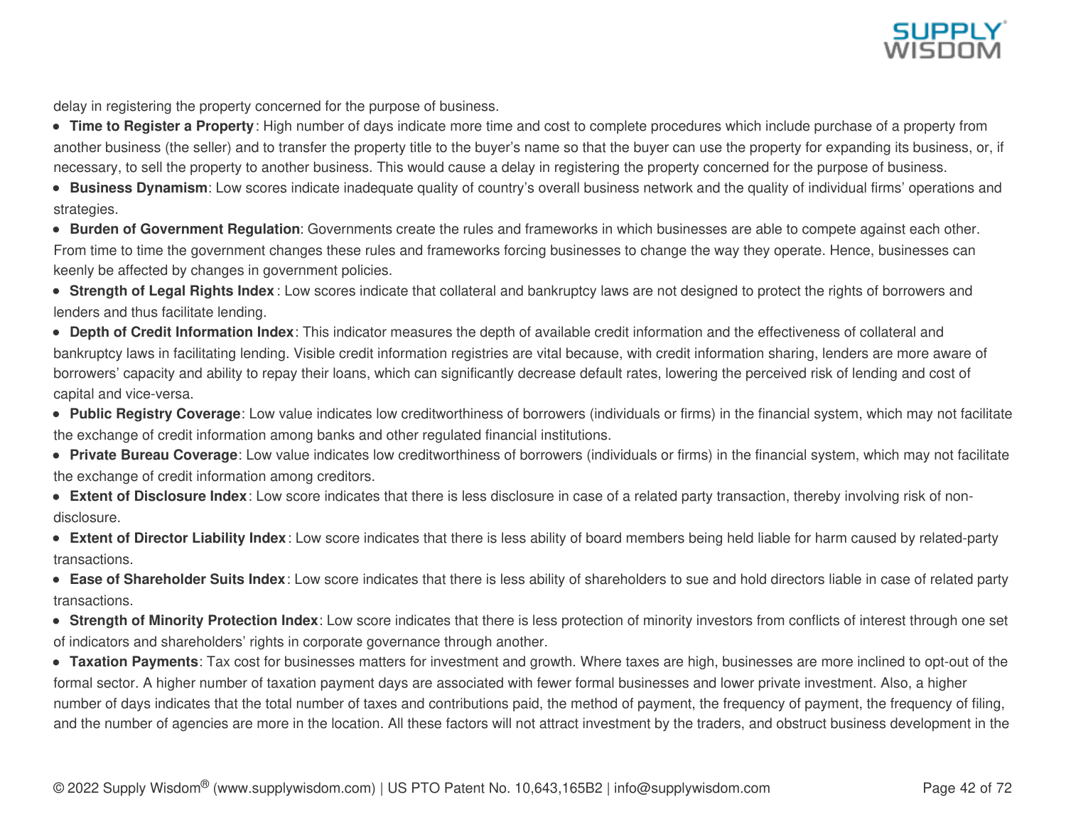delay in registering the property concerned for the purpose of business.

- **Time to Register a Property**: High number of days indicate more time and cost to complete procedures which include purchase of a property from another business (the seller) and to transfer the property title to the buyer's name so that the buyer can use the property for expanding its business, or, if necessary, to sell the property to another business. This would cause a delay in registering the property concerned for the purpose of business.
- **Business Dynamism**: Low scores indicate inadequate quality of country's overall business network and the quality of individual firms' operations and strategies.
- **Burden of Government Regulation**: Governments create the rules and frameworks in which businesses are able to compete against each other. From time to time the government changes these rules and frameworks forcing businesses to change the way they operate. Hence, businesses can keenly be affected by changes in government policies.
- **Strength of Legal Rights Index**: Low scores indicate that collateral and bankruptcy laws are not designed to protect the rights of borrowers and lenders and thus facilitate lending.
- **Depth of Credit Information Index**: This indicator measures the depth of available credit information and the effectiveness of collateral and bankruptcy laws in facilitating lending. Visible credit information registries are vital because, with credit information sharing, lenders are more aware of borrowers' capacity and ability to repay their loans, which can significantly decrease default rates, lowering the perceived risk of lending and cost of capital and vice-versa.
- **Public Registry Coverage**: Low value indicates low creditworthiness of borrowers (individuals or firms) in the financial system, which may not facilitate the exchange of credit information among banks and other regulated financial institutions.
- **Private Bureau Coverage**: Low value indicates low creditworthiness of borrowers (individuals or firms) in the financial system, which may not facilitate the exchange of credit information among creditors.
- **Extent of Disclosure Index**: Low score indicates that there is less disclosure in case of a related party transaction, thereby involving risk of non-disclosure.
- **Extent of Director Liability Index**: Low score indicates that there is less ability of board members being held liable for harm caused by related-party transactions.
- **Ease of Shareholder Suits Index**: Low score indicates that there is less ability of shareholders to sue and hold directors liable in case of related party transactions.
- **Strength of Minority Protection Index**: Low score indicates that there is less protection of minority investors from conflicts of interest through one set of indicators and shareholders' rights in corporate governance through another.
- **Taxation Payments**: Tax cost for businesses matters for investment and growth. Where taxes are high, businesses are more inclined to opt-out of the formal sector. A higher number of taxation payment days are associated with fewer formal businesses and lower private investment. Also, a higher number of days indicates that the total number of taxes and contributions paid, the method of payment, the frequency of payment, the frequency of filing, and the number of agencies are more in the location. All these factors will not attract investment by the traders, and obstruct business development in the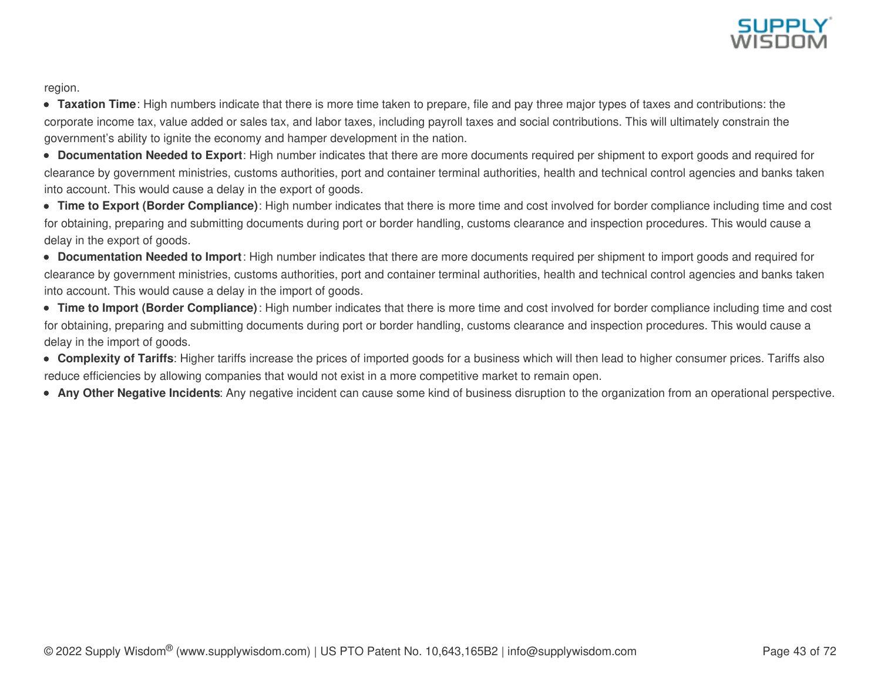region.

- **Taxation Time**: High numbers indicate that there is more time taken to prepare, file and pay three major types of taxes and contributions: the corporate income tax, value added or sales tax, and labor taxes, including payroll taxes and social contributions. This will ultimately constrain the government's ability to ignite the economy and hamper development in the nation.
- **Documentation Needed to Export**: High number indicates that there are more documents required per shipment to export goods and required for clearance by government ministries, customs authorities, port and container terminal authorities, health and technical control agencies and banks taken into account. This would cause a delay in the export of goods.
- **Time to Export (Border Compliance)**: High number indicates that there is more time and cost involved for border compliance including time and cost for obtaining, preparing and submitting documents during port or border handling, customs clearance and inspection procedures. This would cause a delay in the export of goods.
- **Documentation Needed to Import**: High number indicates that there are more documents required per shipment to import goods and required for clearance by government ministries, customs authorities, port and container terminal authorities, health and technical control agencies and banks taken into account. This would cause a delay in the import of goods.
- **Time to Import (Border Compliance)**: High number indicates that there is more time and cost involved for border compliance including time and cost for obtaining, preparing and submitting documents during port or border handling, customs clearance and inspection procedures. This would cause a delay in the import of goods.
- **Complexity of Tariffs**: Higher tariffs increase the prices of imported goods for a business which will then lead to higher consumer prices. Tariffs also reduce efficiencies by allowing companies that would not exist in a more competitive market to remain open.
- **Any Other Negative Incidents**: Any negative incident can cause some kind of business disruption to the organization from an operational perspective.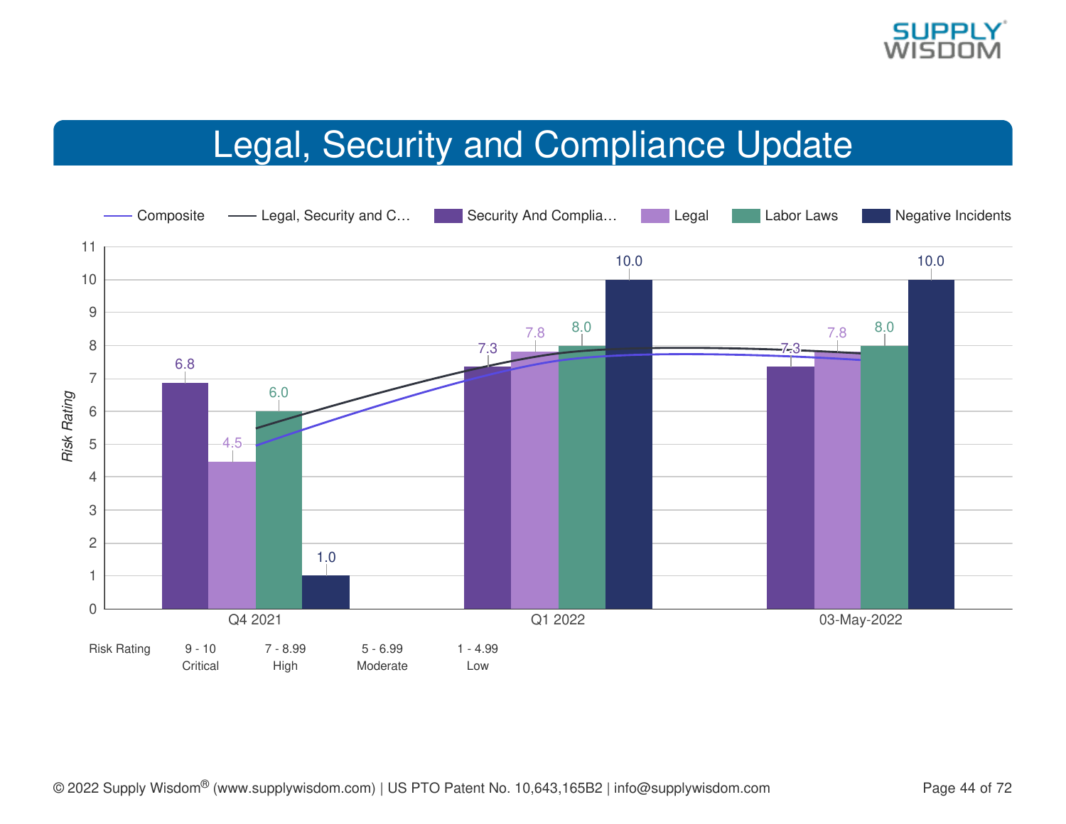# Legal, Security and Compliance Update

Legend: Composite | Legal, Security and C… | Security And Complia… | Legal | Labor Laws | Negative Incidents

| Period | Security And Complia… | Legal | Labor Laws | Negative Incidents |
|---|---|---|---|---|
| Q4 2021 | 6.8 | 4.5 | 6.0 | 1.0 |
| Q1 2022 | 7.3 | 7.8 | 8.0 | 10.0 |
| 03-May-2022 | 7.3 | 7.8 | 8.0 | 10.0 |

*Risk Rating* (y-axis: 0–11)

| Risk Rating | 9 - 10 | 7 - 8.99 | 5 - 6.99 | 1 - 4.99 |
|---|---|---|---|---|
| | Critical | High | Moderate | Low |

© 2022 Supply Wisdom® (www.supplywisdom.com) | US PTO Patent No. 10,643,165B2 | info@supplywisdom.com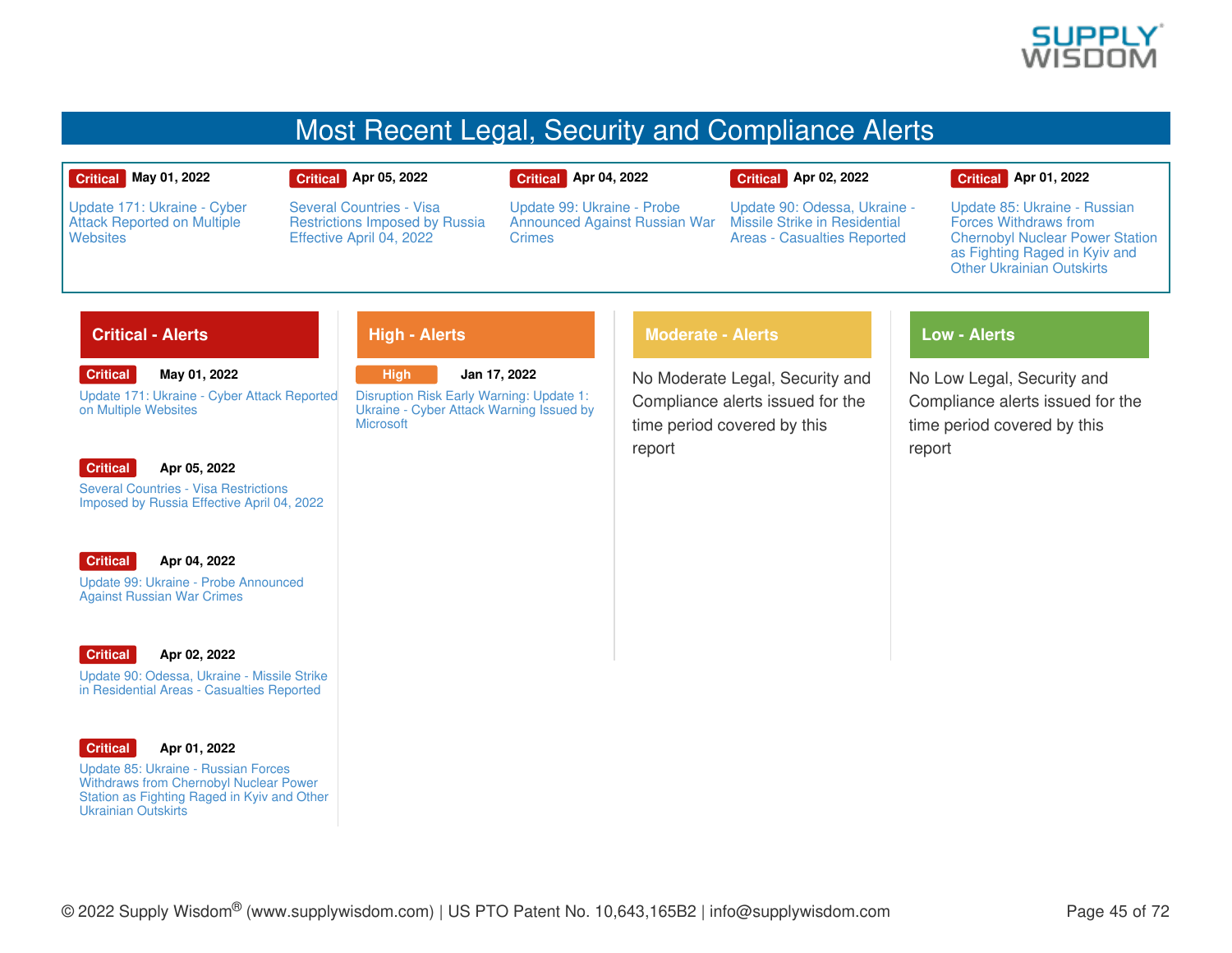# Most Recent Legal, Security and Compliance Alerts

| | | | | |
|---|---|---|---|---|
| **Critical** **May 01, 2022** | **Critical** **Apr 05, 2022** | **Critical** **Apr 04, 2022** | **Critical** **Apr 02, 2022** | **Critical** **Apr 01, 2022** |
| Update 171: Ukraine - Cyber Attack Reported on Multiple Websites | Several Countries - Visa Restrictions Imposed by Russia Effective April 04, 2022 | Update 99: Ukraine - Probe Announced Against Russian War Crimes | Update 90: Odessa, Ukraine - Missile Strike in Residential Areas - Casualties Reported | Update 85: Ukraine - Russian Forces Withdraws from Chernobyl Nuclear Power Station as Fighting Raged in Kyiv and Other Ukrainian Outskirts |

## Critical - Alerts

**Critical** **May 01, 2022**
Update 171: Ukraine - Cyber Attack Reported on Multiple Websites

**Critical** **Apr 05, 2022**
Several Countries - Visa Restrictions Imposed by Russia Effective April 04, 2022

**Critical** **Apr 04, 2022**
Update 99: Ukraine - Probe Announced Against Russian War Crimes

**Critical** **Apr 02, 2022**
Update 90: Odessa, Ukraine - Missile Strike in Residential Areas - Casualties Reported

**Critical** **Apr 01, 2022**
Update 85: Ukraine - Russian Forces Withdraws from Chernobyl Nuclear Power Station as Fighting Raged in Kyiv and Other Ukrainian Outskirts

## High - Alerts

**High** **Jan 17, 2022**
Disruption Risk Early Warning: Update 1: Ukraine - Cyber Attack Warning Issued by Microsoft

## Moderate - Alerts

No Moderate Legal, Security and Compliance alerts issued for the time period covered by this report

## Low - Alerts

No Low Legal, Security and Compliance alerts issued for the time period covered by this report

© 2022 Supply Wisdom® (www.supplywisdom.com) | US PTO Patent No. 10,643,165B2 | info@supplywisdom.com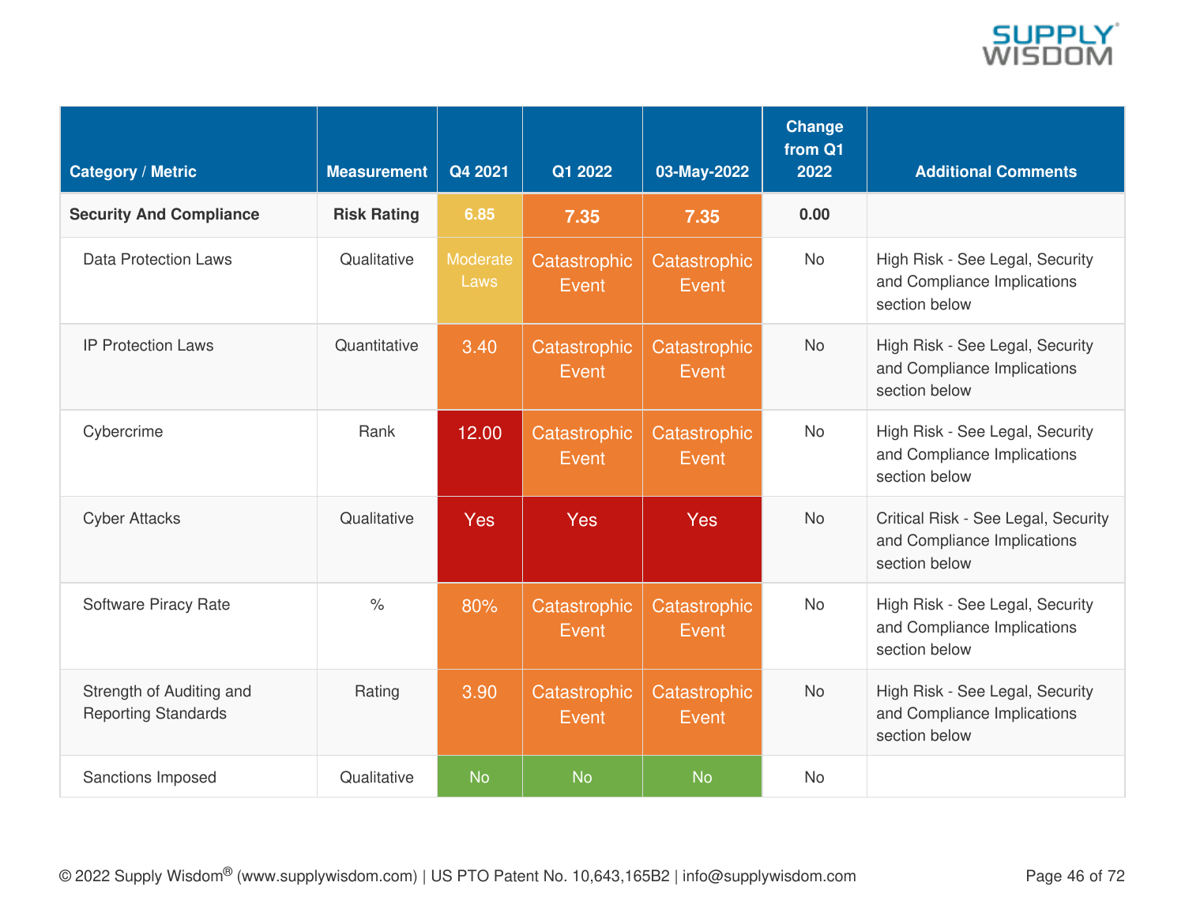| Category / Metric | Measurement | Q4 2021 | Q1 2022 | 03-May-2022 | Change from Q1 2022 | Additional Comments |
|---|---|---|---|---|---|---|
| **Security And Compliance** | **Risk Rating** | **6.85** | **7.35** | **7.35** | **0.00** | |
| Data Protection Laws | Qualitative | Moderate Laws | Catastrophic Event | Catastrophic Event | No | High Risk - See Legal, Security and Compliance Implications section below |
| IP Protection Laws | Quantitative | 3.40 | Catastrophic Event | Catastrophic Event | No | High Risk - See Legal, Security and Compliance Implications section below |
| Cybercrime | Rank | 12.00 | Catastrophic Event | Catastrophic Event | No | High Risk - See Legal, Security and Compliance Implications section below |
| Cyber Attacks | Qualitative | Yes | Yes | Yes | No | Critical Risk - See Legal, Security and Compliance Implications section below |
| Software Piracy Rate | % | 80% | Catastrophic Event | Catastrophic Event | No | High Risk - See Legal, Security and Compliance Implications section below |
| Strength of Auditing and Reporting Standards | Rating | 3.90 | Catastrophic Event | Catastrophic Event | No | High Risk - See Legal, Security and Compliance Implications section below |
| Sanctions Imposed | Qualitative | No | No | No | No | |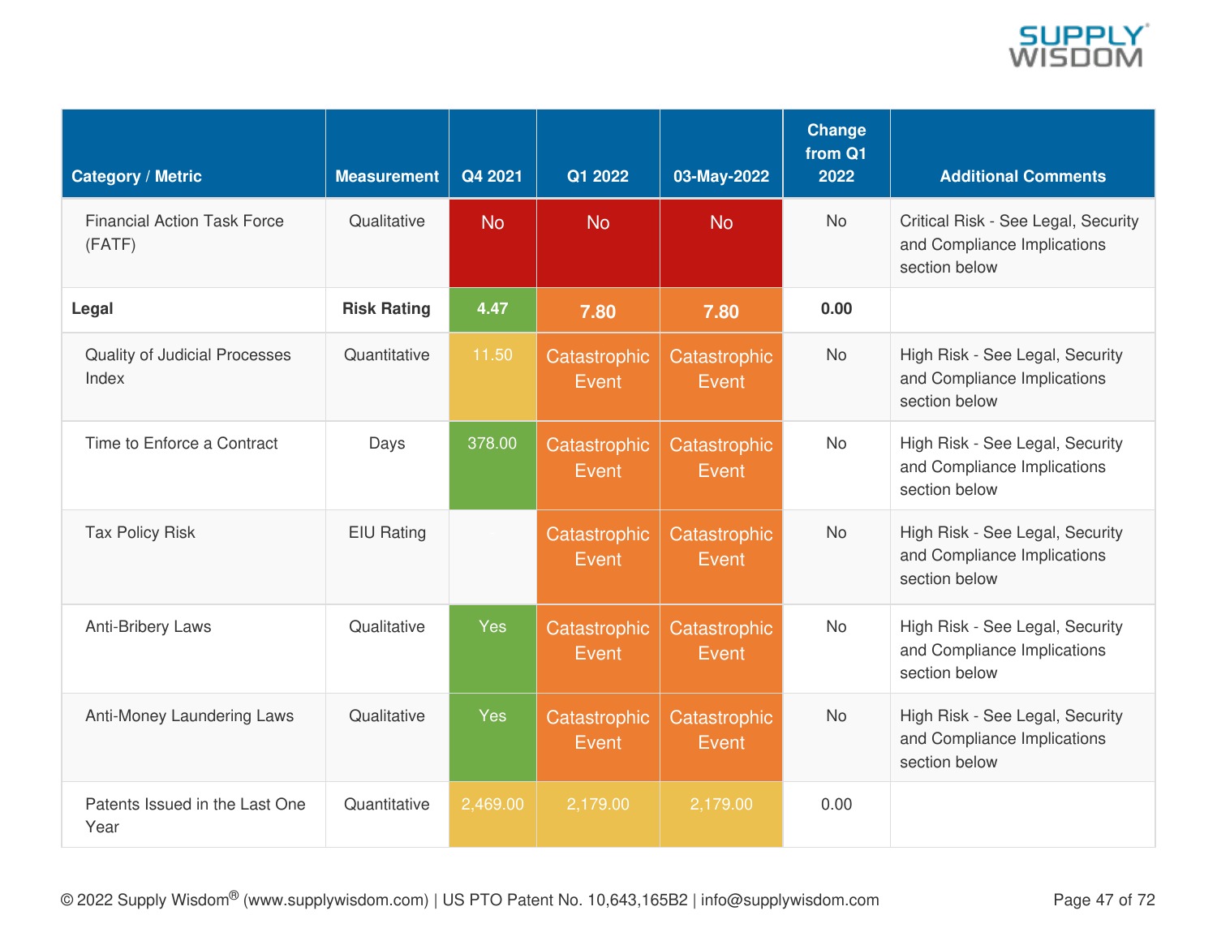| Category / Metric | Measurement | Q4 2021 | Q1 2022 | 03-May-2022 | Change from Q1 2022 | Additional Comments |
|---|---|---|---|---|---|---|
| Financial Action Task Force (FATF) | Qualitative | No | No | No | No | Critical Risk - See Legal, Security and Compliance Implications section below |
| **Legal** | **Risk Rating** | **4.47** | **7.80** | **7.80** | **0.00** | |
| Quality of Judicial Processes Index | Quantitative | 11.50 | Catastrophic Event | Catastrophic Event | No | High Risk - See Legal, Security and Compliance Implications section below |
| Time to Enforce a Contract | Days | 378.00 | Catastrophic Event | Catastrophic Event | No | High Risk - See Legal, Security and Compliance Implications section below |
| Tax Policy Risk | EIU Rating | | Catastrophic Event | Catastrophic Event | No | High Risk - See Legal, Security and Compliance Implications section below |
| Anti-Bribery Laws | Qualitative | Yes | Catastrophic Event | Catastrophic Event | No | High Risk - See Legal, Security and Compliance Implications section below |
| Anti-Money Laundering Laws | Qualitative | Yes | Catastrophic Event | Catastrophic Event | No | High Risk - See Legal, Security and Compliance Implications section below |
| Patents Issued in the Last One Year | Quantitative | 2,469.00 | 2,179.00 | 2,179.00 | 0.00 | |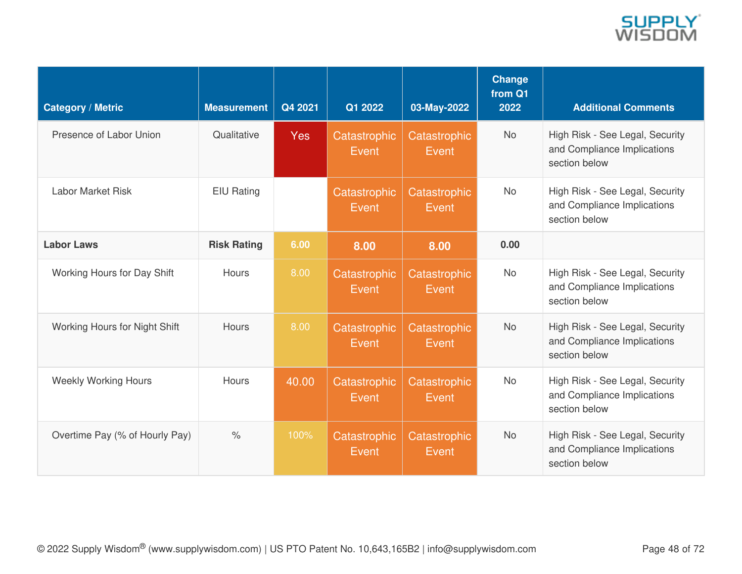| Category / Metric | Measurement | Q4 2021 | Q1 2022 | 03-May-2022 | Change from Q1 2022 | Additional Comments |
|---|---|---|---|---|---|---|
| Presence of Labor Union | Qualitative | Yes | Catastrophic Event | Catastrophic Event | No | High Risk - See Legal, Security and Compliance Implications section below |
| Labor Market Risk | EIU Rating | | Catastrophic Event | Catastrophic Event | No | High Risk - See Legal, Security and Compliance Implications section below |
| **Labor Laws** | **Risk Rating** | **6.00** | **8.00** | **8.00** | **0.00** | |
| Working Hours for Day Shift | Hours | 8.00 | Catastrophic Event | Catastrophic Event | No | High Risk - See Legal, Security and Compliance Implications section below |
| Working Hours for Night Shift | Hours | 8.00 | Catastrophic Event | Catastrophic Event | No | High Risk - See Legal, Security and Compliance Implications section below |
| Weekly Working Hours | Hours | 40.00 | Catastrophic Event | Catastrophic Event | No | High Risk - See Legal, Security and Compliance Implications section below |
| Overtime Pay (% of Hourly Pay) | % | 100% | Catastrophic Event | Catastrophic Event | No | High Risk - See Legal, Security and Compliance Implications section below |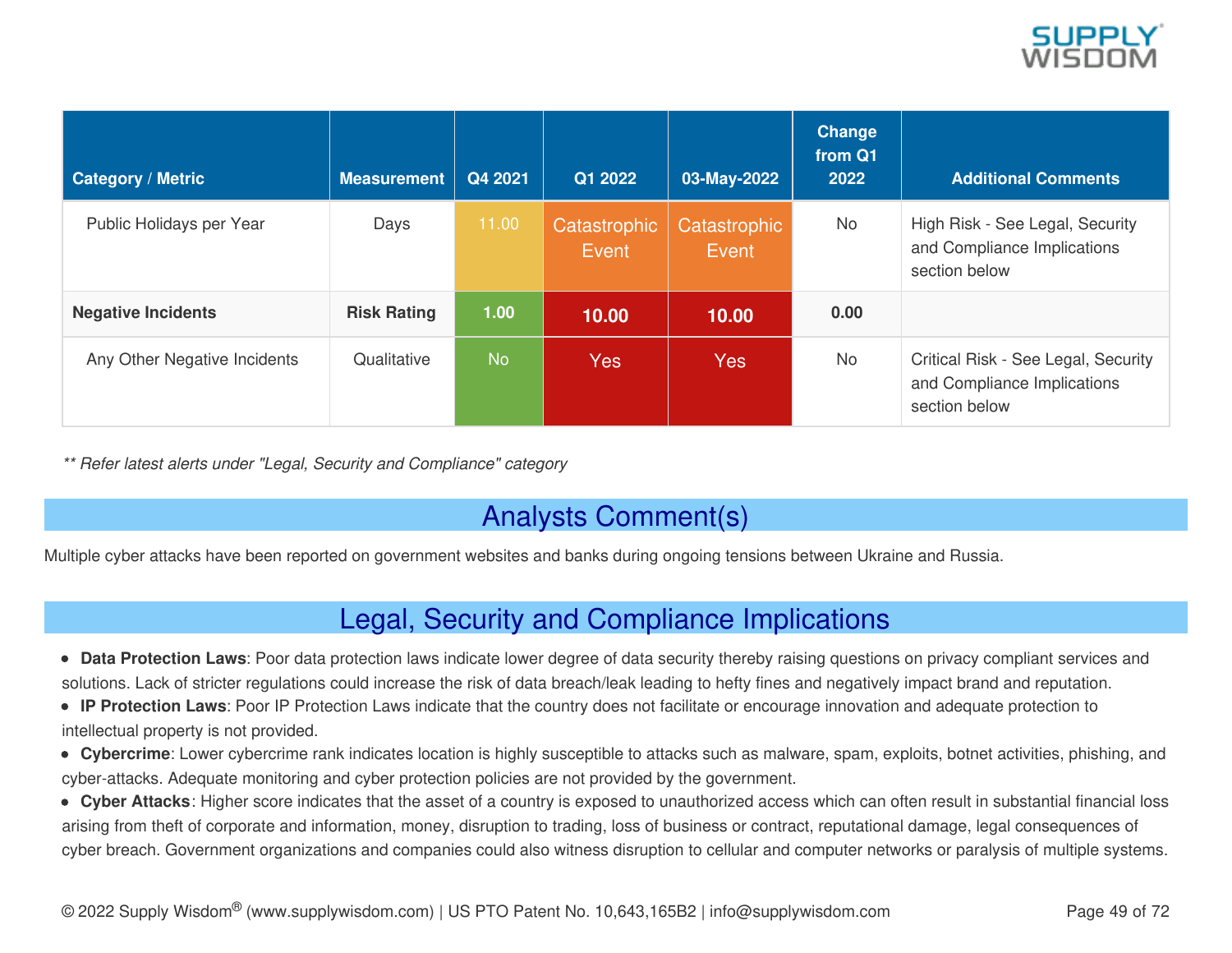| Category / Metric | Measurement | Q4 2021 | Q1 2022 | 03-May-2022 | Change from Q1 2022 | Additional Comments |
|---|---|---|---|---|---|---|
| Public Holidays per Year | Days | 11.00 | Catastrophic Event | Catastrophic Event | No | High Risk - See Legal, Security and Compliance Implications section below |
| **Negative Incidents** | **Risk Rating** | **1.00** | **10.00** | **10.00** | **0.00** | |
| Any Other Negative Incidents | Qualitative | No | Yes | Yes | No | Critical Risk - See Legal, Security and Compliance Implications section below |

*** Refer latest alerts under "Legal, Security and Compliance" category*

## Analysts Comment(s)

Multiple cyber attacks have been reported on government websites and banks during ongoing tensions between Ukraine and Russia.

## Legal, Security and Compliance Implications

- **Data Protection Laws**: Poor data protection laws indicate lower degree of data security thereby raising questions on privacy compliant services and solutions. Lack of stricter regulations could increase the risk of data breach/leak leading to hefty fines and negatively impact brand and reputation.
- **IP Protection Laws**: Poor IP Protection Laws indicate that the country does not facilitate or encourage innovation and adequate protection to intellectual property is not provided.
- **Cybercrime**: Lower cybercrime rank indicates location is highly susceptible to attacks such as malware, spam, exploits, botnet activities, phishing, and cyber-attacks. Adequate monitoring and cyber protection policies are not provided by the government.
- **Cyber Attacks**: Higher score indicates that the asset of a country is exposed to unauthorized access which can often result in substantial financial loss arising from theft of corporate and information, money, disruption to trading, loss of business or contract, reputational damage, legal consequences of cyber breach. Government organizations and companies could also witness disruption to cellular and computer networks or paralysis of multiple systems.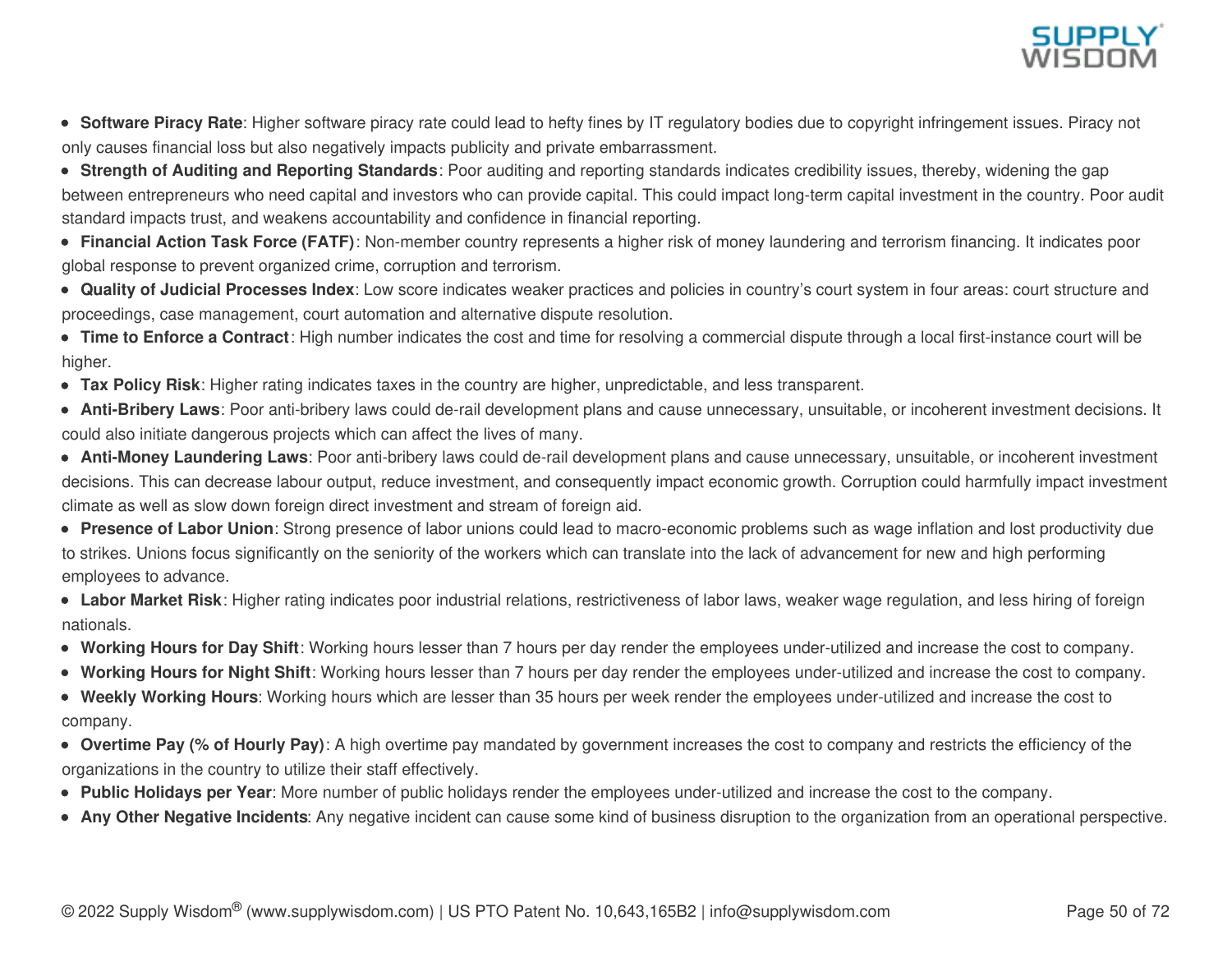- **Software Piracy Rate**: Higher software piracy rate could lead to hefty fines by IT regulatory bodies due to copyright infringement issues. Piracy not only causes financial loss but also negatively impacts publicity and private embarrassment.
- **Strength of Auditing and Reporting Standards**: Poor auditing and reporting standards indicates credibility issues, thereby, widening the gap between entrepreneurs who need capital and investors who can provide capital. This could impact long-term capital investment in the country. Poor audit standard impacts trust, and weakens accountability and confidence in financial reporting.
- **Financial Action Task Force (FATF)**: Non-member country represents a higher risk of money laundering and terrorism financing. It indicates poor global response to prevent organized crime, corruption and terrorism.
- **Quality of Judicial Processes Index**: Low score indicates weaker practices and policies in country's court system in four areas: court structure and proceedings, case management, court automation and alternative dispute resolution.
- **Time to Enforce a Contract**: High number indicates the cost and time for resolving a commercial dispute through a local first-instance court will be higher.
- **Tax Policy Risk**: Higher rating indicates taxes in the country are higher, unpredictable, and less transparent.
- **Anti-Bribery Laws**: Poor anti-bribery laws could de-rail development plans and cause unnecessary, unsuitable, or incoherent investment decisions. It could also initiate dangerous projects which can affect the lives of many.
- **Anti-Money Laundering Laws**: Poor anti-bribery laws could de-rail development plans and cause unnecessary, unsuitable, or incoherent investment decisions. This can decrease labour output, reduce investment, and consequently impact economic growth. Corruption could harmfully impact investment climate as well as slow down foreign direct investment and stream of foreign aid.
- **Presence of Labor Union**: Strong presence of labor unions could lead to macro-economic problems such as wage inflation and lost productivity due to strikes. Unions focus significantly on the seniority of the workers which can translate into the lack of advancement for new and high performing employees to advance.
- **Labor Market Risk**: Higher rating indicates poor industrial relations, restrictiveness of labor laws, weaker wage regulation, and less hiring of foreign nationals.
- **Working Hours for Day Shift**: Working hours lesser than 7 hours per day render the employees under-utilized and increase the cost to company.
- **Working Hours for Night Shift**: Working hours lesser than 7 hours per day render the employees under-utilized and increase the cost to company.
- **Weekly Working Hours**: Working hours which are lesser than 35 hours per week render the employees under-utilized and increase the cost to company.
- **Overtime Pay (% of Hourly Pay)**: A high overtime pay mandated by government increases the cost to company and restricts the efficiency of the organizations in the country to utilize their staff effectively.
- **Public Holidays per Year**: More number of public holidays render the employees under-utilized and increase the cost to the company.
- **Any Other Negative Incidents**: Any negative incident can cause some kind of business disruption to the organization from an operational perspective.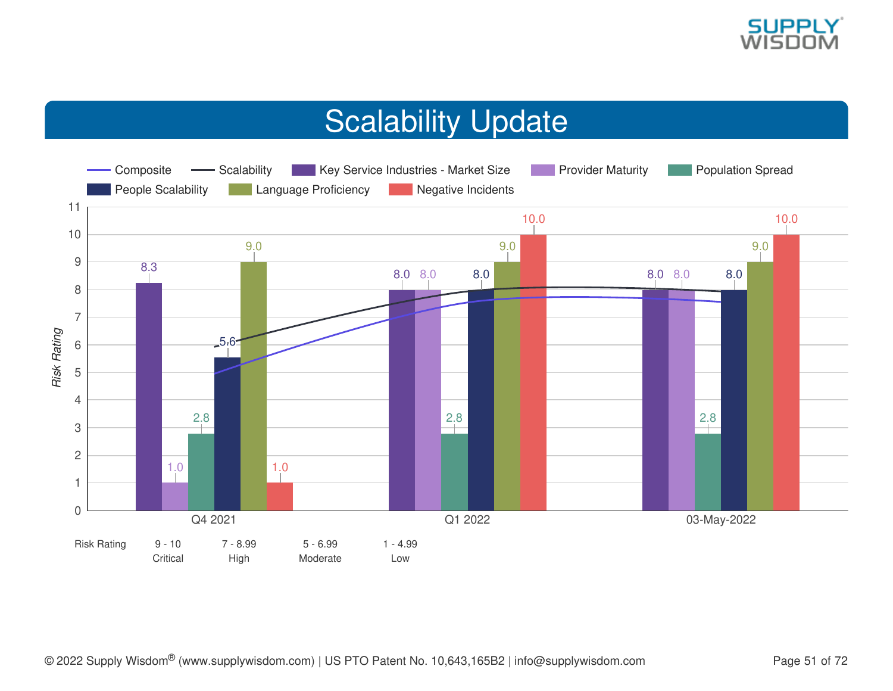# Scalability Update

| Period | Key Service Industries - Market Size | Provider Maturity | Population Spread | People Scalability | Language Proficiency | Negative Incidents |
|---|---|---|---|---|---|---|
| Q4 2021 | 8.3 | 1.0 | 2.8 | 5.6 | 9.0 | 1.0 |
| Q1 2022 | 8.0 | 8.0 | 2.8 | 8.0 | 9.0 | 10.0 |
| 03-May-2022 | 8.0 | 8.0 | 2.8 | 8.0 | 9.0 | 10.0 |

Legend: Composite, Scalability (lines); Key Service Industries - Market Size, Provider Maturity, Population Spread, People Scalability, Language Proficiency, Negative Incidents (bars)

Y-axis: *Risk Rating*

| Risk Rating | 9 - 10 | 7 - 8.99 | 5 - 6.99 | 1 - 4.99 |
|---|---|---|---|---|
| | Critical | High | Moderate | Low |

© 2022 Supply Wisdom® (www.supplywisdom.com) | US PTO Patent No. 10,643,165B2 | info@supplywisdom.com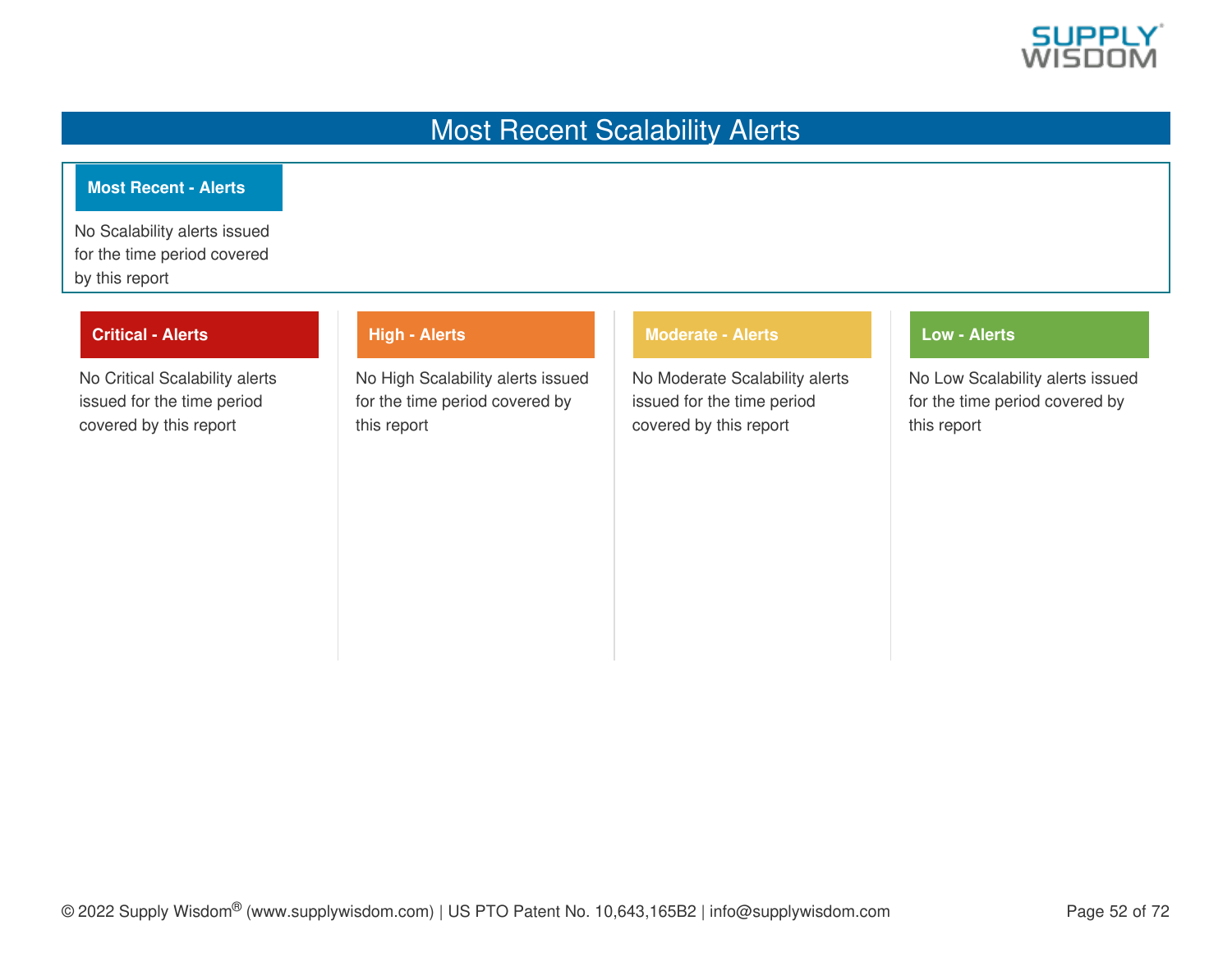# Most Recent Scalability Alerts

## Most Recent - Alerts

No Scalability alerts issued for the time period covered by this report

### Critical - Alerts

No Critical Scalability alerts issued for the time period covered by this report

### High - Alerts

No High Scalability alerts issued for the time period covered by this report

### Moderate - Alerts

No Moderate Scalability alerts issued for the time period covered by this report

### Low - Alerts

No Low Scalability alerts issued for the time period covered by this report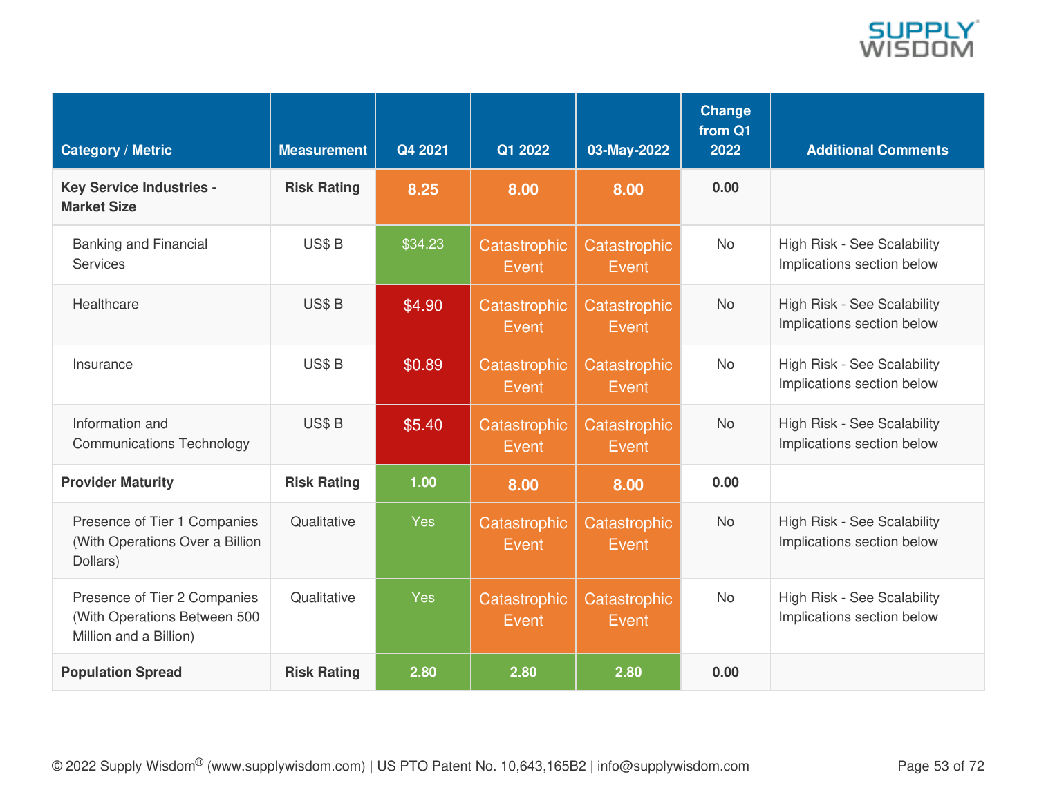| Category / Metric | Measurement | Q4 2021 | Q1 2022 | 03-May-2022 | Change from Q1 2022 | Additional Comments |
|---|---|---|---|---|---|---|
| **Key Service Industries - Market Size** | **Risk Rating** | **8.25** | **8.00** | **8.00** | **0.00** | |
| Banking and Financial Services | US$ B | $34.23 | Catastrophic Event | Catastrophic Event | No | High Risk - See Scalability Implications section below |
| Healthcare | US$ B | $4.90 | Catastrophic Event | Catastrophic Event | No | High Risk - See Scalability Implications section below |
| Insurance | US$ B | $0.89 | Catastrophic Event | Catastrophic Event | No | High Risk - See Scalability Implications section below |
| Information and Communications Technology | US$ B | $5.40 | Catastrophic Event | Catastrophic Event | No | High Risk - See Scalability Implications section below |
| **Provider Maturity** | **Risk Rating** | **1.00** | **8.00** | **8.00** | **0.00** | |
| Presence of Tier 1 Companies (With Operations Over a Billion Dollars) | Qualitative | Yes | Catastrophic Event | Catastrophic Event | No | High Risk - See Scalability Implications section below |
| Presence of Tier 2 Companies (With Operations Between 500 Million and a Billion) | Qualitative | Yes | Catastrophic Event | Catastrophic Event | No | High Risk - See Scalability Implications section below |
| **Population Spread** | **Risk Rating** | **2.80** | **2.80** | **2.80** | **0.00** | |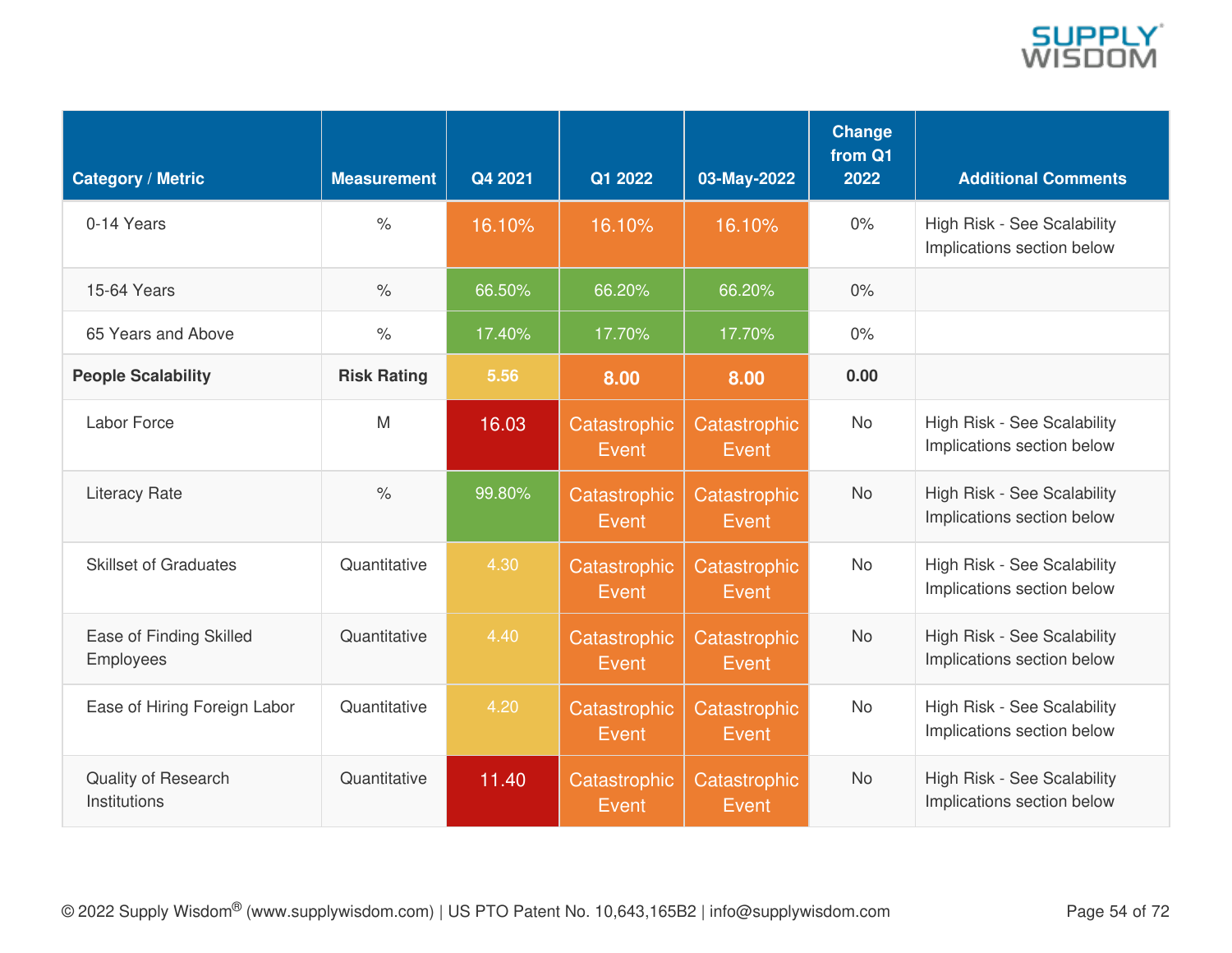| Category / Metric | Measurement | Q4 2021 | Q1 2022 | 03-May-2022 | Change from Q1 2022 | Additional Comments |
|---|---|---|---|---|---|---|
| 0-14 Years | % | 16.10% | 16.10% | 16.10% | 0% | High Risk - See Scalability Implications section below |
| 15-64 Years | % | 66.50% | 66.20% | 66.20% | 0% | |
| 65 Years and Above | % | 17.40% | 17.70% | 17.70% | 0% | |
| **People Scalability** | **Risk Rating** | **5.56** | **8.00** | **8.00** | **0.00** | |
| Labor Force | M | 16.03 | Catastrophic Event | Catastrophic Event | No | High Risk - See Scalability Implications section below |
| Literacy Rate | % | 99.80% | Catastrophic Event | Catastrophic Event | No | High Risk - See Scalability Implications section below |
| Skillset of Graduates | Quantitative | 4.30 | Catastrophic Event | Catastrophic Event | No | High Risk - See Scalability Implications section below |
| Ease of Finding Skilled Employees | Quantitative | 4.40 | Catastrophic Event | Catastrophic Event | No | High Risk - See Scalability Implications section below |
| Ease of Hiring Foreign Labor | Quantitative | 4.20 | Catastrophic Event | Catastrophic Event | No | High Risk - See Scalability Implications section below |
| Quality of Research Institutions | Quantitative | 11.40 | Catastrophic Event | Catastrophic Event | No | High Risk - See Scalability Implications section below |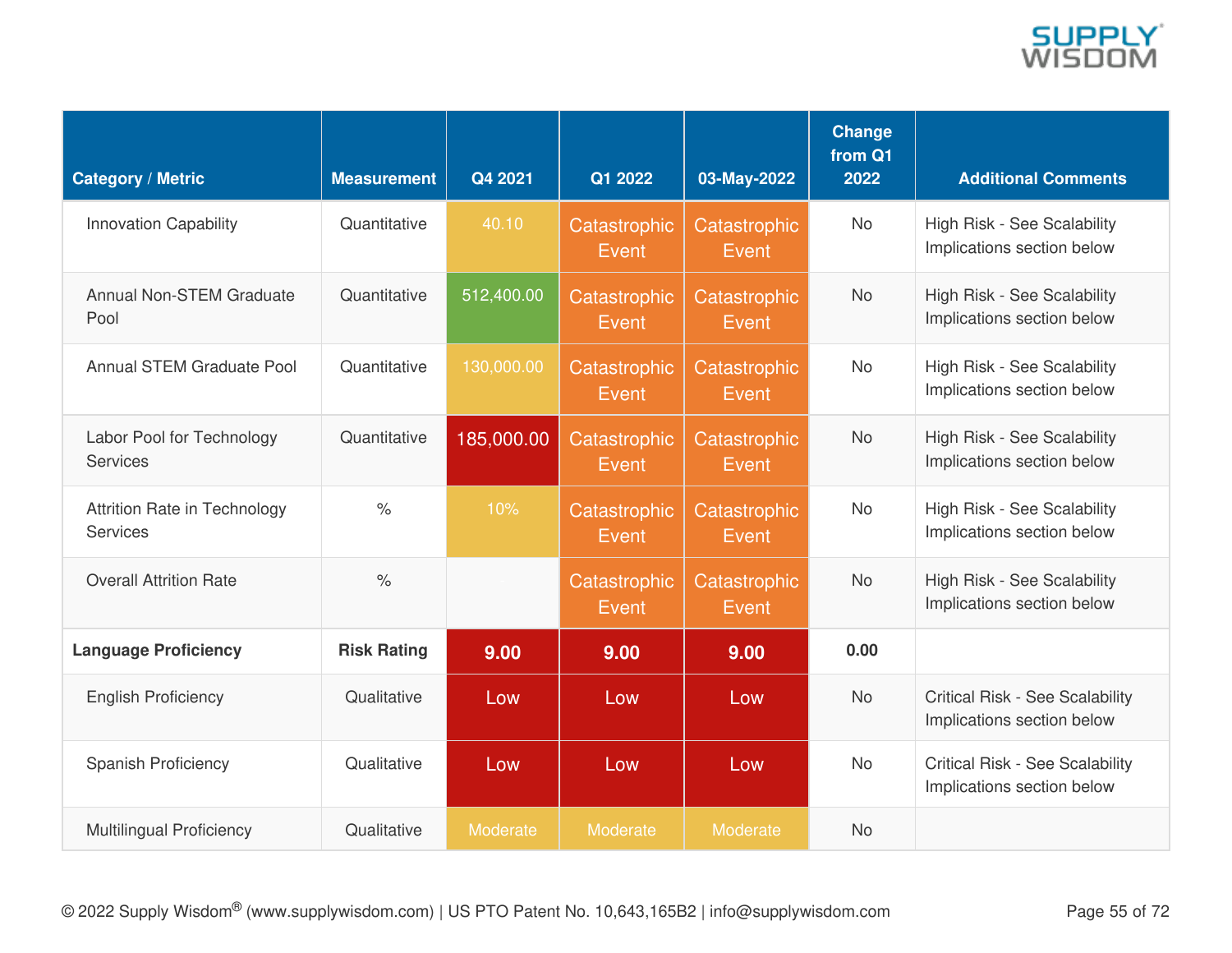| Category / Metric | Measurement | Q4 2021 | Q1 2022 | 03-May-2022 | Change from Q1 2022 | Additional Comments |
|---|---|---|---|---|---|---|
| Innovation Capability | Quantitative | 40.10 | Catastrophic Event | Catastrophic Event | No | High Risk - See Scalability Implications section below |
| Annual Non-STEM Graduate Pool | Quantitative | 512,400.00 | Catastrophic Event | Catastrophic Event | No | High Risk - See Scalability Implications section below |
| Annual STEM Graduate Pool | Quantitative | 130,000.00 | Catastrophic Event | Catastrophic Event | No | High Risk - See Scalability Implications section below |
| Labor Pool for Technology Services | Quantitative | 185,000.00 | Catastrophic Event | Catastrophic Event | No | High Risk - See Scalability Implications section below |
| Attrition Rate in Technology Services | % | 10% | Catastrophic Event | Catastrophic Event | No | High Risk - See Scalability Implications section below |
| Overall Attrition Rate | % | - | Catastrophic Event | Catastrophic Event | No | High Risk - See Scalability Implications section below |
| **Language Proficiency** | **Risk Rating** | **9.00** | **9.00** | **9.00** | **0.00** | |
| English Proficiency | Qualitative | Low | Low | Low | No | Critical Risk - See Scalability Implications section below |
| Spanish Proficiency | Qualitative | Low | Low | Low | No | Critical Risk - See Scalability Implications section below |
| Multilingual Proficiency | Qualitative | Moderate | Moderate | Moderate | No | |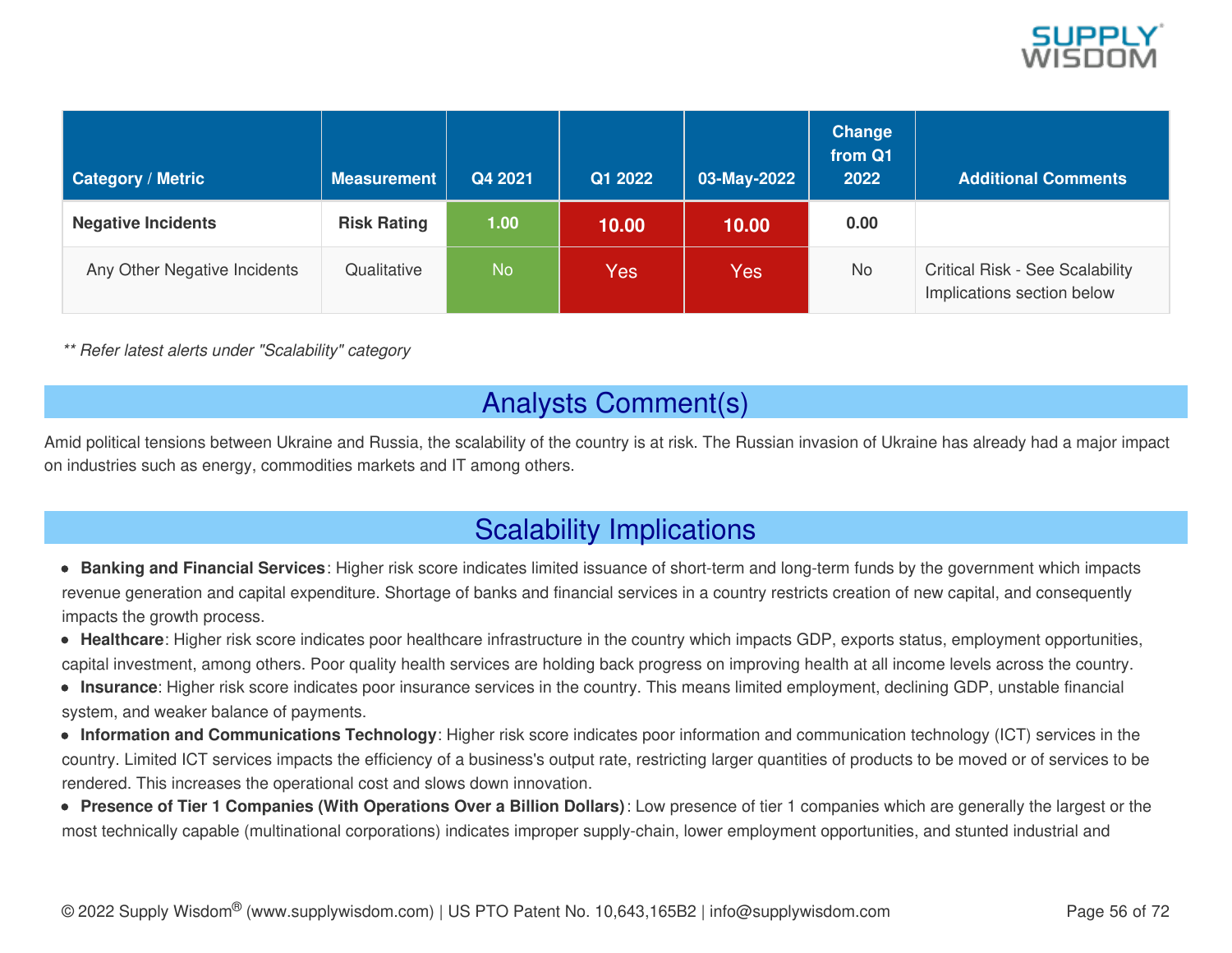| Category / Metric | Measurement | Q4 2021 | Q1 2022 | 03-May-2022 | Change from Q1 2022 | Additional Comments |
|---|---|---|---|---|---|---|
| **Negative Incidents** | **Risk Rating** | **1.00** | **10.00** | **10.00** | **0.00** | |
| Any Other Negative Incidents | Qualitative | No | Yes | Yes | No | Critical Risk - See Scalability Implications section below |

*** Refer latest alerts under "Scalability" category*

## Analysts Comment(s)

Amid political tensions between Ukraine and Russia, the scalability of the country is at risk. The Russian invasion of Ukraine has already had a major impact on industries such as energy, commodities markets and IT among others.

## Scalability Implications

- **Banking and Financial Services**: Higher risk score indicates limited issuance of short-term and long-term funds by the government which impacts revenue generation and capital expenditure. Shortage of banks and financial services in a country restricts creation of new capital, and consequently impacts the growth process.
- **Healthcare**: Higher risk score indicates poor healthcare infrastructure in the country which impacts GDP, exports status, employment opportunities, capital investment, among others. Poor quality health services are holding back progress on improving health at all income levels across the country.
- **Insurance**: Higher risk score indicates poor insurance services in the country. This means limited employment, declining GDP, unstable financial system, and weaker balance of payments.
- **Information and Communications Technology**: Higher risk score indicates poor information and communication technology (ICT) services in the country. Limited ICT services impacts the efficiency of a business's output rate, restricting larger quantities of products to be moved or of services to be rendered. This increases the operational cost and slows down innovation.
- **Presence of Tier 1 Companies (With Operations Over a Billion Dollars)**: Low presence of tier 1 companies which are generally the largest or the most technically capable (multinational corporations) indicates improper supply-chain, lower employment opportunities, and stunted industrial and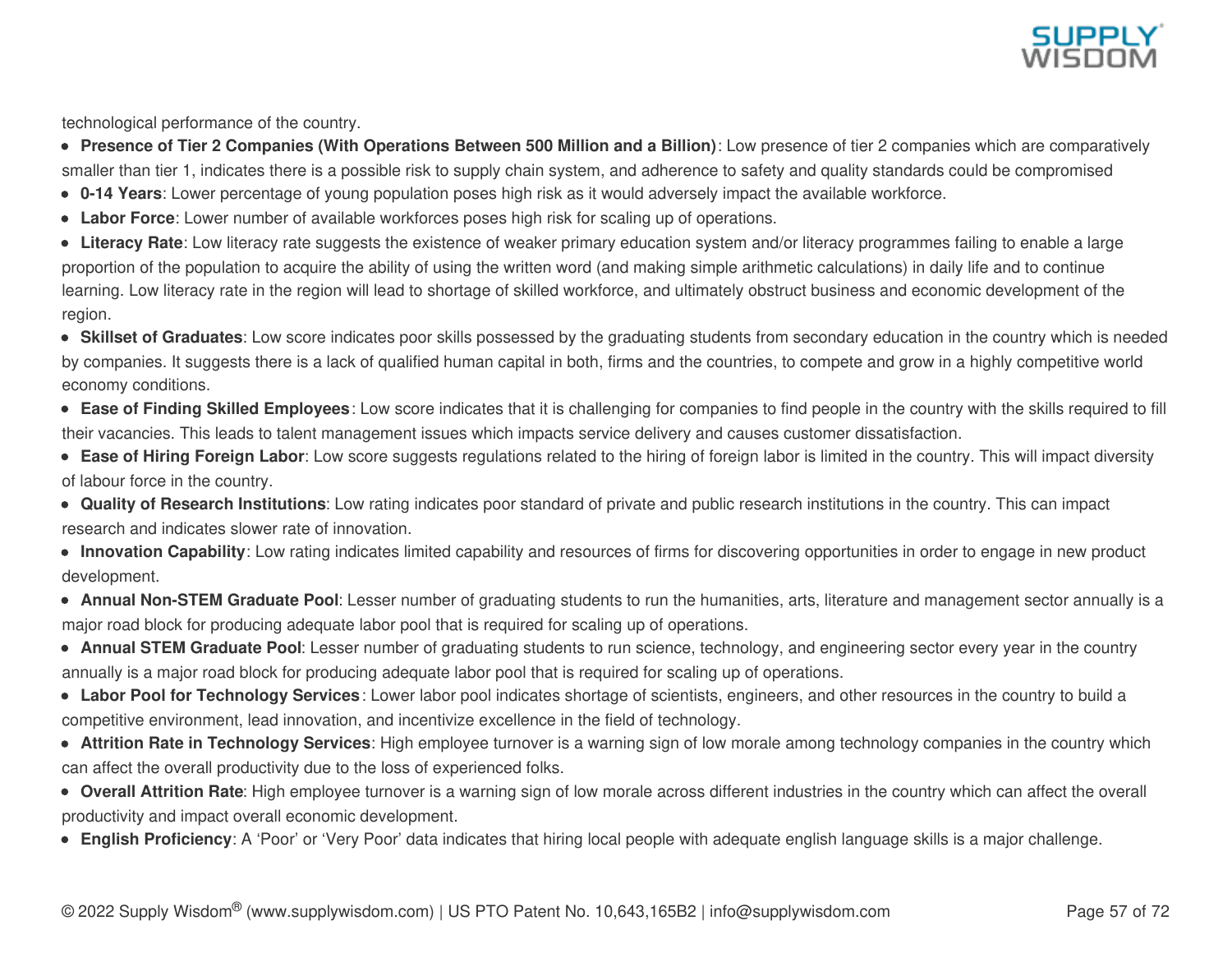technological performance of the country.

- **Presence of Tier 2 Companies (With Operations Between 500 Million and a Billion)**: Low presence of tier 2 companies which are comparatively smaller than tier 1, indicates there is a possible risk to supply chain system, and adherence to safety and quality standards could be compromised
- **0-14 Years**: Lower percentage of young population poses high risk as it would adversely impact the available workforce.
- **Labor Force**: Lower number of available workforces poses high risk for scaling up of operations.
- **Literacy Rate**: Low literacy rate suggests the existence of weaker primary education system and/or literacy programmes failing to enable a large proportion of the population to acquire the ability of using the written word (and making simple arithmetic calculations) in daily life and to continue learning. Low literacy rate in the region will lead to shortage of skilled workforce, and ultimately obstruct business and economic development of the region.
- **Skillset of Graduates**: Low score indicates poor skills possessed by the graduating students from secondary education in the country which is needed by companies. It suggests there is a lack of qualified human capital in both, firms and the countries, to compete and grow in a highly competitive world economy conditions.
- **Ease of Finding Skilled Employees**: Low score indicates that it is challenging for companies to find people in the country with the skills required to fill their vacancies. This leads to talent management issues which impacts service delivery and causes customer dissatisfaction.
- **Ease of Hiring Foreign Labor**: Low score suggests regulations related to the hiring of foreign labor is limited in the country. This will impact diversity of labour force in the country.
- **Quality of Research Institutions**: Low rating indicates poor standard of private and public research institutions in the country. This can impact research and indicates slower rate of innovation.
- **Innovation Capability**: Low rating indicates limited capability and resources of firms for discovering opportunities in order to engage in new product development.
- **Annual Non-STEM Graduate Pool**: Lesser number of graduating students to run the humanities, arts, literature and management sector annually is a major road block for producing adequate labor pool that is required for scaling up of operations.
- **Annual STEM Graduate Pool**: Lesser number of graduating students to run science, technology, and engineering sector every year in the country annually is a major road block for producing adequate labor pool that is required for scaling up of operations.
- **Labor Pool for Technology Services**: Lower labor pool indicates shortage of scientists, engineers, and other resources in the country to build a competitive environment, lead innovation, and incentivize excellence in the field of technology.
- **Attrition Rate in Technology Services**: High employee turnover is a warning sign of low morale among technology companies in the country which can affect the overall productivity due to the loss of experienced folks.
- **Overall Attrition Rate**: High employee turnover is a warning sign of low morale across different industries in the country which can affect the overall productivity and impact overall economic development.
- **English Proficiency**: A 'Poor' or 'Very Poor' data indicates that hiring local people with adequate english language skills is a major challenge.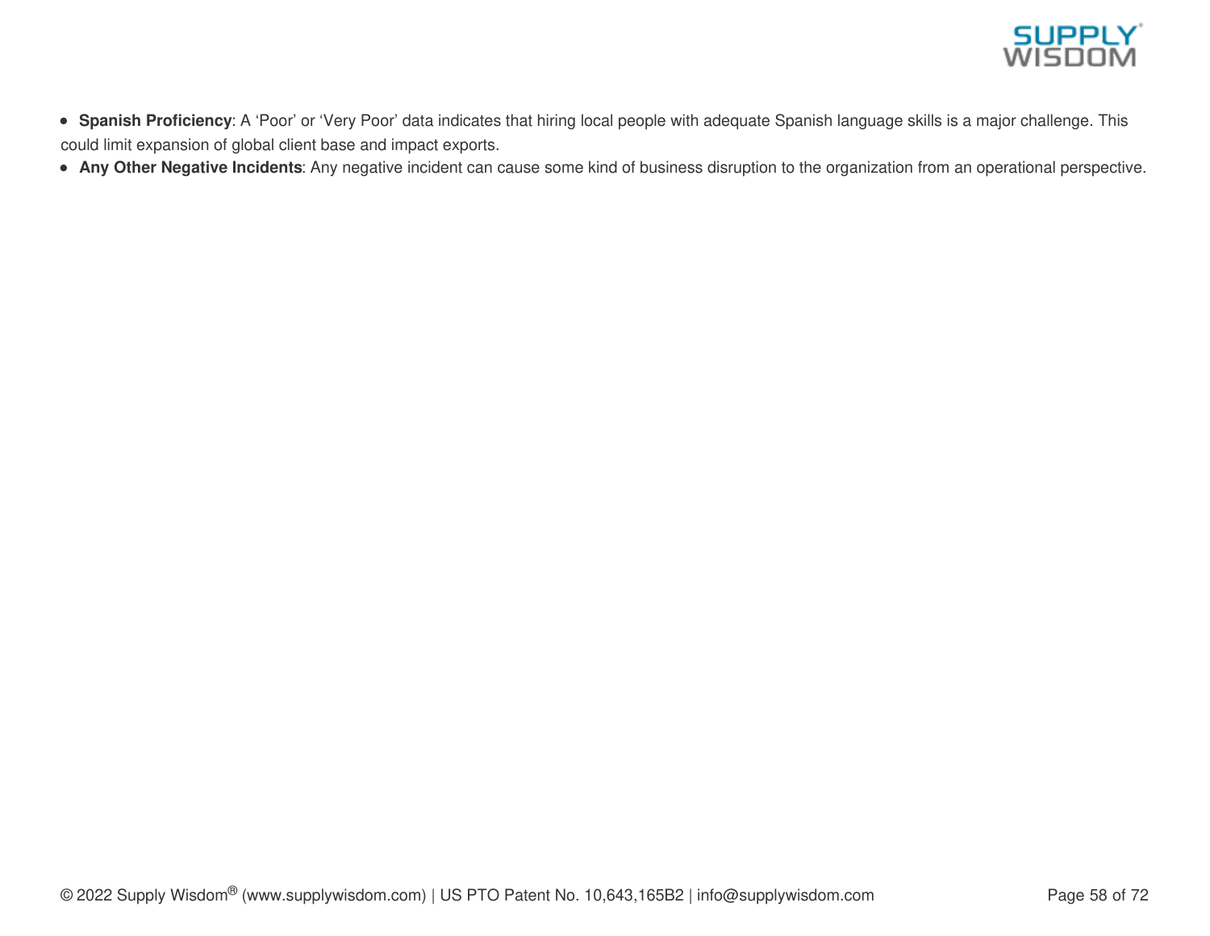- **Spanish Proficiency**: A ‘Poor’ or ‘Very Poor’ data indicates that hiring local people with adequate Spanish language skills is a major challenge. This could limit expansion of global client base and impact exports.
- **Any Other Negative Incidents**: Any negative incident can cause some kind of business disruption to the organization from an operational perspective.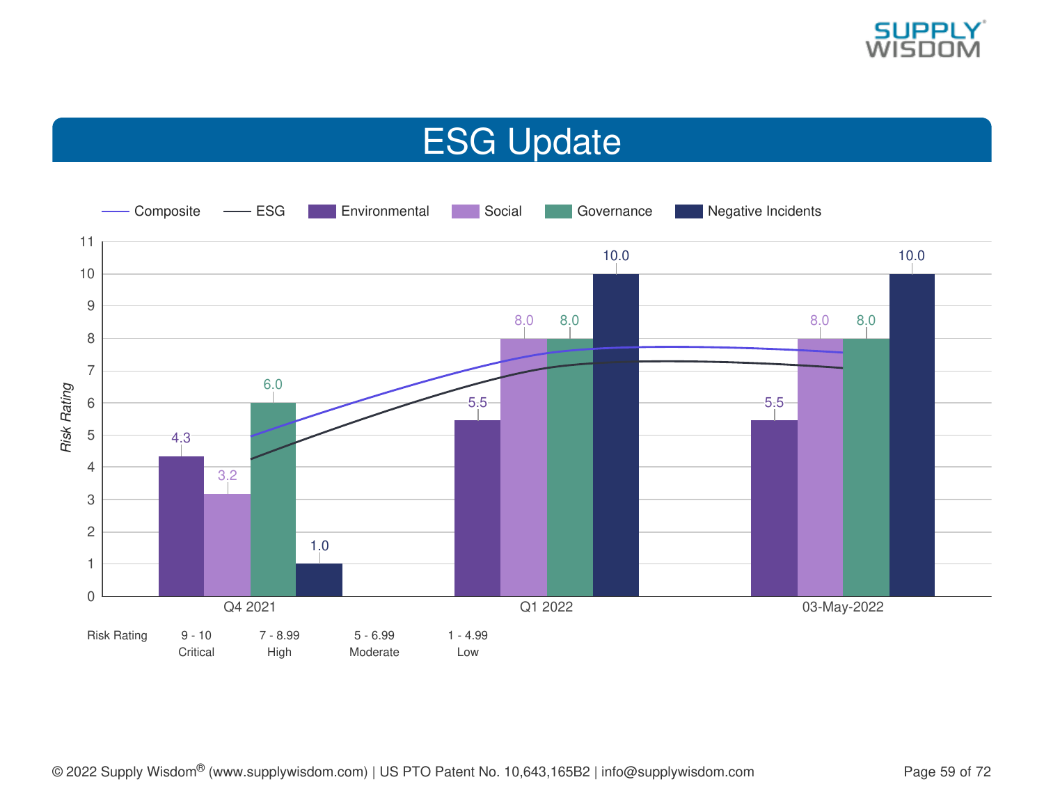# ESG Update

| | Environmental | Social | Governance | Negative Incidents |
|---|---|---|---|---|
| Q4 2021 | 4.3 | 3.2 | 6.0 | 1.0 |
| Q1 2022 | 5.5 | 8.0 | 8.0 | 10.0 |
| 03-May-2022 | 5.5 | 8.0 | 8.0 | 10.0 |

Legend: Composite, ESG, Environmental, Social, Governance, Negative Incidents

*Risk Rating*

| Risk Rating | 9 - 10 | 7 - 8.99 | 5 - 6.99 | 1 - 4.99 |
|---|---|---|---|---|
| | Critical | High | Moderate | Low |

© 2022 Supply Wisdom® (www.supplywisdom.com) | US PTO Patent No. 10,643,165B2 | info@supplywisdom.com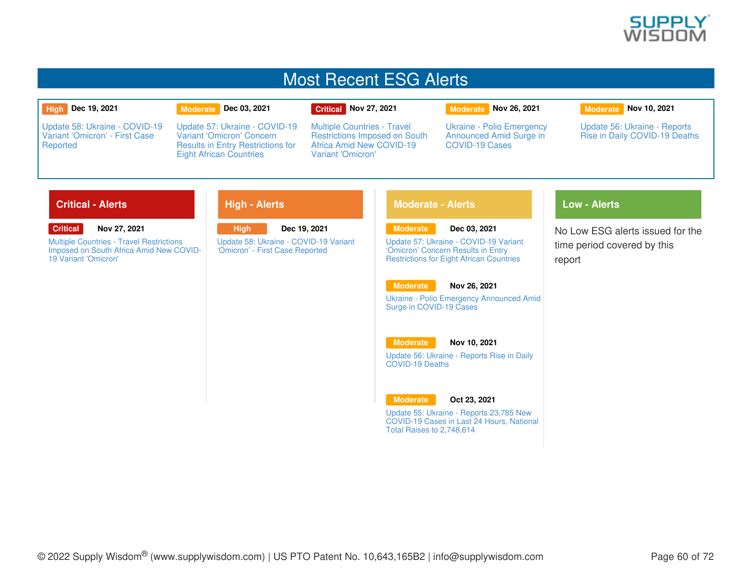# Most Recent ESG Alerts

| Severity | Date | Alert |
|---|---|---|
| High | Dec 19, 2021 | Update 58: Ukraine - COVID-19 Variant 'Omicron' - First Case Reported |
| Moderate | Dec 03, 2021 | Update 57: Ukraine - COVID-19 Variant 'Omicron' Concern Results in Entry Restrictions for Eight African Countries |
| Critical | Nov 27, 2021 | Multiple Countries - Travel Restrictions Imposed on South Africa Amid New COVID-19 Variant 'Omicron' |
| Moderate | Nov 26, 2021 | Ukraine - Polio Emergency Announced Amid Surge in COVID-19 Cases |
| Moderate | Nov 10, 2021 | Update 56: Ukraine - Reports Rise in Daily COVID-19 Deaths |

## Critical - Alerts

**Critical** | **Nov 27, 2021**
Multiple Countries - Travel Restrictions Imposed on South Africa Amid New COVID-19 Variant 'Omicron'

## High - Alerts

**High** | **Dec 19, 2021**
Update 58: Ukraine - COVID-19 Variant 'Omicron' - First Case Reported

## Moderate - Alerts

**Moderate** | **Dec 03, 2021**
Update 57: Ukraine - COVID-19 Variant 'Omicron' Concern Results in Entry Restrictions for Eight African Countries

**Moderate** | **Nov 26, 2021**
Ukraine - Polio Emergency Announced Amid Surge in COVID-19 Cases

**Moderate** | **Nov 10, 2021**
Update 56: Ukraine - Reports Rise in Daily COVID-19 Deaths

**Moderate** | **Oct 23, 2021**
Update 55: Ukraine - Reports 23,785 New COVID-19 Cases in Last 24 Hours, National Total Raises to 2,748,614

## Low - Alerts

No Low ESG alerts issued for the time period covered by this report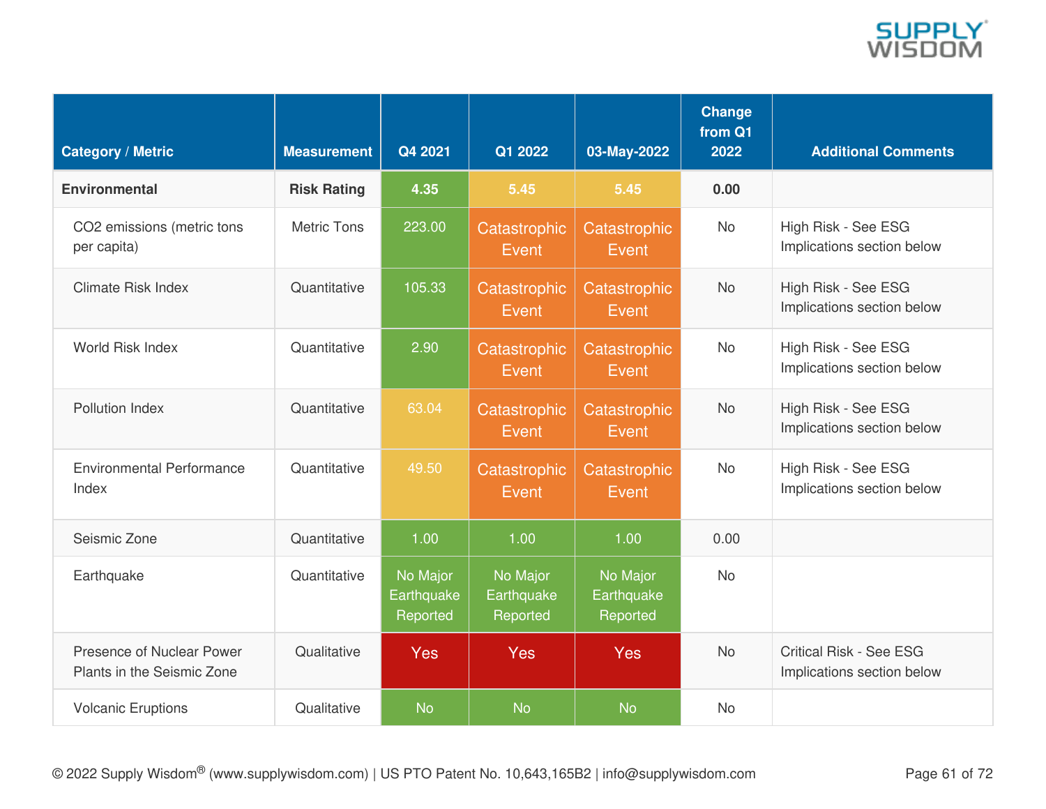| Category / Metric | Measurement | Q4 2021 | Q1 2022 | 03-May-2022 | Change from Q1 2022 | Additional Comments |
|---|---|---|---|---|---|---|
| **Environmental** | **Risk Rating** | **4.35** | **5.45** | **5.45** | **0.00** | |
| CO2 emissions (metric tons per capita) | Metric Tons | 223.00 | Catastrophic Event | Catastrophic Event | No | High Risk - See ESG Implications section below |
| Climate Risk Index | Quantitative | 105.33 | Catastrophic Event | Catastrophic Event | No | High Risk - See ESG Implications section below |
| World Risk Index | Quantitative | 2.90 | Catastrophic Event | Catastrophic Event | No | High Risk - See ESG Implications section below |
| Pollution Index | Quantitative | 63.04 | Catastrophic Event | Catastrophic Event | No | High Risk - See ESG Implications section below |
| Environmental Performance Index | Quantitative | 49.50 | Catastrophic Event | Catastrophic Event | No | High Risk - See ESG Implications section below |
| Seismic Zone | Quantitative | 1.00 | 1.00 | 1.00 | 0.00 | |
| Earthquake | Quantitative | No Major Earthquake Reported | No Major Earthquake Reported | No Major Earthquake Reported | No | |
| Presence of Nuclear Power Plants in the Seismic Zone | Qualitative | Yes | Yes | Yes | No | Critical Risk - See ESG Implications section below |
| Volcanic Eruptions | Qualitative | No | No | No | No | |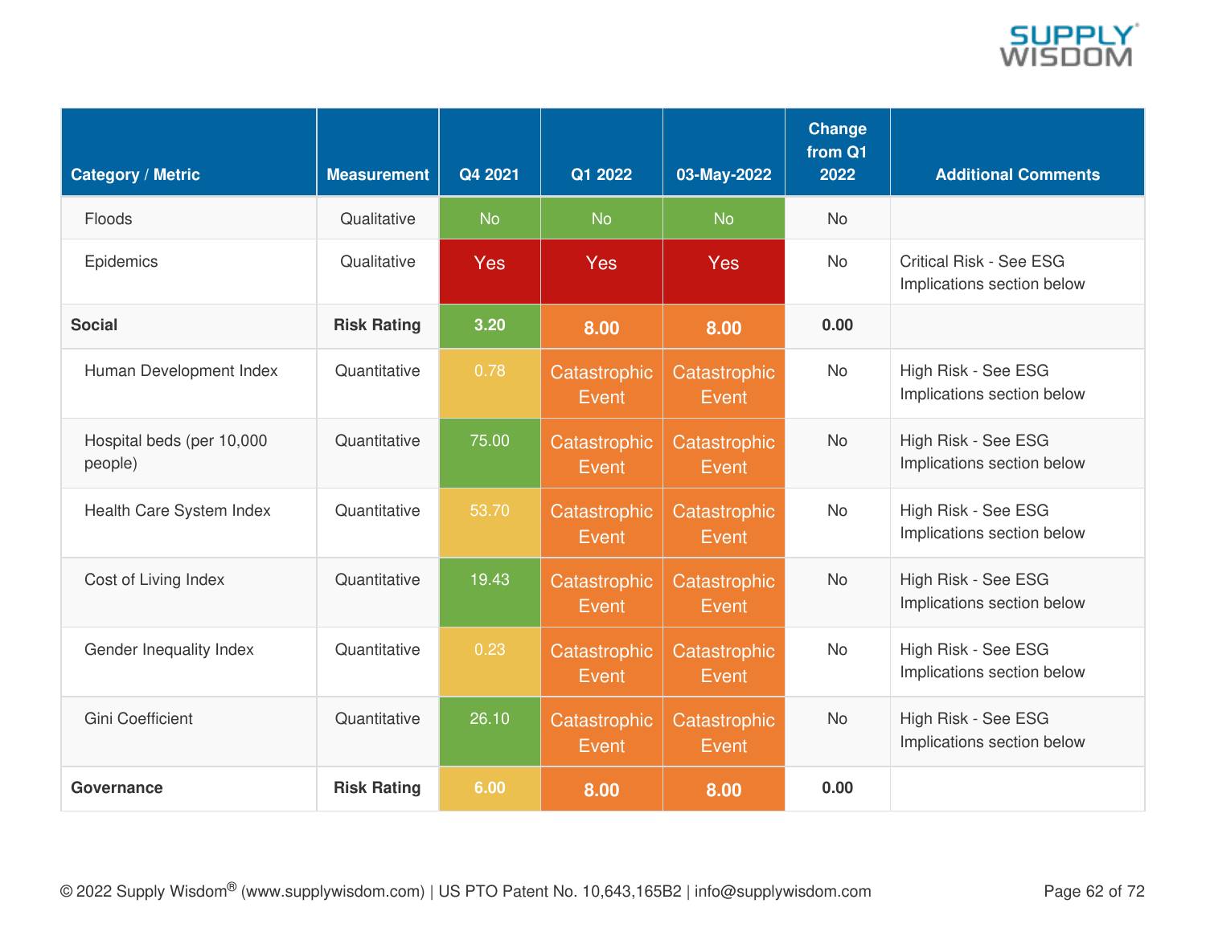| Category / Metric | Measurement | Q4 2021 | Q1 2022 | 03-May-2022 | Change from Q1 2022 | Additional Comments |
|---|---|---|---|---|---|---|
| Floods | Qualitative | No | No | No | No | |
| Epidemics | Qualitative | Yes | Yes | Yes | No | Critical Risk - See ESG Implications section below |
| **Social** | **Risk Rating** | **3.20** | **8.00** | **8.00** | **0.00** | |
| Human Development Index | Quantitative | 0.78 | Catastrophic Event | Catastrophic Event | No | High Risk - See ESG Implications section below |
| Hospital beds (per 10,000 people) | Quantitative | 75.00 | Catastrophic Event | Catastrophic Event | No | High Risk - See ESG Implications section below |
| Health Care System Index | Quantitative | 53.70 | Catastrophic Event | Catastrophic Event | No | High Risk - See ESG Implications section below |
| Cost of Living Index | Quantitative | 19.43 | Catastrophic Event | Catastrophic Event | No | High Risk - See ESG Implications section below |
| Gender Inequality Index | Quantitative | 0.23 | Catastrophic Event | Catastrophic Event | No | High Risk - See ESG Implications section below |
| Gini Coefficient | Quantitative | 26.10 | Catastrophic Event | Catastrophic Event | No | High Risk - See ESG Implications section below |
| **Governance** | **Risk Rating** | **6.00** | **8.00** | **8.00** | **0.00** | |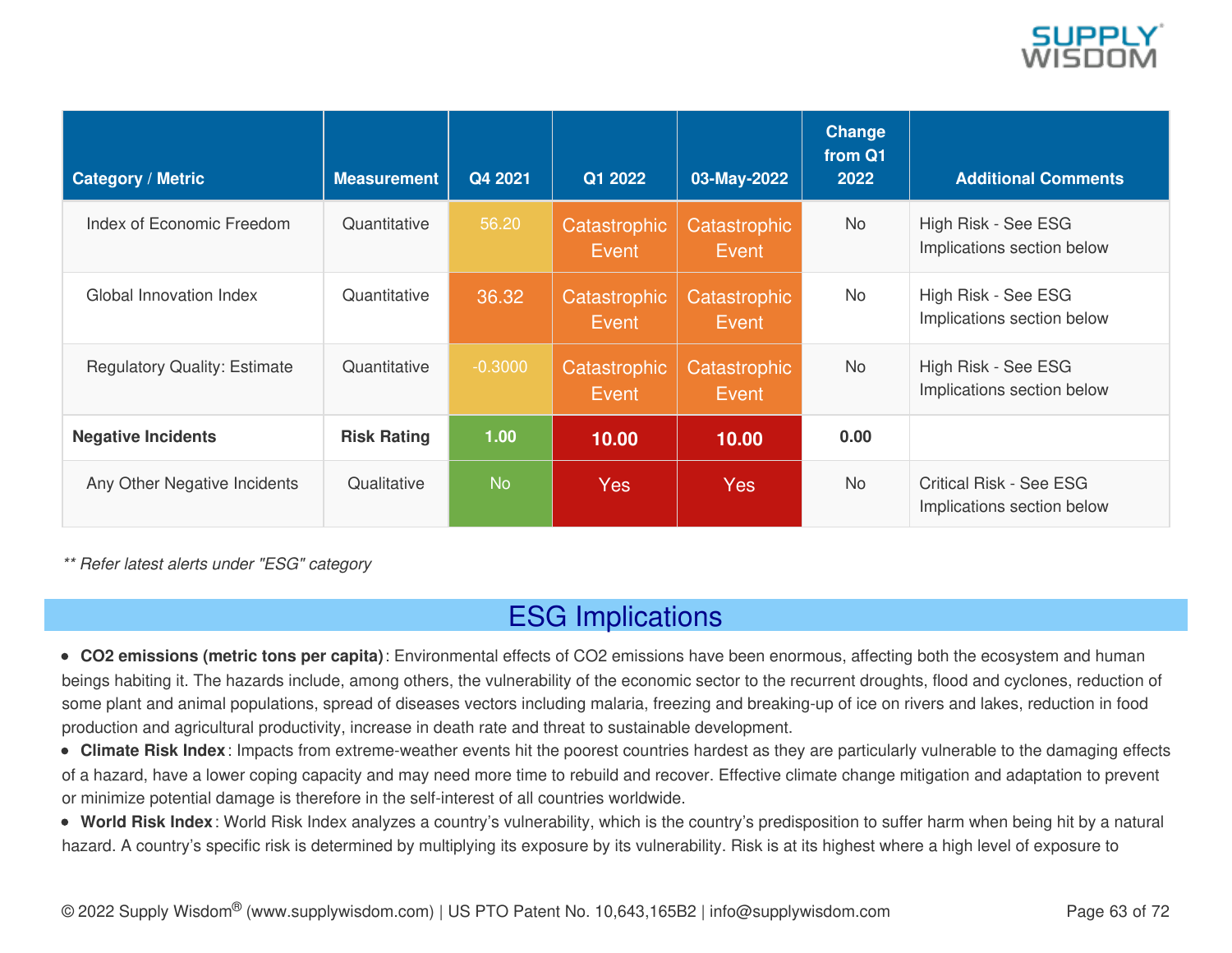| Category / Metric | Measurement | Q4 2021 | Q1 2022 | 03-May-2022 | Change from Q1 2022 | Additional Comments |
|---|---|---|---|---|---|---|
| Index of Economic Freedom | Quantitative | 56.20 | Catastrophic Event | Catastrophic Event | No | High Risk - See ESG Implications section below |
| Global Innovation Index | Quantitative | 36.32 | Catastrophic Event | Catastrophic Event | No | High Risk - See ESG Implications section below |
| Regulatory Quality: Estimate | Quantitative | -0.3000 | Catastrophic Event | Catastrophic Event | No | High Risk - See ESG Implications section below |
| **Negative Incidents** | **Risk Rating** | **1.00** | **10.00** | **10.00** | **0.00** | |
| Any Other Negative Incidents | Qualitative | No | Yes | Yes | No | Critical Risk - See ESG Implications section below |

*** Refer latest alerts under "ESG" category*

## ESG Implications

- **$CO_2$ emissions (metric tons per capita)**: Environmental effects of $CO_2$ emissions have been enormous, affecting both the ecosystem and human beings habiting it. The hazards include, among others, the vulnerability of the economic sector to the recurrent droughts, flood and cyclones, reduction of some plant and animal populations, spread of diseases vectors including malaria, freezing and breaking-up of ice on rivers and lakes, reduction in food production and agricultural productivity, increase in death rate and threat to sustainable development.
- **Climate Risk Index**: Impacts from extreme-weather events hit the poorest countries hardest as they are particularly vulnerable to the damaging effects of a hazard, have a lower coping capacity and may need more time to rebuild and recover. Effective climate change mitigation and adaptation to prevent or minimize potential damage is therefore in the self-interest of all countries worldwide.
- **World Risk Index**: World Risk Index analyzes a country's vulnerability, which is the country's predisposition to suffer harm when being hit by a natural hazard. A country's specific risk is determined by multiplying its exposure by its vulnerability. Risk is at its highest where a high level of exposure to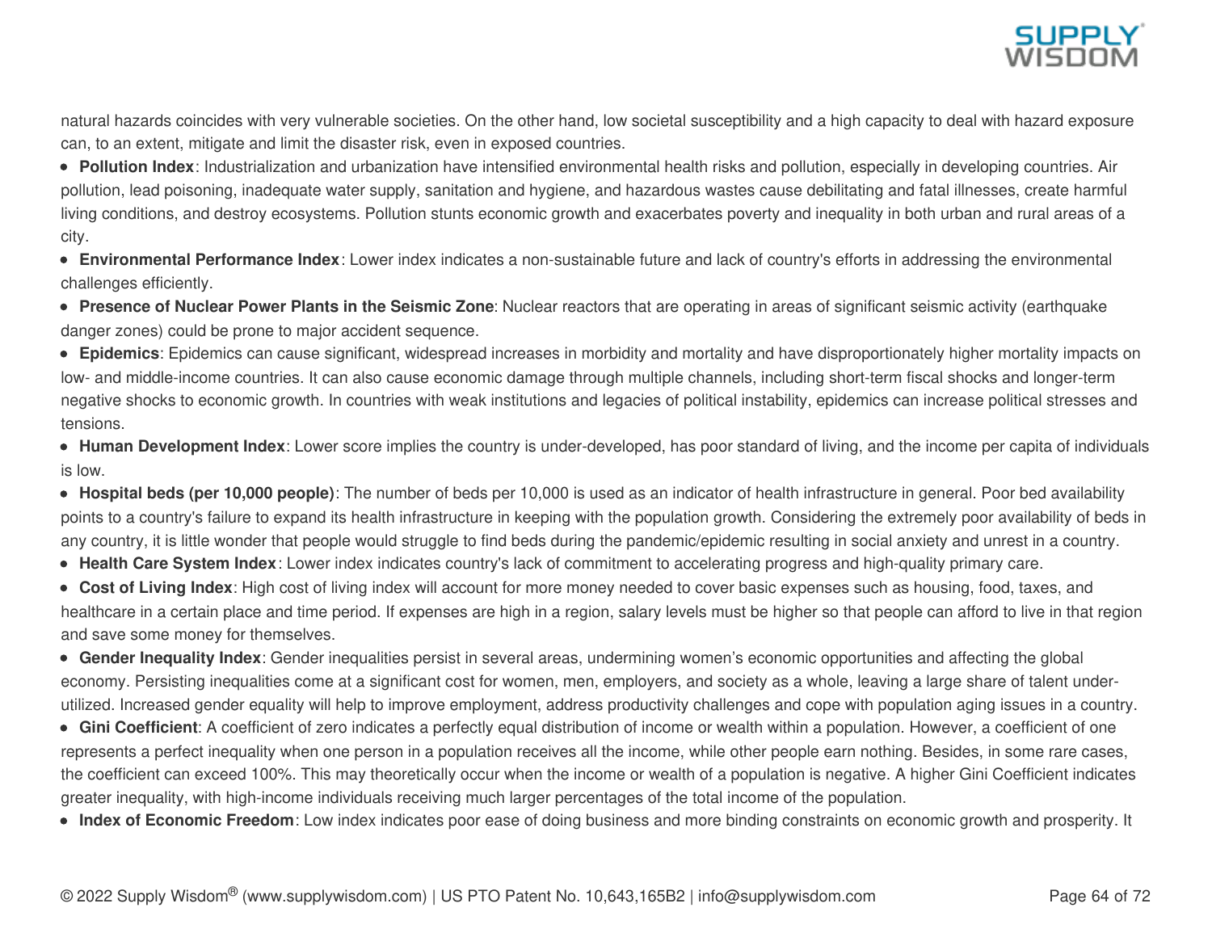natural hazards coincides with very vulnerable societies. On the other hand, low societal susceptibility and a high capacity to deal with hazard exposure can, to an extent, mitigate and limit the disaster risk, even in exposed countries.

- **Pollution Index**: Industrialization and urbanization have intensified environmental health risks and pollution, especially in developing countries. Air pollution, lead poisoning, inadequate water supply, sanitation and hygiene, and hazardous wastes cause debilitating and fatal illnesses, create harmful living conditions, and destroy ecosystems. Pollution stunts economic growth and exacerbates poverty and inequality in both urban and rural areas of a city.
- **Environmental Performance Index**: Lower index indicates a non-sustainable future and lack of country's efforts in addressing the environmental challenges efficiently.
- **Presence of Nuclear Power Plants in the Seismic Zone**: Nuclear reactors that are operating in areas of significant seismic activity (earthquake danger zones) could be prone to major accident sequence.
- **Epidemics**: Epidemics can cause significant, widespread increases in morbidity and mortality and have disproportionately higher mortality impacts on low- and middle-income countries. It can also cause economic damage through multiple channels, including short-term fiscal shocks and longer-term negative shocks to economic growth. In countries with weak institutions and legacies of political instability, epidemics can increase political stresses and tensions.
- **Human Development Index**: Lower score implies the country is under-developed, has poor standard of living, and the income per capita of individuals is low.
- **Hospital beds (per 10,000 people)**: The number of beds per 10,000 is used as an indicator of health infrastructure in general. Poor bed availability points to a country's failure to expand its health infrastructure in keeping with the population growth. Considering the extremely poor availability of beds in any country, it is little wonder that people would struggle to find beds during the pandemic/epidemic resulting in social anxiety and unrest in a country.
- **Health Care System Index**: Lower index indicates country's lack of commitment to accelerating progress and high-quality primary care.
- **Cost of Living Index**: High cost of living index will account for more money needed to cover basic expenses such as housing, food, taxes, and healthcare in a certain place and time period. If expenses are high in a region, salary levels must be higher so that people can afford to live in that region and save some money for themselves.
- **Gender Inequality Index**: Gender inequalities persist in several areas, undermining women's economic opportunities and affecting the global economy. Persisting inequalities come at a significant cost for women, men, employers, and society as a whole, leaving a large share of talent under-utilized. Increased gender equality will help to improve employment, address productivity challenges and cope with population aging issues in a country.
- **Gini Coefficient**: A coefficient of zero indicates a perfectly equal distribution of income or wealth within a population. However, a coefficient of one represents a perfect inequality when one person in a population receives all the income, while other people earn nothing. Besides, in some rare cases, the coefficient can exceed 100%. This may theoretically occur when the income or wealth of a population is negative. A higher Gini Coefficient indicates greater inequality, with high-income individuals receiving much larger percentages of the total income of the population.
- **Index of Economic Freedom**: Low index indicates poor ease of doing business and more binding constraints on economic growth and prosperity. It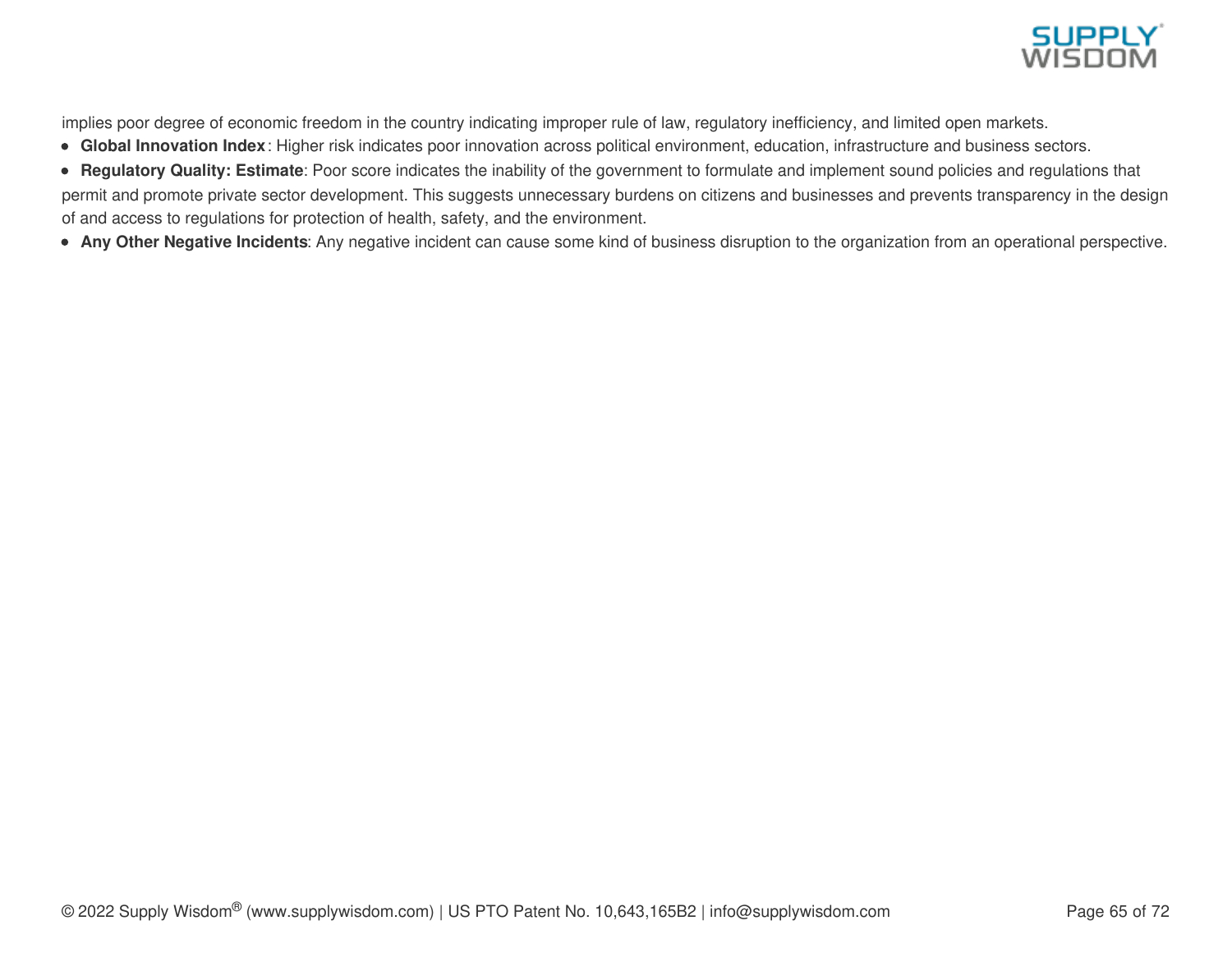implies poor degree of economic freedom in the country indicating improper rule of law, regulatory inefficiency, and limited open markets.

- **Global Innovation Index**: Higher risk indicates poor innovation across political environment, education, infrastructure and business sectors.
- **Regulatory Quality: Estimate**: Poor score indicates the inability of the government to formulate and implement sound policies and regulations that permit and promote private sector development. This suggests unnecessary burdens on citizens and businesses and prevents transparency in the design of and access to regulations for protection of health, safety, and the environment.
- **Any Other Negative Incidents**: Any negative incident can cause some kind of business disruption to the organization from an operational perspective.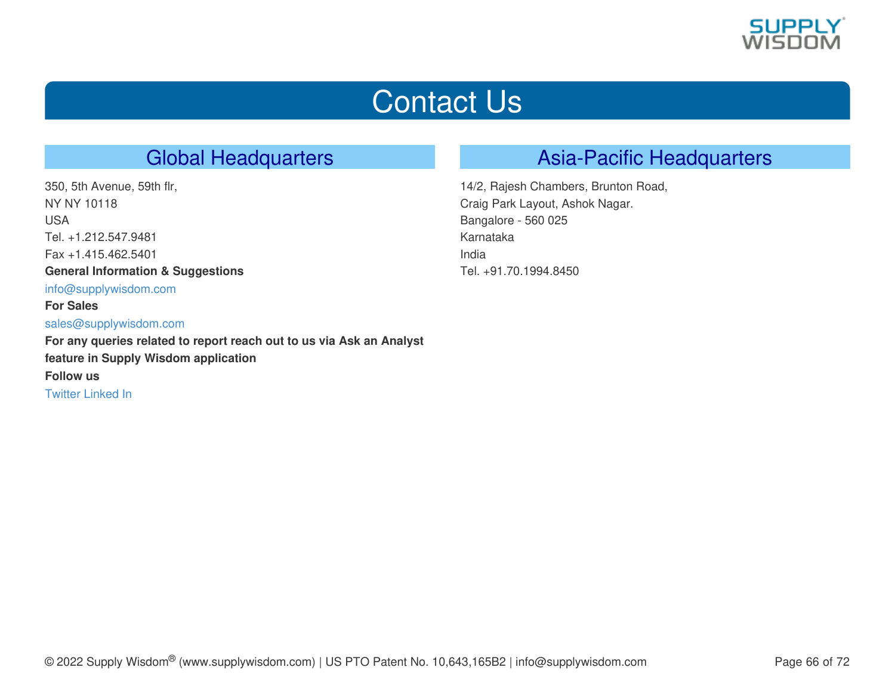# Contact Us

## Global Headquarters

350, 5th Avenue, 59th flr,
NY NY 10118
USA
Tel. +1.212.547.9481
Fax +1.415.462.5401

**General Information & Suggestions**

info@supplywisdom.com

**For Sales**

sales@supplywisdom.com

**For any queries related to report reach out to us via Ask an Analyst feature in Supply Wisdom application**

**Follow us**

Twitter Linked In

## Asia-Pacific Headquarters

14/2, Rajesh Chambers, Brunton Road,
Craig Park Layout, Ashok Nagar.
Bangalore - 560 025
Karnataka
India
Tel. +91.70.1994.8450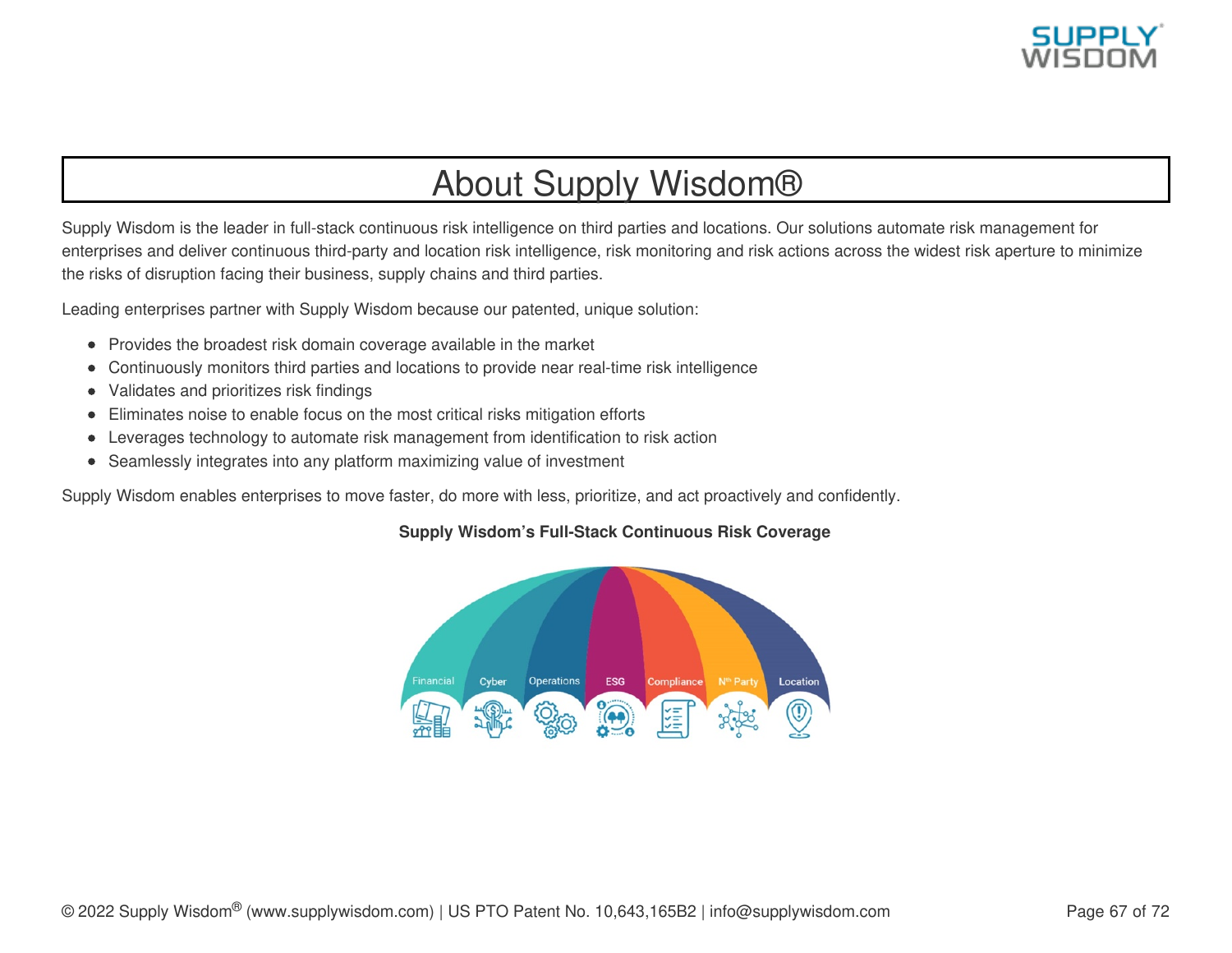# About Supply Wisdom®

Supply Wisdom is the leader in full-stack continuous risk intelligence on third parties and locations. Our solutions automate risk management for enterprises and deliver continuous third-party and location risk intelligence, risk monitoring and risk actions across the widest risk aperture to minimize the risks of disruption facing their business, supply chains and third parties.

Leading enterprises partner with Supply Wisdom because our patented, unique solution:

- Provides the broadest risk domain coverage available in the market
- Continuously monitors third parties and locations to provide near real-time risk intelligence
- Validates and prioritizes risk findings
- Eliminates noise to enable focus on the most critical risks mitigation efforts
- Leverages technology to automate risk management from identification to risk action
- Seamlessly integrates into any platform maximizing value of investment

Supply Wisdom enables enterprises to move faster, do more with less, prioritize, and act proactively and confidently.

**Supply Wisdom's Full-Stack Continuous Risk Coverage**

Financial | Cyber | Operations | ESG | Compliance | Nth Party | Location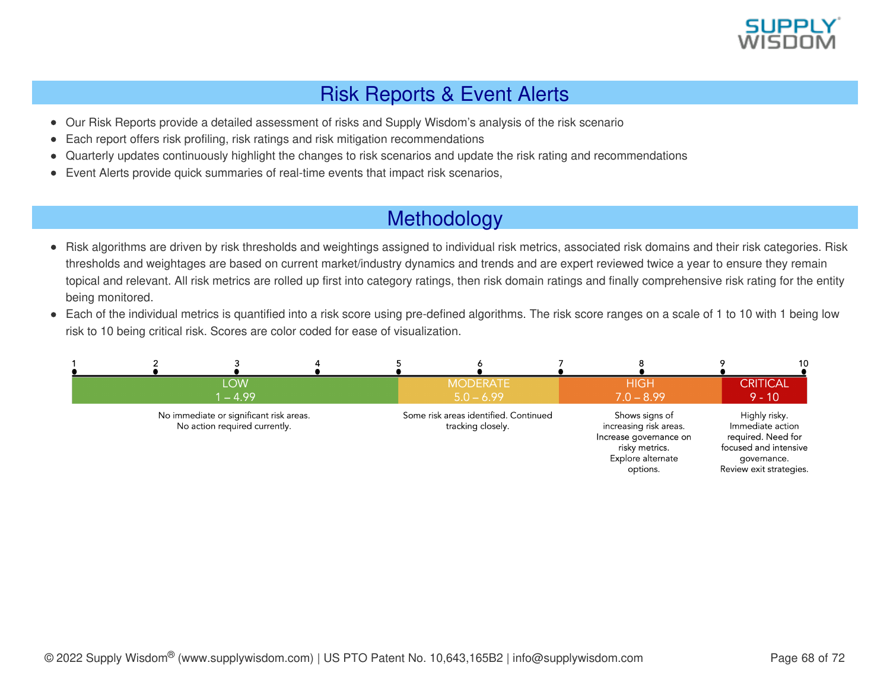## Risk Reports & Event Alerts

- Our Risk Reports provide a detailed assessment of risks and Supply Wisdom's analysis of the risk scenario
- Each report offers risk profiling, risk ratings and risk mitigation recommendations
- Quarterly updates continuously highlight the changes to risk scenarios and update the risk rating and recommendations
- Event Alerts provide quick summaries of real-time events that impact risk scenarios,

## Methodology

- Risk algorithms are driven by risk thresholds and weightings assigned to individual risk metrics, associated risk domains and their risk categories. Risk thresholds and weightages are based on current market/industry dynamics and trends and are expert reviewed twice a year to ensure they remain topical and relevant. All risk metrics are rolled up first into category ratings, then risk domain ratings and finally comprehensive risk rating for the entity being monitored.
- Each of the individual metrics is quantified into a risk score using pre-defined algorithms. The risk score ranges on a scale of 1 to 10 with 1 being low risk to 10 being critical risk. Scores are color coded for ease of visualization.

| LOW 1 – 4.99 | MODERATE 5.0 – 6.99 | HIGH 7.0 – 8.99 | CRITICAL 9 - 10 |
|---|---|---|---|
| No immediate or significant risk areas. No action required currently. | Some risk areas identified. Continued tracking closely. | Shows signs of increasing risk areas. Increase governance on risky metrics. Explore alternate options. | Highly risky. Immediate action required. Need for focused and intensive governance. Review exit strategies. |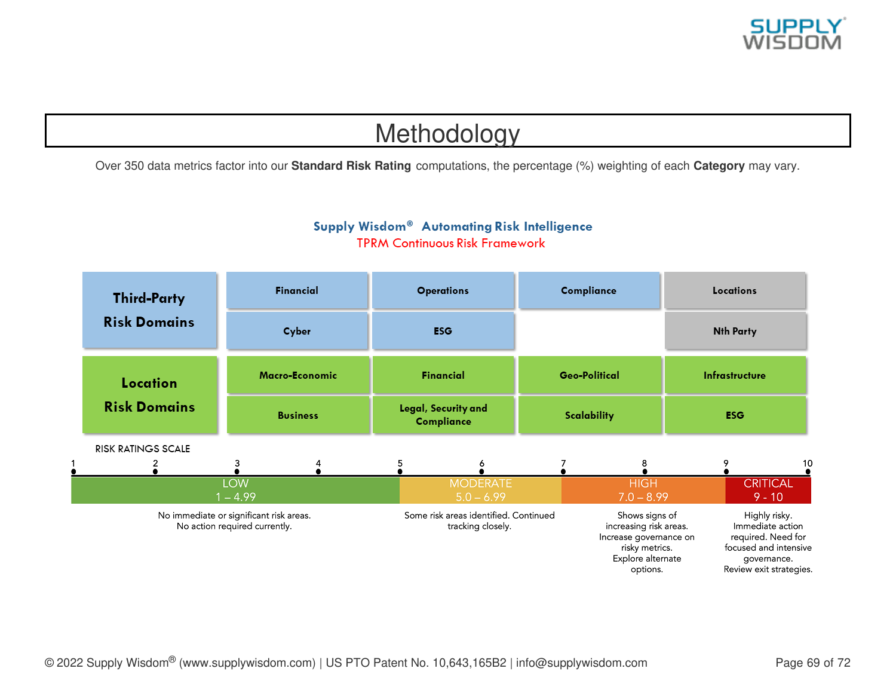# Methodology

Over 350 data metrics factor into our **Standard Risk Rating** computations, the percentage (%) weighting of each **Category** may vary.

**Supply Wisdom® Automating Risk Intelligence**

TPRM Continuous Risk Framework

| **Third-Party Risk Domains** | **Financial** | **Operations** | **Compliance** | **Locations** |
|---|---|---|---|---|
| | **Cyber** | **ESG** | | **Nth Party** |
| **Location Risk Domains** | **Macro-Economic** | **Financial** | **Geo-Political** | **Infrastructure** |
| | **Business** | **Legal, Security and Compliance** | **Scalability** | **ESG** |

RISK RATINGS SCALE

1 2 3 4 5 6 7 8 9 10

| LOW 1 – 4.99 | MODERATE 5.0 – 6.99 | HIGH 7.0 – 8.99 | CRITICAL 9 - 10 |
|---|---|---|---|
| No immediate or significant risk areas. No action required currently. | Some risk areas identified. Continued tracking closely. | Shows signs of increasing risk areas. Increase governance on risky metrics. Explore alternate options. | Highly risky. Immediate action required. Need for focused and intensive governance. Review exit strategies. |

© 2022 Supply Wisdom® (www.supplywisdom.com) | US PTO Patent No. 10,643,165B2 | info@supplywisdom.com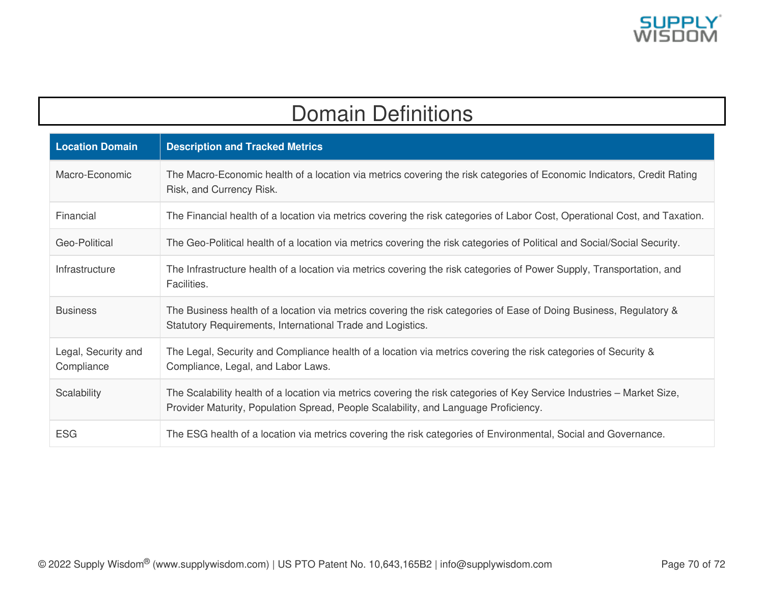# Domain Definitions

| Location Domain | Description and Tracked Metrics |
| --- | --- |
| Macro-Economic | The Macro-Economic health of a location via metrics covering the risk categories of Economic Indicators, Credit Rating Risk, and Currency Risk. |
| Financial | The Financial health of a location via metrics covering the risk categories of Labor Cost, Operational Cost, and Taxation. |
| Geo-Political | The Geo-Political health of a location via metrics covering the risk categories of Political and Social/Social Security. |
| Infrastructure | The Infrastructure health of a location via metrics covering the risk categories of Power Supply, Transportation, and Facilities. |
| Business | The Business health of a location via metrics covering the risk categories of Ease of Doing Business, Regulatory & Statutory Requirements, International Trade and Logistics. |
| Legal, Security and Compliance | The Legal, Security and Compliance health of a location via metrics covering the risk categories of Security & Compliance, Legal, and Labor Laws. |
| Scalability | The Scalability health of a location via metrics covering the risk categories of Key Service Industries – Market Size, Provider Maturity, Population Spread, People Scalability, and Language Proficiency. |
| ESG | The ESG health of a location via metrics covering the risk categories of Environmental, Social and Governance. |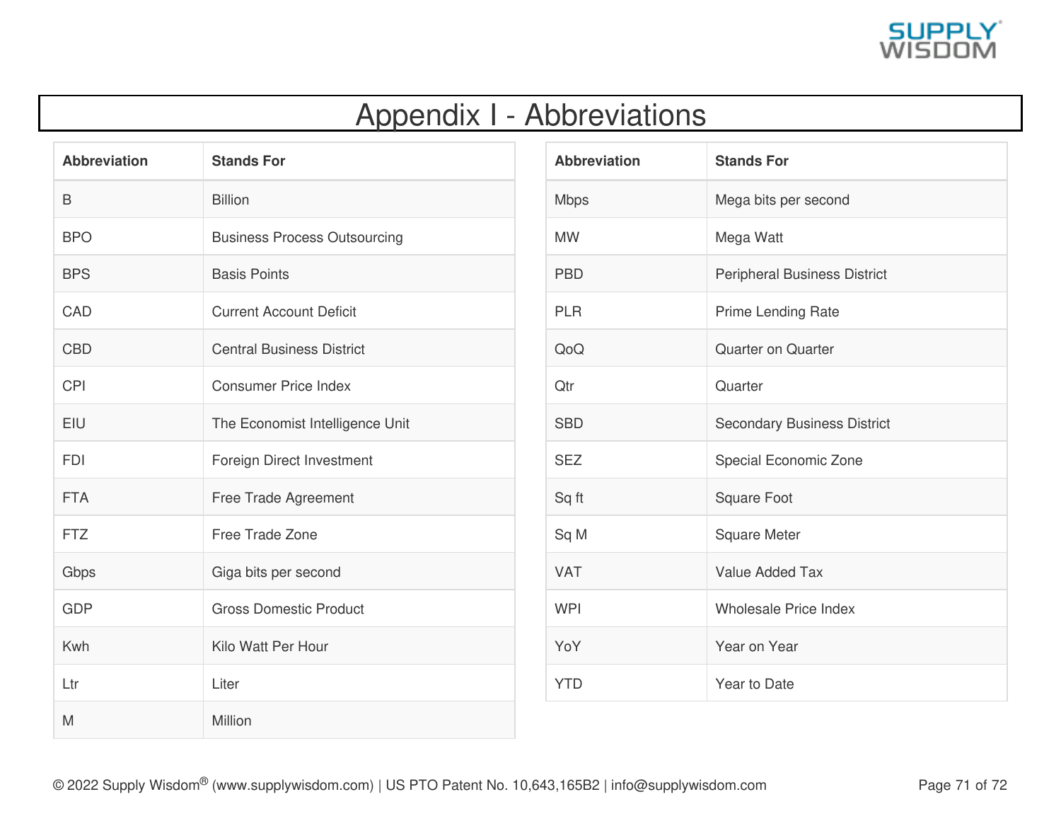# Appendix I - Abbreviations

| Abbreviation | Stands For |
|---|---|
| B | Billion |
| BPO | Business Process Outsourcing |
| BPS | Basis Points |
| CAD | Current Account Deficit |
| CBD | Central Business District |
| CPI | Consumer Price Index |
| EIU | The Economist Intelligence Unit |
| FDI | Foreign Direct Investment |
| FTA | Free Trade Agreement |
| FTZ | Free Trade Zone |
| Gbps | Giga bits per second |
| GDP | Gross Domestic Product |
| Kwh | Kilo Watt Per Hour |
| Ltr | Liter |
| M | Million |

| Abbreviation | Stands For |
|---|---|
| Mbps | Mega bits per second |
| MW | Mega Watt |
| PBD | Peripheral Business District |
| PLR | Prime Lending Rate |
| QoQ | Quarter on Quarter |
| Qtr | Quarter |
| SBD | Secondary Business District |
| SEZ | Special Economic Zone |
| Sq ft | Square Foot |
| Sq M | Square Meter |
| VAT | Value Added Tax |
| WPI | Wholesale Price Index |
| YoY | Year on Year |
| YTD | Year to Date |